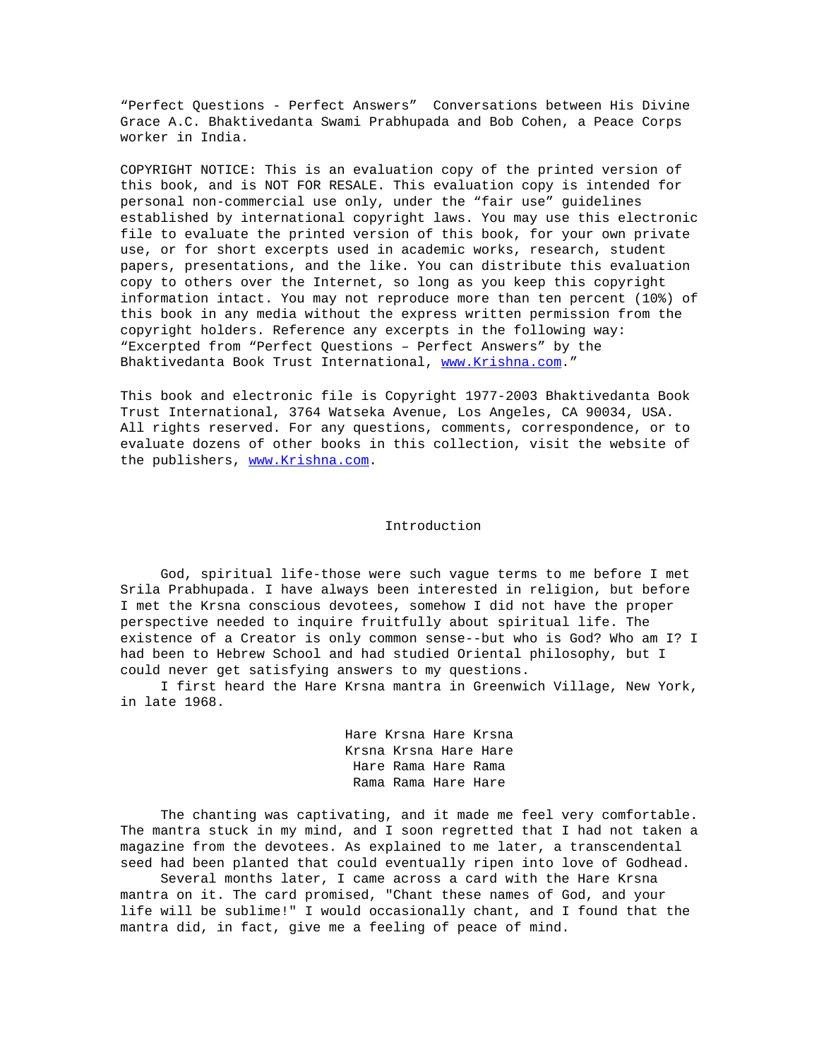"Perfect Questions - Perfect Answers" Conversations between His Divine Grace A.C. Bhaktivedanta Swami Prabhupada and Bob Cohen, a Peace Corps worker in India.

COPYRIGHT NOTICE: This is an evaluation copy of the printed version of this book, and is NOT FOR RESALE. This evaluation copy is intended for personal non-commercial use only, under the "fair use" guidelines established by international copyright laws. You may use this electronic file to evaluate the printed version of this book, for your own private use, or for short excerpts used in academic works, research, student papers, presentations, and the like. You can distribute this evaluation copy to others over the Internet, so long as you keep this copyright information intact. You may not reproduce more than ten percent (10%) of this book in any media without the express written permission from the copyright holders. Reference any excerpts in the following way: "Excerpted from "Perfect Questions – Perfect Answers" by the Bhaktivedanta Book Trust International, www.Krishna.com."

This book and electronic file is Copyright 1977-2003 Bhaktivedanta Book Trust International, 3764 Watseka Avenue, Los Angeles, CA 90034, USA. All rights reserved. For any questions, comments, correspondence, or to evaluate dozens of other books in this collection, visit the website of the publishers, www.Krishna.com.

## Introduction

God, spiritual life-those were such vague terms to me before I met Srila Prabhupada. I have always been interested in religion, but before I met the Krsna conscious devotees, somehow I did not have the proper perspective needed to inquire fruitfully about spiritual life. The existence of a Creator is only common sense--but who is God? Who am I? I had been to Hebrew School and had studied Oriental philosophy, but I could never get satisfying answers to my questions.

I first heard the Hare Krsna mantra in Greenwich Village, New York, in late 1968.

Hare Krsna Hare Krsna
Krsna Krsna Hare Hare
Hare Rama Hare Rama
Rama Rama Hare Hare

The chanting was captivating, and it made me feel very comfortable. The mantra stuck in my mind, and I soon regretted that I had not taken a magazine from the devotees. As explained to me later, a transcendental seed had been planted that could eventually ripen into love of Godhead.

Several months later, I came across a card with the Hare Krsna mantra on it. The card promised, "Chant these names of God, and your life will be sublime!" I would occasionally chant, and I found that the mantra did, in fact, give me a feeling of peace of mind.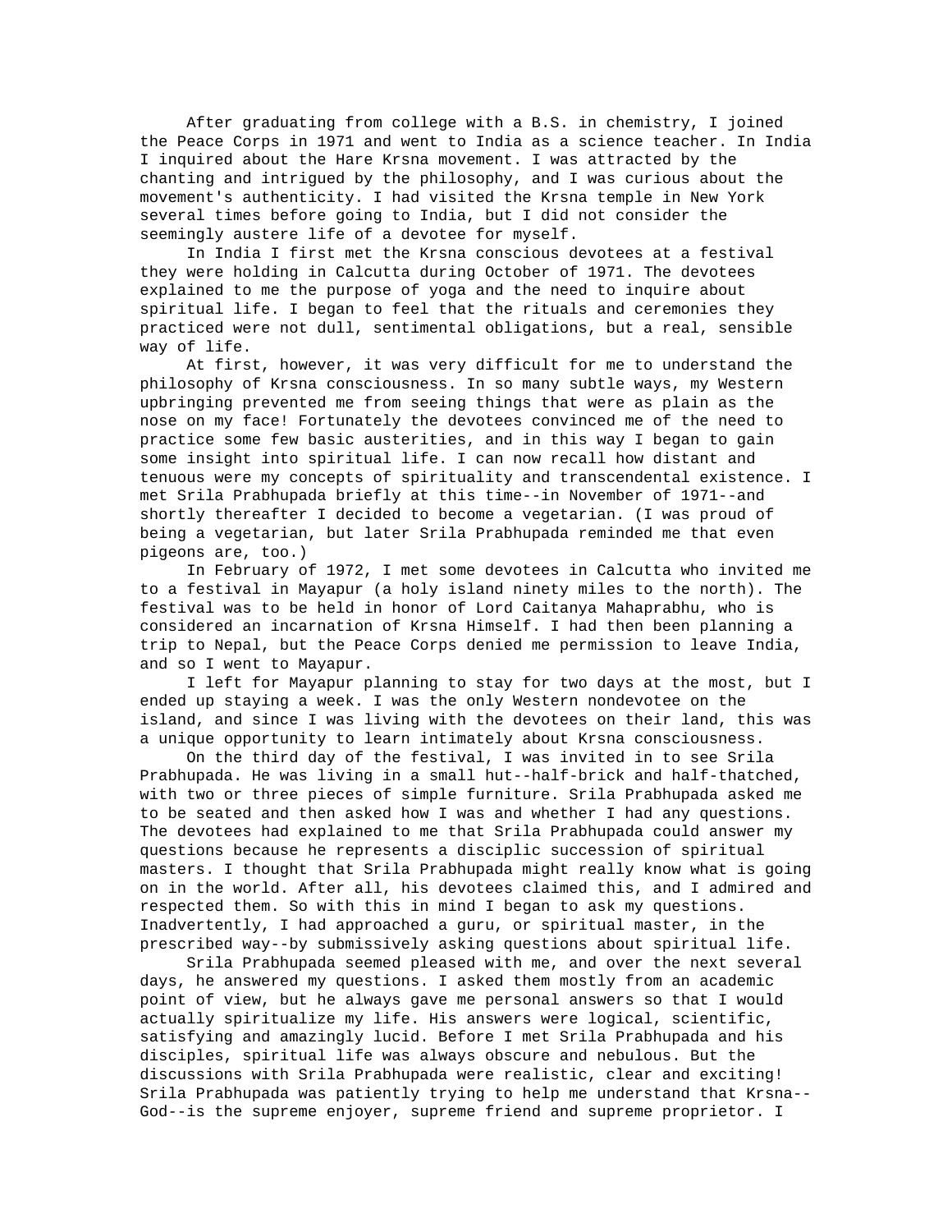After graduating from college with a B.S. in chemistry, I joined the Peace Corps in 1971 and went to India as a science teacher. In India I inquired about the Hare Krsna movement. I was attracted by the chanting and intrigued by the philosophy, and I was curious about the movement's authenticity. I had visited the Krsna temple in New York several times before going to India, but I did not consider the seemingly austere life of a devotee for myself.

In India I first met the Krsna conscious devotees at a festival they were holding in Calcutta during October of 1971. The devotees explained to me the purpose of yoga and the need to inquire about spiritual life. I began to feel that the rituals and ceremonies they practiced were not dull, sentimental obligations, but a real, sensible way of life.

At first, however, it was very difficult for me to understand the philosophy of Krsna consciousness. In so many subtle ways, my Western upbringing prevented me from seeing things that were as plain as the nose on my face! Fortunately the devotees convinced me of the need to practice some few basic austerities, and in this way I began to gain some insight into spiritual life. I can now recall how distant and tenuous were my concepts of spirituality and transcendental existence. I met Srila Prabhupada briefly at this time--in November of 1971--and shortly thereafter I decided to become a vegetarian. (I was proud of being a vegetarian, but later Srila Prabhupada reminded me that even pigeons are, too.)

In February of 1972, I met some devotees in Calcutta who invited me to a festival in Mayapur (a holy island ninety miles to the north). The festival was to be held in honor of Lord Caitanya Mahaprabhu, who is considered an incarnation of Krsna Himself. I had then been planning a trip to Nepal, but the Peace Corps denied me permission to leave India, and so I went to Mayapur.

I left for Mayapur planning to stay for two days at the most, but I ended up staying a week. I was the only Western nondevotee on the island, and since I was living with the devotees on their land, this was a unique opportunity to learn intimately about Krsna consciousness.

On the third day of the festival, I was invited in to see Srila Prabhupada. He was living in a small hut--half-brick and half-thatched, with two or three pieces of simple furniture. Srila Prabhupada asked me to be seated and then asked how I was and whether I had any questions. The devotees had explained to me that Srila Prabhupada could answer my questions because he represents a disciplic succession of spiritual masters. I thought that Srila Prabhupada might really know what is going on in the world. After all, his devotees claimed this, and I admired and respected them. So with this in mind I began to ask my questions. Inadvertently, I had approached a guru, or spiritual master, in the prescribed way--by submissively asking questions about spiritual life.

Srila Prabhupada seemed pleased with me, and over the next several days, he answered my questions. I asked them mostly from an academic point of view, but he always gave me personal answers so that I would actually spiritualize my life. His answers were logical, scientific, satisfying and amazingly lucid. Before I met Srila Prabhupada and his disciples, spiritual life was always obscure and nebulous. But the discussions with Srila Prabhupada were realistic, clear and exciting! Srila Prabhupada was patiently trying to help me understand that Krsna--God--is the supreme enjoyer, supreme friend and supreme proprietor. I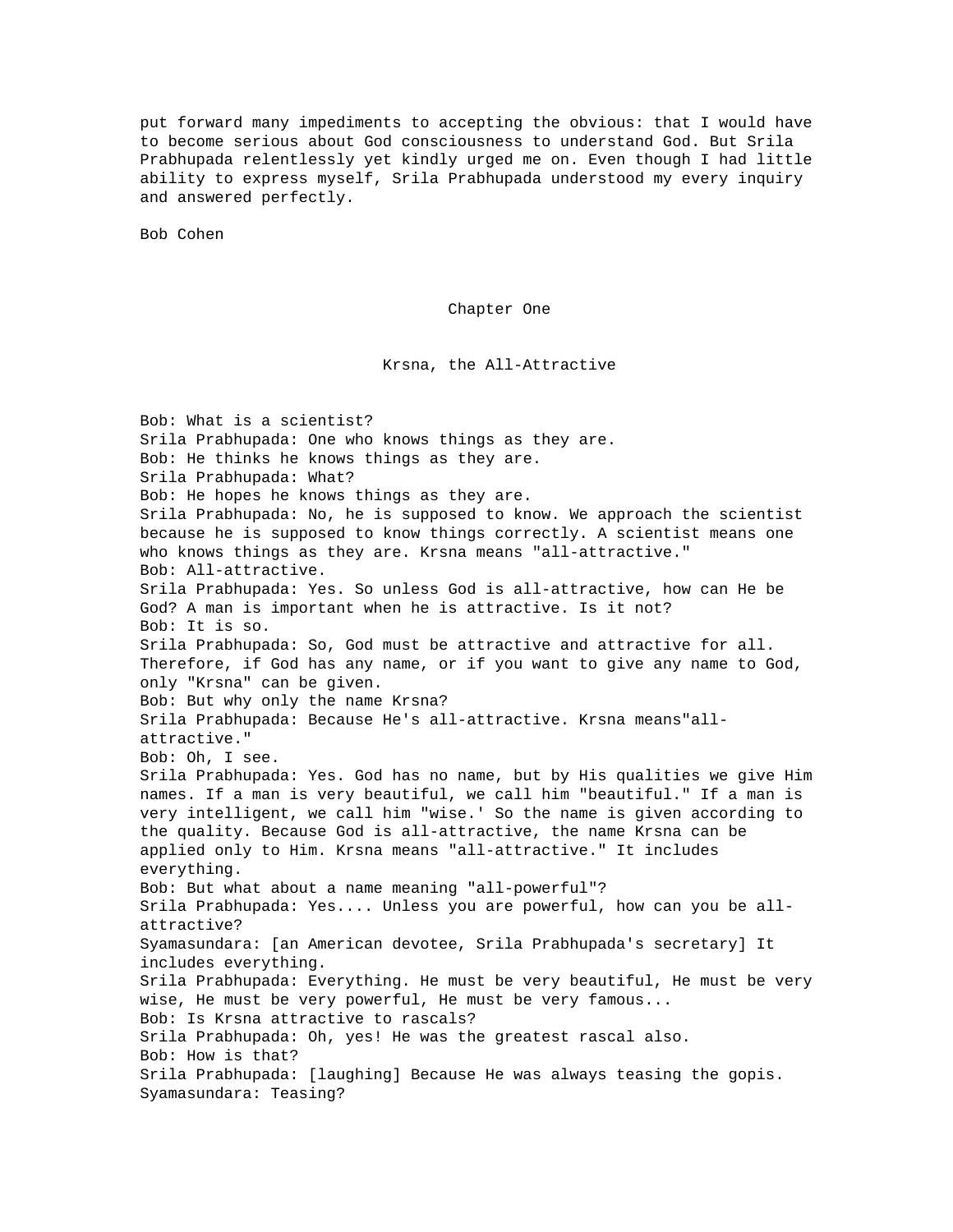put forward many impediments to accepting the obvious: that I would have to become serious about God consciousness to understand God. But Srila Prabhupada relentlessly yet kindly urged me on. Even though I had little ability to express myself, Srila Prabhupada understood my every inquiry and answered perfectly.

Bob Cohen

# Chapter One

## Krsna, the All-Attractive

Bob: What is a scientist?
Srila Prabhupada: One who knows things as they are.
Bob: He thinks he knows things as they are.
Srila Prabhupada: What?
Bob: He hopes he knows things as they are.
Srila Prabhupada: No, he is supposed to know. We approach the scientist because he is supposed to know things correctly. A scientist means one who knows things as they are. Krsna means "all-attractive."
Bob: All-attractive.
Srila Prabhupada: Yes. So unless God is all-attractive, how can He be God? A man is important when he is attractive. Is it not?
Bob: It is so.
Srila Prabhupada: So, God must be attractive and attractive for all. Therefore, if God has any name, or if you want to give any name to God, only "Krsna" can be given.
Bob: But why only the name Krsna?
Srila Prabhupada: Because He's all-attractive. Krsna means"all-attractive."
Bob: Oh, I see.
Srila Prabhupada: Yes. God has no name, but by His qualities we give Him names. If a man is very beautiful, we call him "beautiful." If a man is very intelligent, we call him "wise.' So the name is given according to the quality. Because God is all-attractive, the name Krsna can be applied only to Him. Krsna means "all-attractive." It includes everything.
Bob: But what about a name meaning "all-powerful"?
Srila Prabhupada: Yes.... Unless you are powerful, how can you be all-attractive?
Syamasundara: [an American devotee, Srila Prabhupada's secretary] It includes everything.
Srila Prabhupada: Everything. He must be very beautiful, He must be very wise, He must be very powerful, He must be very famous...
Bob: Is Krsna attractive to rascals?
Srila Prabhupada: Oh, yes! He was the greatest rascal also.
Bob: How is that?
Srila Prabhupada: [laughing] Because He was always teasing the gopis.
Syamasundara: Teasing?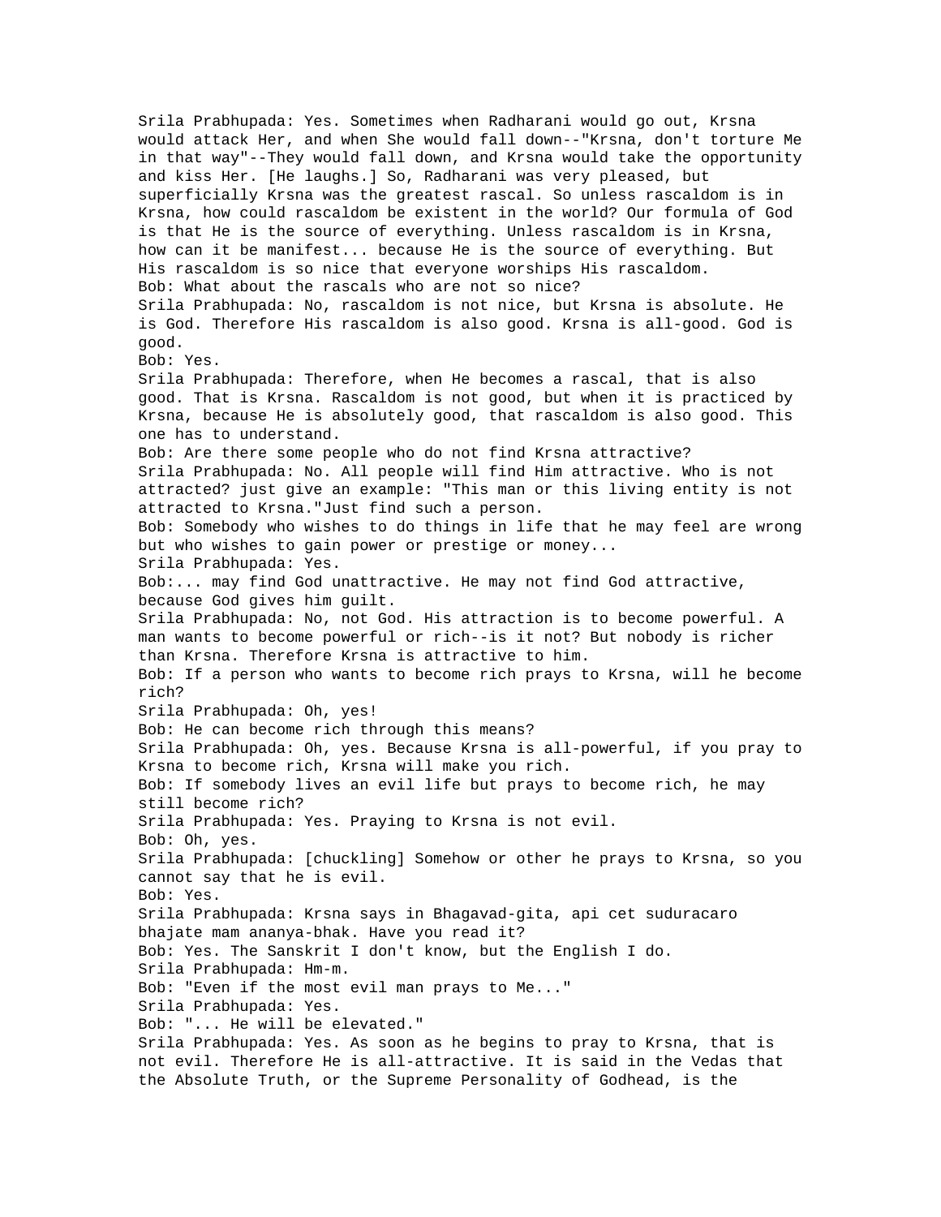Srila Prabhupada: Yes. Sometimes when Radharani would go out, Krsna would attack Her, and when She would fall down--"Krsna, don't torture Me in that way"--They would fall down, and Krsna would take the opportunity and kiss Her. [He laughs.] So, Radharani was very pleased, but superficially Krsna was the greatest rascal. So unless rascaldom is in Krsna, how could rascaldom be existent in the world? Our formula of God is that He is the source of everything. Unless rascaldom is in Krsna, how can it be manifest... because He is the source of everything. But His rascaldom is so nice that everyone worships His rascaldom.
Bob: What about the rascals who are not so nice?
Srila Prabhupada: No, rascaldom is not nice, but Krsna is absolute. He is God. Therefore His rascaldom is also good. Krsna is all-good. God is good.
Bob: Yes.
Srila Prabhupada: Therefore, when He becomes a rascal, that is also good. That is Krsna. Rascaldom is not good, but when it is practiced by Krsna, because He is absolutely good, that rascaldom is also good. This one has to understand.
Bob: Are there some people who do not find Krsna attractive?
Srila Prabhupada: No. All people will find Him attractive. Who is not attracted? just give an example: "This man or this living entity is not attracted to Krsna."Just find such a person.
Bob: Somebody who wishes to do things in life that he may feel are wrong but who wishes to gain power or prestige or money...
Srila Prabhupada: Yes.
Bob:... may find God unattractive. He may not find God attractive, because God gives him guilt.
Srila Prabhupada: No, not God. His attraction is to become powerful. A man wants to become powerful or rich--is it not? But nobody is richer than Krsna. Therefore Krsna is attractive to him.
Bob: If a person who wants to become rich prays to Krsna, will he become rich?
Srila Prabhupada: Oh, yes!
Bob: He can become rich through this means?
Srila Prabhupada: Oh, yes. Because Krsna is all-powerful, if you pray to Krsna to become rich, Krsna will make you rich.
Bob: If somebody lives an evil life but prays to become rich, he may still become rich?
Srila Prabhupada: Yes. Praying to Krsna is not evil.
Bob: Oh, yes.
Srila Prabhupada: [chuckling] Somehow or other he prays to Krsna, so you cannot say that he is evil.
Bob: Yes.
Srila Prabhupada: Krsna says in Bhagavad-gita, api cet suduracaro bhajate mam ananya-bhak. Have you read it?
Bob: Yes. The Sanskrit I don't know, but the English I do.
Srila Prabhupada: Hm-m.
Bob: "Even if the most evil man prays to Me..."
Srila Prabhupada: Yes.
Bob: "... He will be elevated."
Srila Prabhupada: Yes. As soon as he begins to pray to Krsna, that is not evil. Therefore He is all-attractive. It is said in the Vedas that the Absolute Truth, or the Supreme Personality of Godhead, is the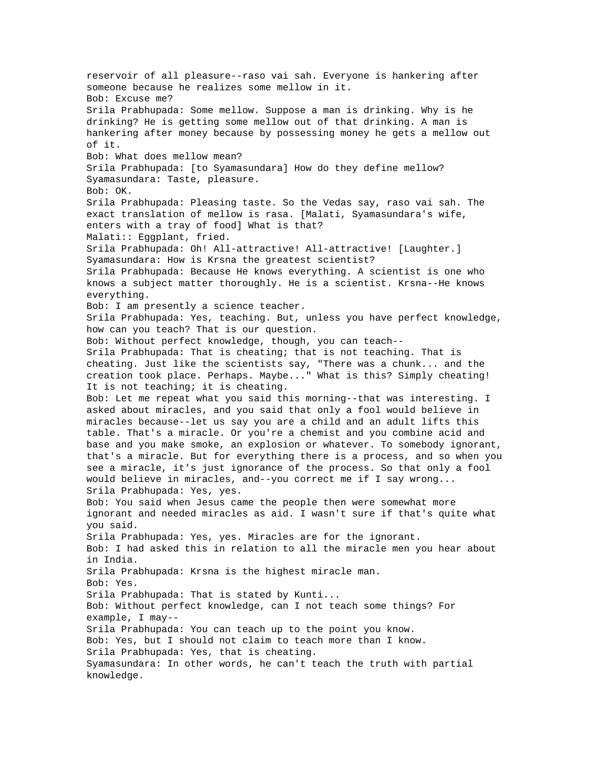reservoir of all pleasure--raso vai sah. Everyone is hankering after someone because he realizes some mellow in it.

Bob: Excuse me?

Srila Prabhupada: Some mellow. Suppose a man is drinking. Why is he drinking? He is getting some mellow out of that drinking. A man is hankering after money because by possessing money he gets a mellow out of it.

Bob: What does mellow mean?

Srila Prabhupada: [to Syamasundara] How do they define mellow?

Syamasundara: Taste, pleasure.

Bob: OK.

Srila Prabhupada: Pleasing taste. So the Vedas say, raso vai sah. The exact translation of mellow is rasa. [Malati, Syamasundara's wife, enters with a tray of food] What is that?

Malati:: Eggplant, fried.

Srila Prabhupada: Oh! All-attractive! All-attractive! [Laughter.]

Syamasundara: How is Krsna the greatest scientist?

Srila Prabhupada: Because He knows everything. A scientist is one who knows a subject matter thoroughly. He is a scientist. Krsna--He knows everything.

Bob: I am presently a science teacher.

Srila Prabhupada: Yes, teaching. But, unless you have perfect knowledge, how can you teach? That is our question.

Bob: Without perfect knowledge, though, you can teach--

Srila Prabhupada: That is cheating; that is not teaching. That is cheating. Just like the scientists say, "There was a chunk... and the creation took place. Perhaps. Maybe..." What is this? Simply cheating! It is not teaching; it is cheating.

Bob: Let me repeat what you said this morning--that was interesting. I asked about miracles, and you said that only a fool would believe in miracles because--let us say you are a child and an adult lifts this table. That's a miracle. Or you're a chemist and you combine acid and base and you make smoke, an explosion or whatever. To somebody ignorant, that's a miracle. But for everything there is a process, and so when you see a miracle, it's just ignorance of the process. So that only a fool would believe in miracles, and--you correct me if I say wrong...

Srila Prabhupada: Yes, yes.

Bob: You said when Jesus came the people then were somewhat more ignorant and needed miracles as aid. I wasn't sure if that's quite what you said.

Srila Prabhupada: Yes, yes. Miracles are for the ignorant.

Bob: I had asked this in relation to all the miracle men you hear about in India.

Srila Prabhupada: Krsna is the highest miracle man.

Bob: Yes.

Srila Prabhupada: That is stated by Kunti...

Bob: Without perfect knowledge, can I not teach some things? For example, I may--

Srila Prabhupada: You can teach up to the point you know.

Bob: Yes, but I should not claim to teach more than I know.

Srila Prabhupada: Yes, that is cheating.

Syamasundara: In other words, he can't teach the truth with partial knowledge.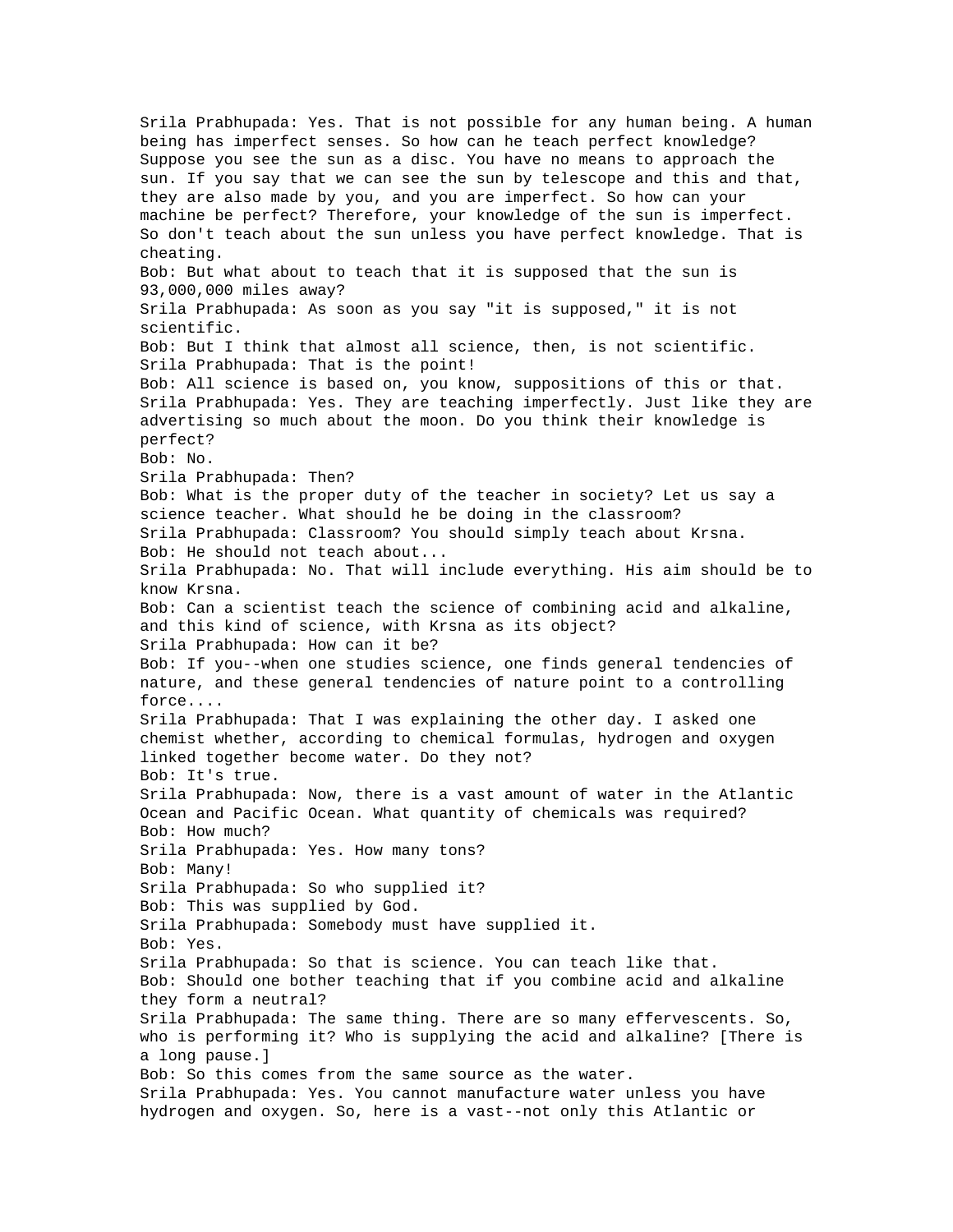Srila Prabhupada: Yes. That is not possible for any human being. A human being has imperfect senses. So how can he teach perfect knowledge? Suppose you see the sun as a disc. You have no means to approach the sun. If you say that we can see the sun by telescope and this and that, they are also made by you, and you are imperfect. So how can your machine be perfect? Therefore, your knowledge of the sun is imperfect. So don't teach about the sun unless you have perfect knowledge. That is cheating.

Bob: But what about to teach that it is supposed that the sun is 93,000,000 miles away?

Srila Prabhupada: As soon as you say "it is supposed," it is not scientific.

Bob: But I think that almost all science, then, is not scientific.

Srila Prabhupada: That is the point!

Bob: All science is based on, you know, suppositions of this or that.

Srila Prabhupada: Yes. They are teaching imperfectly. Just like they are advertising so much about the moon. Do you think their knowledge is perfect?

Bob: No.

Srila Prabhupada: Then?

Bob: What is the proper duty of the teacher in society? Let us say a science teacher. What should he be doing in the classroom?

Srila Prabhupada: Classroom? You should simply teach about Krsna.

Bob: He should not teach about...

Srila Prabhupada: No. That will include everything. His aim should be to know Krsna.

Bob: Can a scientist teach the science of combining acid and alkaline, and this kind of science, with Krsna as its object?

Srila Prabhupada: How can it be?

Bob: If you--when one studies science, one finds general tendencies of nature, and these general tendencies of nature point to a controlling force....

Srila Prabhupada: That I was explaining the other day. I asked one chemist whether, according to chemical formulas, hydrogen and oxygen linked together become water. Do they not?

Bob: It's true.

Srila Prabhupada: Now, there is a vast amount of water in the Atlantic Ocean and Pacific Ocean. What quantity of chemicals was required?

Bob: How much?

Srila Prabhupada: Yes. How many tons?

Bob: Many!

Srila Prabhupada: So who supplied it?

Bob: This was supplied by God.

Srila Prabhupada: Somebody must have supplied it.

Bob: Yes.

Srila Prabhupada: So that is science. You can teach like that.

Bob: Should one bother teaching that if you combine acid and alkaline they form a neutral?

Srila Prabhupada: The same thing. There are so many effervescents. So, who is performing it? Who is supplying the acid and alkaline? [There is a long pause.]

Bob: So this comes from the same source as the water.

Srila Prabhupada: Yes. You cannot manufacture water unless you have hydrogen and oxygen. So, here is a vast--not only this Atlantic or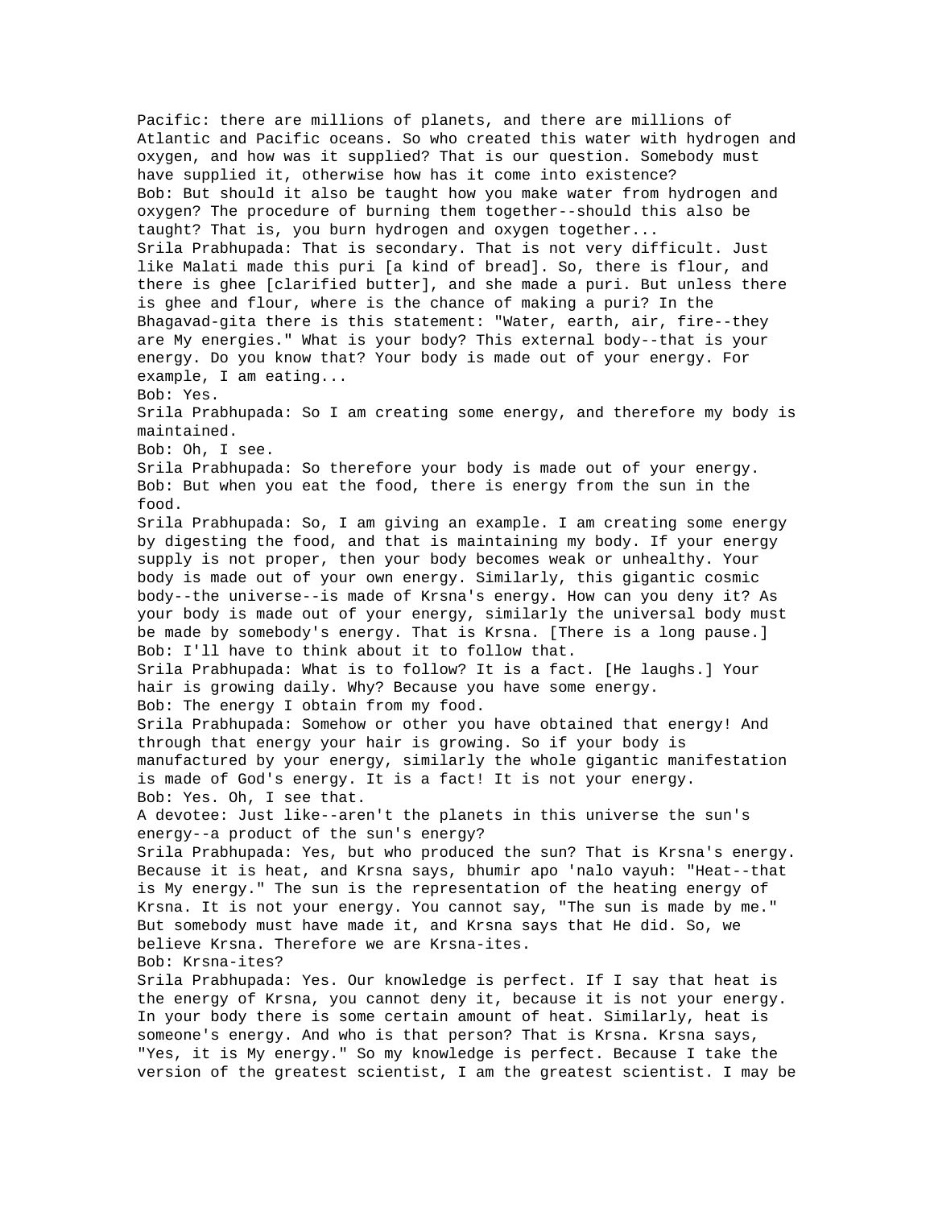Pacific: there are millions of planets, and there are millions of Atlantic and Pacific oceans. So who created this water with hydrogen and oxygen, and how was it supplied? That is our question. Somebody must have supplied it, otherwise how has it come into existence?

Bob: But should it also be taught how you make water from hydrogen and oxygen? The procedure of burning them together--should this also be taught? That is, you burn hydrogen and oxygen together...

Srila Prabhupada: That is secondary. That is not very difficult. Just like Malati made this puri [a kind of bread]. So, there is flour, and there is ghee [clarified butter], and she made a puri. But unless there is ghee and flour, where is the chance of making a puri? In the Bhagavad-gita there is this statement: "Water, earth, air, fire--they are My energies." What is your body? This external body--that is your energy. Do you know that? Your body is made out of your energy. For example, I am eating...

Bob: Yes.

Srila Prabhupada: So I am creating some energy, and therefore my body is maintained.

Bob: Oh, I see.

Srila Prabhupada: So therefore your body is made out of your energy.

Bob: But when you eat the food, there is energy from the sun in the food.

Srila Prabhupada: So, I am giving an example. I am creating some energy by digesting the food, and that is maintaining my body. If your energy supply is not proper, then your body becomes weak or unhealthy. Your body is made out of your own energy. Similarly, this gigantic cosmic body--the universe--is made of Krsna's energy. How can you deny it? As your body is made out of your energy, similarly the universal body must be made by somebody's energy. That is Krsna. [There is a long pause.]

Bob: I'll have to think about it to follow that.

Srila Prabhupada: What is to follow? It is a fact. [He laughs.] Your hair is growing daily. Why? Because you have some energy.

Bob: The energy I obtain from my food.

Srila Prabhupada: Somehow or other you have obtained that energy! And through that energy your hair is growing. So if your body is manufactured by your energy, similarly the whole gigantic manifestation is made of God's energy. It is a fact! It is not your energy.

Bob: Yes. Oh, I see that.

A devotee: Just like--aren't the planets in this universe the sun's energy--a product of the sun's energy?

Srila Prabhupada: Yes, but who produced the sun? That is Krsna's energy. Because it is heat, and Krsna says, bhumir apo 'nalo vayuh: "Heat--that is My energy." The sun is the representation of the heating energy of Krsna. It is not your energy. You cannot say, "The sun is made by me." But somebody must have made it, and Krsna says that He did. So, we believe Krsna. Therefore we are Krsna-ites.

Bob: Krsna-ites?

Srila Prabhupada: Yes. Our knowledge is perfect. If I say that heat is the energy of Krsna, you cannot deny it, because it is not your energy. In your body there is some certain amount of heat. Similarly, heat is someone's energy. And who is that person? That is Krsna. Krsna says, "Yes, it is My energy." So my knowledge is perfect. Because I take the version of the greatest scientist, I am the greatest scientist. I may be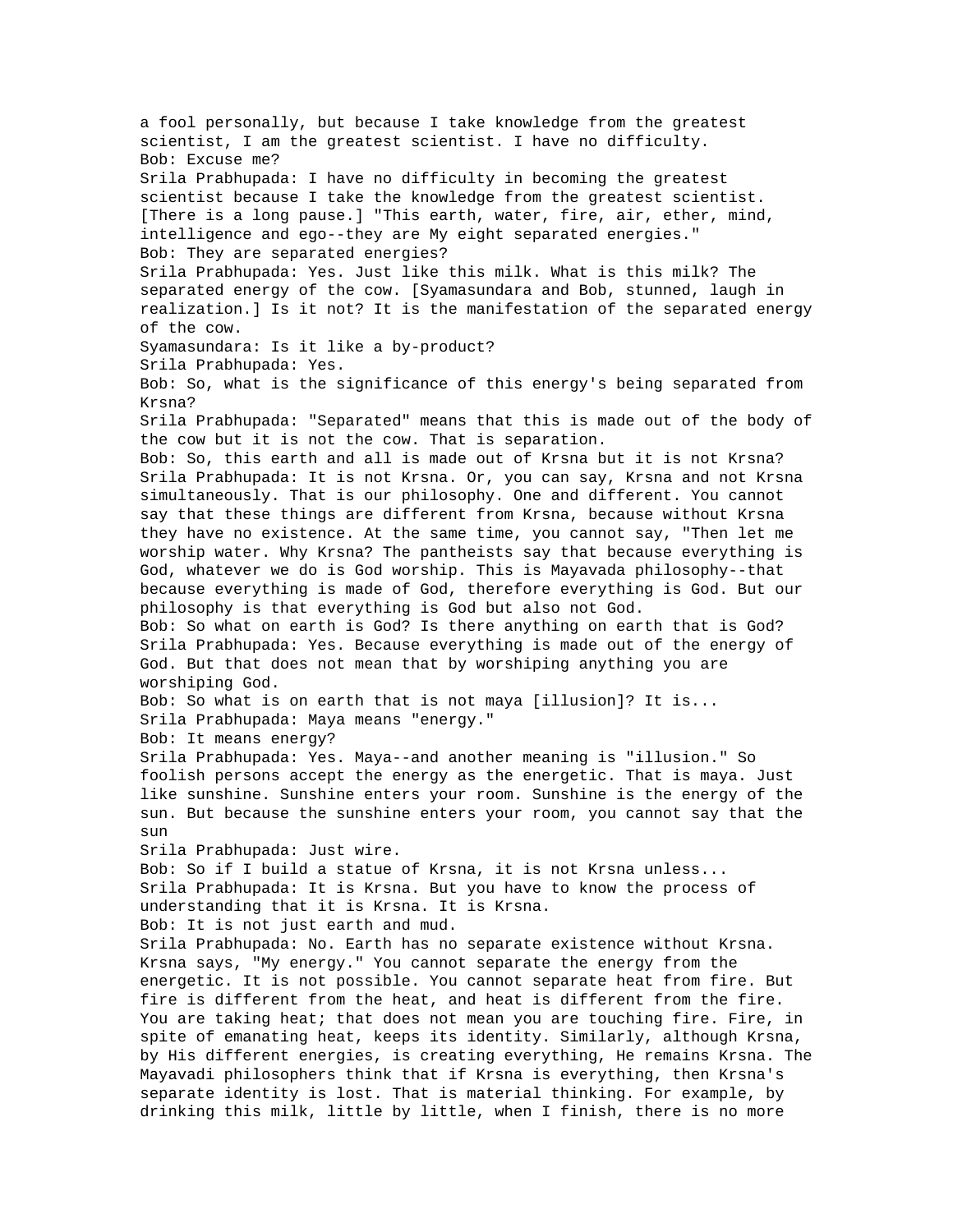a fool personally, but because I take knowledge from the greatest scientist, I am the greatest scientist. I have no difficulty.

Bob: Excuse me?

Srila Prabhupada: I have no difficulty in becoming the greatest scientist because I take the knowledge from the greatest scientist. [There is a long pause.] "This earth, water, fire, air, ether, mind, intelligence and ego--they are My eight separated energies."

Bob: They are separated energies?

Srila Prabhupada: Yes. Just like this milk. What is this milk? The separated energy of the cow. [Syamasundara and Bob, stunned, laugh in realization.] Is it not? It is the manifestation of the separated energy of the cow.

Syamasundara: Is it like a by-product?

Srila Prabhupada: Yes.

Bob: So, what is the significance of this energy's being separated from Krsna?

Srila Prabhupada: "Separated" means that this is made out of the body of the cow but it is not the cow. That is separation.

Bob: So, this earth and all is made out of Krsna but it is not Krsna?

Srila Prabhupada: It is not Krsna. Or, you can say, Krsna and not Krsna simultaneously. That is our philosophy. One and different. You cannot say that these things are different from Krsna, because without Krsna they have no existence. At the same time, you cannot say, "Then let me worship water. Why Krsna? The pantheists say that because everything is God, whatever we do is God worship. This is Mayavada philosophy--that because everything is made of God, therefore everything is God. But our philosophy is that everything is God but also not God.

Bob: So what on earth is God? Is there anything on earth that is God?

Srila Prabhupada: Yes. Because everything is made out of the energy of God. But that does not mean that by worshiping anything you are worshiping God.

Bob: So what is on earth that is not maya [illusion]? It is...

Srila Prabhupada: Maya means "energy."

Bob: It means energy?

Srila Prabhupada: Yes. Maya--and another meaning is "illusion." So foolish persons accept the energy as the energetic. That is maya. Just like sunshine. Sunshine enters your room. Sunshine is the energy of the sun. But because the sunshine enters your room, you cannot say that the sun

Srila Prabhupada: Just wire.

Bob: So if I build a statue of Krsna, it is not Krsna unless...

Srila Prabhupada: It is Krsna. But you have to know the process of understanding that it is Krsna. It is Krsna.

Bob: It is not just earth and mud.

Srila Prabhupada: No. Earth has no separate existence without Krsna. Krsna says, "My energy." You cannot separate the energy from the energetic. It is not possible. You cannot separate heat from fire. But fire is different from the heat, and heat is different from the fire. You are taking heat; that does not mean you are touching fire. Fire, in spite of emanating heat, keeps its identity. Similarly, although Krsna, by His different energies, is creating everything, He remains Krsna. The Mayavadi philosophers think that if Krsna is everything, then Krsna's separate identity is lost. That is material thinking. For example, by drinking this milk, little by little, when I finish, there is no more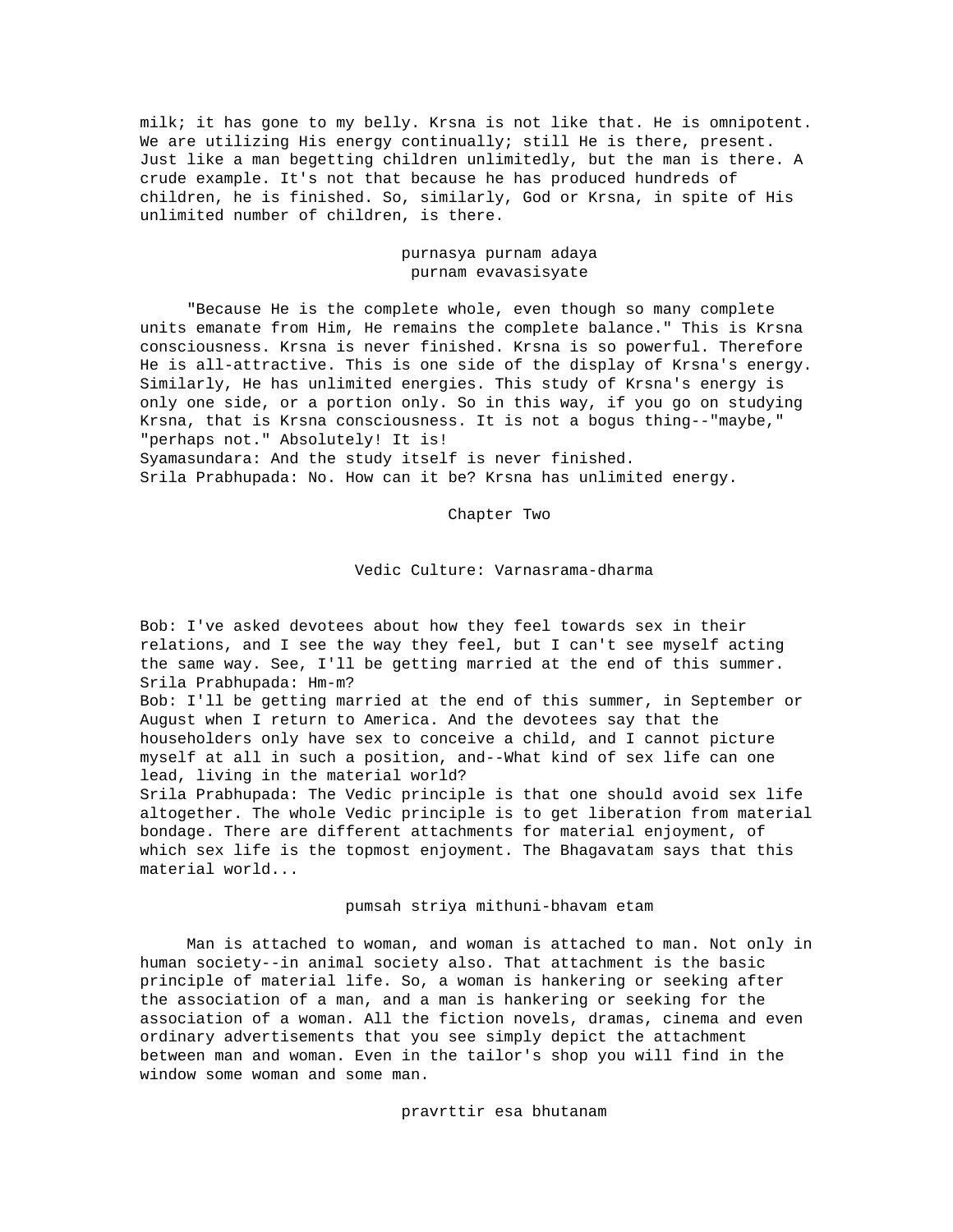milk; it has gone to my belly. Krsna is not like that. He is omnipotent. We are utilizing His energy continually; still He is there, present. Just like a man begetting children unlimitedly, but the man is there. A crude example. It's not that because he has produced hundreds of children, he is finished. So, similarly, God or Krsna, in spite of His unlimited number of children, is there.

purnasya purnam adaya
purnam evavasisyate

"Because He is the complete whole, even though so many complete units emanate from Him, He remains the complete balance." This is Krsna consciousness. Krsna is never finished. Krsna is so powerful. Therefore He is all-attractive. This is one side of the display of Krsna's energy. Similarly, He has unlimited energies. This study of Krsna's energy is only one side, or a portion only. So in this way, if you go on studying Krsna, that is Krsna consciousness. It is not a bogus thing--"maybe," "perhaps not." Absolutely! It is!

Syamasundara: And the study itself is never finished.

Srila Prabhupada: No. How can it be? Krsna has unlimited energy.

## Chapter Two

## Vedic Culture: Varnasrama-dharma

Bob: I've asked devotees about how they feel towards sex in their relations, and I see the way they feel, but I can't see myself acting the same way. See, I'll be getting married at the end of this summer.

Srila Prabhupada: Hm-m?

Bob: I'll be getting married at the end of this summer, in September or August when I return to America. And the devotees say that the householders only have sex to conceive a child, and I cannot picture myself at all in such a position, and--What kind of sex life can one lead, living in the material world?

Srila Prabhupada: The Vedic principle is that one should avoid sex life altogether. The whole Vedic principle is to get liberation from material bondage. There are different attachments for material enjoyment, of which sex life is the topmost enjoyment. The Bhagavatam says that this material world...

pumsah striya mithuni-bhavam etam

Man is attached to woman, and woman is attached to man. Not only in human society--in animal society also. That attachment is the basic principle of material life. So, a woman is hankering or seeking after the association of a man, and a man is hankering or seeking for the association of a woman. All the fiction novels, dramas, cinema and even ordinary advertisements that you see simply depict the attachment between man and woman. Even in the tailor's shop you will find in the window some woman and some man.

pravrttir esa bhutanam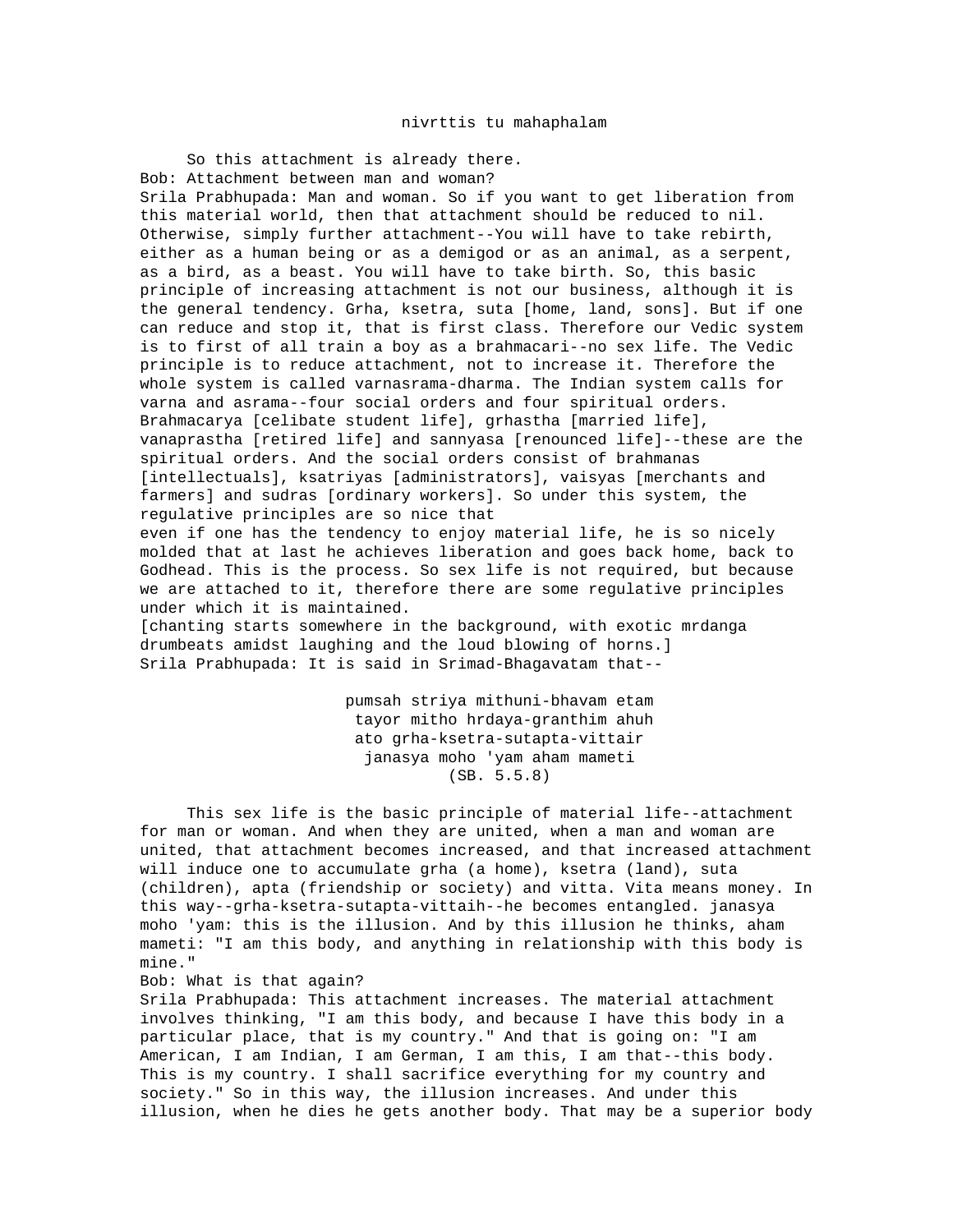nivrttis tu mahaphalam

So this attachment is already there.

Bob: Attachment between man and woman?

Srila Prabhupada: Man and woman. So if you want to get liberation from this material world, then that attachment should be reduced to nil. Otherwise, simply further attachment--You will have to take rebirth, either as a human being or as a demigod or as an animal, as a serpent, as a bird, as a beast. You will have to take birth. So, this basic principle of increasing attachment is not our business, although it is the general tendency. Grha, ksetra, suta [home, land, sons]. But if one can reduce and stop it, that is first class. Therefore our Vedic system is to first of all train a boy as a brahmacari--no sex life. The Vedic principle is to reduce attachment, not to increase it. Therefore the whole system is called varnasrama-dharma. The Indian system calls for varna and asrama--four social orders and four spiritual orders. Brahmacarya [celibate student life], grhastha [married life], vanaprastha [retired life] and sannyasa [renounced life]--these are the spiritual orders. And the social orders consist of brahmanas [intellectuals], ksatriyas [administrators], vaisyas [merchants and farmers] and sudras [ordinary workers]. So under this system, the regulative principles are so nice that even if one has the tendency to enjoy material life, he is so nicely molded that at last he achieves liberation and goes back home, back to Godhead. This is the process. So sex life is not required, but because we are attached to it, therefore there are some regulative principles under which it is maintained.

[chanting starts somewhere in the background, with exotic mrdanga drumbeats amidst laughing and the loud blowing of horns.]

Srila Prabhupada: It is said in Srimad-Bhagavatam that--

pumsah striya mithuni-bhavam etam
tayor mitho hrdaya-granthim ahuh
ato grha-ksetra-sutapta-vittair
janasya moho 'yam aham mameti
(SB. 5.5.8)

This sex life is the basic principle of material life--attachment for man or woman. And when they are united, when a man and woman are united, that attachment becomes increased, and that increased attachment will induce one to accumulate grha (a home), ksetra (land), suta (children), apta (friendship or society) and vitta. Vita means money. In this way--grha-ksetra-sutapta-vittaih--he becomes entangled. janasya moho 'yam: this is the illusion. And by this illusion he thinks, aham mameti: "I am this body, and anything in relationship with this body is mine."

Bob: What is that again?

Srila Prabhupada: This attachment increases. The material attachment involves thinking, "I am this body, and because I have this body in a particular place, that is my country." And that is going on: "I am American, I am Indian, I am German, I am this, I am that--this body. This is my country. I shall sacrifice everything for my country and society." So in this way, the illusion increases. And under this illusion, when he dies he gets another body. That may be a superior body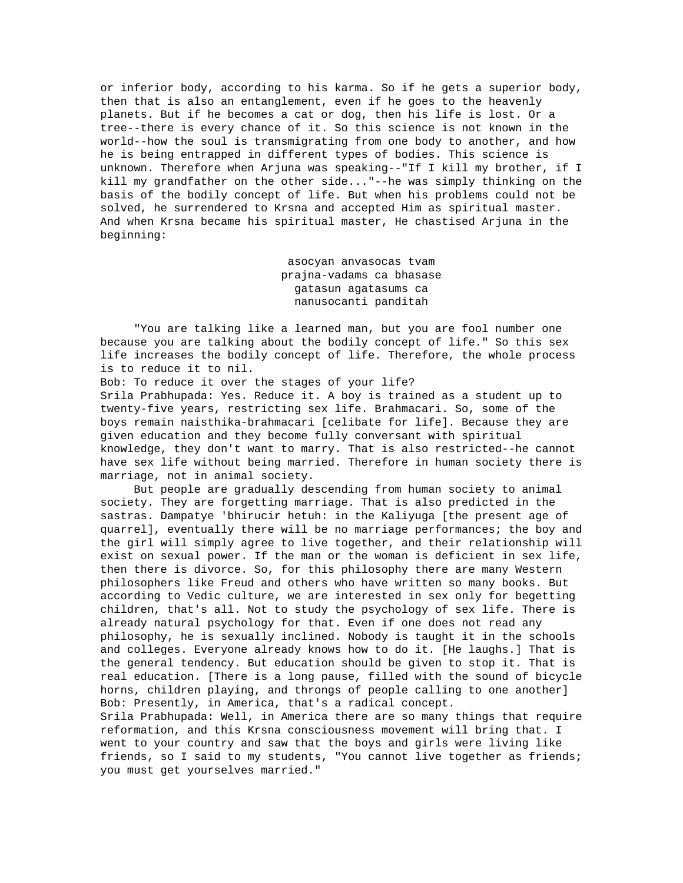or inferior body, according to his karma. So if he gets a superior body, then that is also an entanglement, even if he goes to the heavenly planets. But if he becomes a cat or dog, then his life is lost. Or a tree--there is every chance of it. So this science is not known in the world--how the soul is transmigrating from one body to another, and how he is being entrapped in different types of bodies. This science is unknown. Therefore when Arjuna was speaking--"If I kill my brother, if I kill my grandfather on the other side..."--he was simply thinking on the basis of the bodily concept of life. But when his problems could not be solved, he surrendered to Krsna and accepted Him as spiritual master. And when Krsna became his spiritual master, He chastised Arjuna in the beginning:

asocyan anvasocas tvam
prajna-vadams ca bhasase
gatasun agatasums ca
nanusocanti panditah

"You are talking like a learned man, but you are fool number one because you are talking about the bodily concept of life." So this sex life increases the bodily concept of life. Therefore, the whole process is to reduce it to nil.

Bob: To reduce it over the stages of your life?

Srila Prabhupada: Yes. Reduce it. A boy is trained as a student up to twenty-five years, restricting sex life. Brahmacari. So, some of the boys remain naisthika-brahmacari [celibate for life]. Because they are given education and they become fully conversant with spiritual knowledge, they don't want to marry. That is also restricted--he cannot have sex life without being married. Therefore in human society there is marriage, not in animal society.

But people are gradually descending from human society to animal society. They are forgetting marriage. That is also predicted in the sastras. Dampatye 'bhirucir hetuh: in the Kaliyuga [the present age of quarrel], eventually there will be no marriage performances; the boy and the girl will simply agree to live together, and their relationship will exist on sexual power. If the man or the woman is deficient in sex life, then there is divorce. So, for this philosophy there are many Western philosophers like Freud and others who have written so many books. But according to Vedic culture, we are interested in sex only for begetting children, that's all. Not to study the psychology of sex life. There is already natural psychology for that. Even if one does not read any philosophy, he is sexually inclined. Nobody is taught it in the schools and colleges. Everyone already knows how to do it. [He laughs.] That is the general tendency. But education should be given to stop it. That is real education. [There is a long pause, filled with the sound of bicycle horns, children playing, and throngs of people calling to one another]

Bob: Presently, in America, that's a radical concept.

Srila Prabhupada: Well, in America there are so many things that require reformation, and this Krsna consciousness movement will bring that. I went to your country and saw that the boys and girls were living like friends, so I said to my students, "You cannot live together as friends; you must get yourselves married."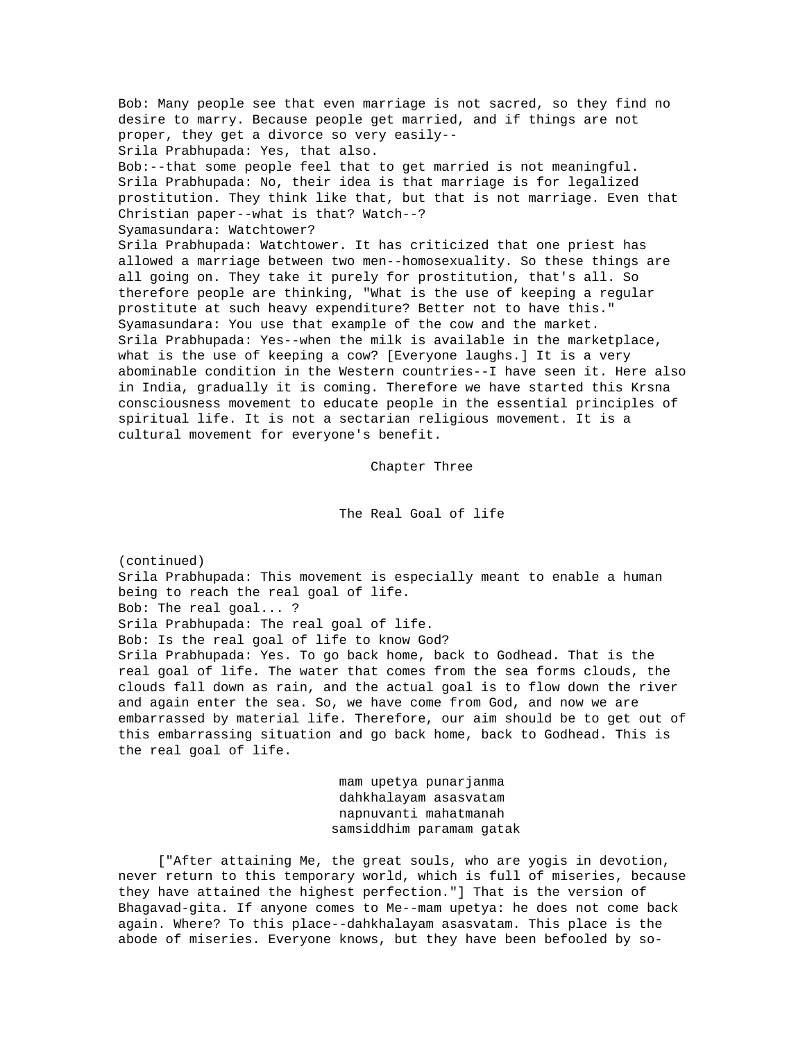Bob: Many people see that even marriage is not sacred, so they find no desire to marry. Because people get married, and if things are not proper, they get a divorce so very easily--

Srila Prabhupada: Yes, that also.

Bob:--that some people feel that to get married is not meaningful.

Srila Prabhupada: No, their idea is that marriage is for legalized prostitution. They think like that, but that is not marriage. Even that Christian paper--what is that? Watch--?

Syamasundara: Watchtower?

Srila Prabhupada: Watchtower. It has criticized that one priest has allowed a marriage between two men--homosexuality. So these things are all going on. They take it purely for prostitution, that's all. So therefore people are thinking, "What is the use of keeping a regular prostitute at such heavy expenditure? Better not to have this."

Syamasundara: You use that example of the cow and the market.

Srila Prabhupada: Yes--when the milk is available in the marketplace, what is the use of keeping a cow? [Everyone laughs.] It is a very abominable condition in the Western countries--I have seen it. Here also in India, gradually it is coming. Therefore we have started this Krsna consciousness movement to educate people in the essential principles of spiritual life. It is not a sectarian religious movement. It is a cultural movement for everyone's benefit.

# Chapter Three

## The Real Goal of life

(continued)

Srila Prabhupada: This movement is especially meant to enable a human being to reach the real goal of life.

Bob: The real goal... ?

Srila Prabhupada: The real goal of life.

Bob: Is the real goal of life to know God?

Srila Prabhupada: Yes. To go back home, back to Godhead. That is the real goal of life. The water that comes from the sea forms clouds, the clouds fall down as rain, and the actual goal is to flow down the river and again enter the sea. So, we have come from God, and now we are embarrassed by material life. Therefore, our aim should be to get out of this embarrassing situation and go back home, back to Godhead. This is the real goal of life.

mam upetya punarjanma  
dahkhalayam asasvatam  
napnuvanti mahatmanah  
samsiddhim paramam gatak

["After attaining Me, the great souls, who are yogis in devotion, never return to this temporary world, which is full of miseries, because they have attained the highest perfection."] That is the version of Bhagavad-gita. If anyone comes to Me--mam upetya: he does not come back again. Where? To this place--dahkhalayam asasvatam. This place is the abode of miseries. Everyone knows, but they have been befooled by so-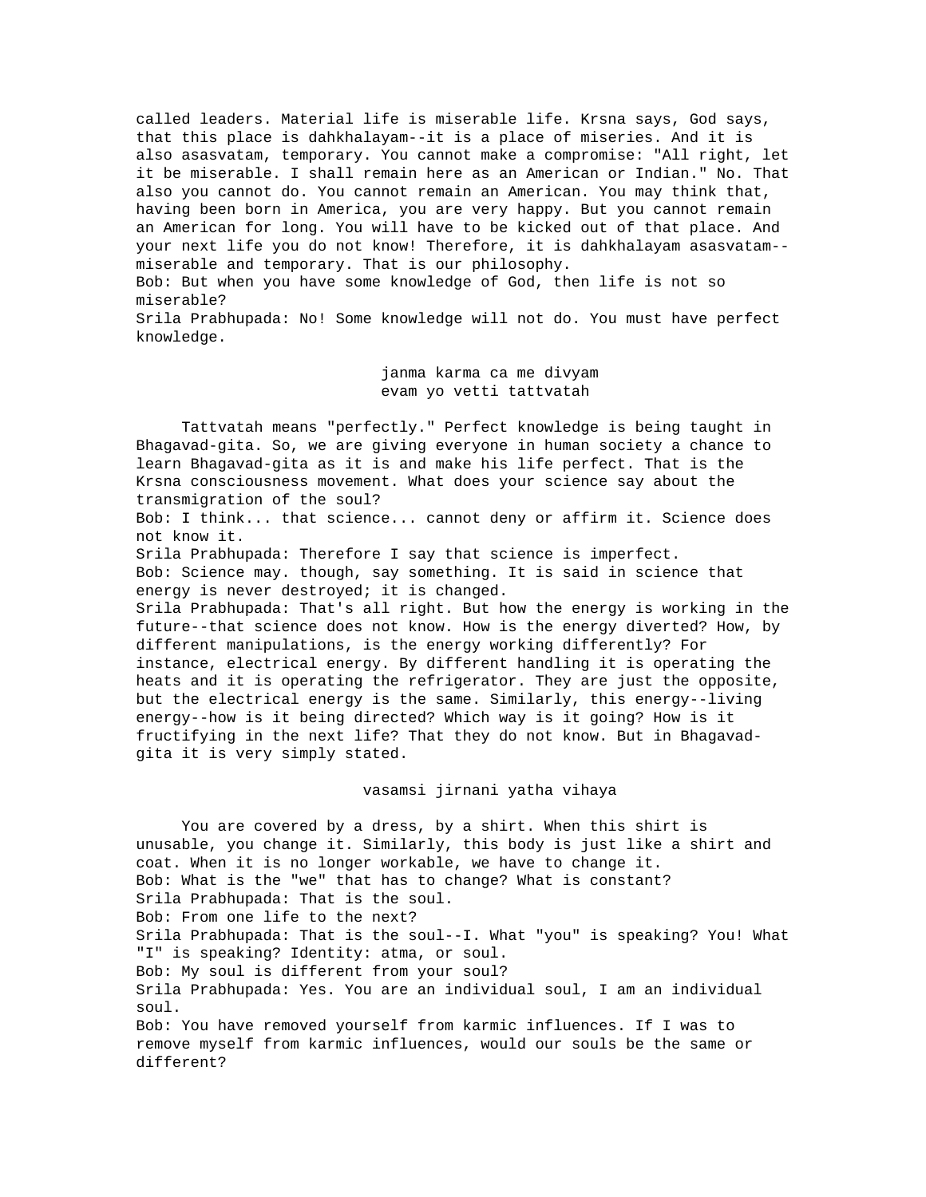called leaders. Material life is miserable life. Krsna says, God says, that this place is dahkhalayam--it is a place of miseries. And it is also asasvatam, temporary. You cannot make a compromise: "All right, let it be miserable. I shall remain here as an American or Indian." No. That also you cannot do. You cannot remain an American. You may think that, having been born in America, you are very happy. But you cannot remain an American for long. You will have to be kicked out of that place. And your next life you do not know! Therefore, it is dahkhalayam asasvatam--miserable and temporary. That is our philosophy.

Bob: But when you have some knowledge of God, then life is not so miserable?

Srila Prabhupada: No! Some knowledge will not do. You must have perfect knowledge.

> janma karma ca me divyam
> evam yo vetti tattvatah

Tattvatah means "perfectly." Perfect knowledge is being taught in Bhagavad-gita. So, we are giving everyone in human society a chance to learn Bhagavad-gita as it is and make his life perfect. That is the Krsna consciousness movement. What does your science say about the transmigration of the soul?

Bob: I think... that science... cannot deny or affirm it. Science does not know it.

Srila Prabhupada: Therefore I say that science is imperfect.

Bob: Science may. though, say something. It is said in science that energy is never destroyed; it is changed.

Srila Prabhupada: That's all right. But how the energy is working in the future--that science does not know. How is the energy diverted? How, by different manipulations, is the energy working differently? For instance, electrical energy. By different handling it is operating the heats and it is operating the refrigerator. They are just the opposite, but the electrical energy is the same. Similarly, this energy--living energy--how is it being directed? Which way is it going? How is it fructifying in the next life? That they do not know. But in Bhagavad-gita it is very simply stated.

> vasamsi jirnani yatha vihaya

You are covered by a dress, by a shirt. When this shirt is unusable, you change it. Similarly, this body is just like a shirt and coat. When it is no longer workable, we have to change it.

Bob: What is the "we" that has to change? What is constant?

Srila Prabhupada: That is the soul.

Bob: From one life to the next?

Srila Prabhupada: That is the soul--I. What "you" is speaking? You! What "I" is speaking? Identity: atma, or soul.

Bob: My soul is different from your soul?

Srila Prabhupada: Yes. You are an individual soul, I am an individual soul.

Bob: You have removed yourself from karmic influences. If I was to remove myself from karmic influences, would our souls be the same or different?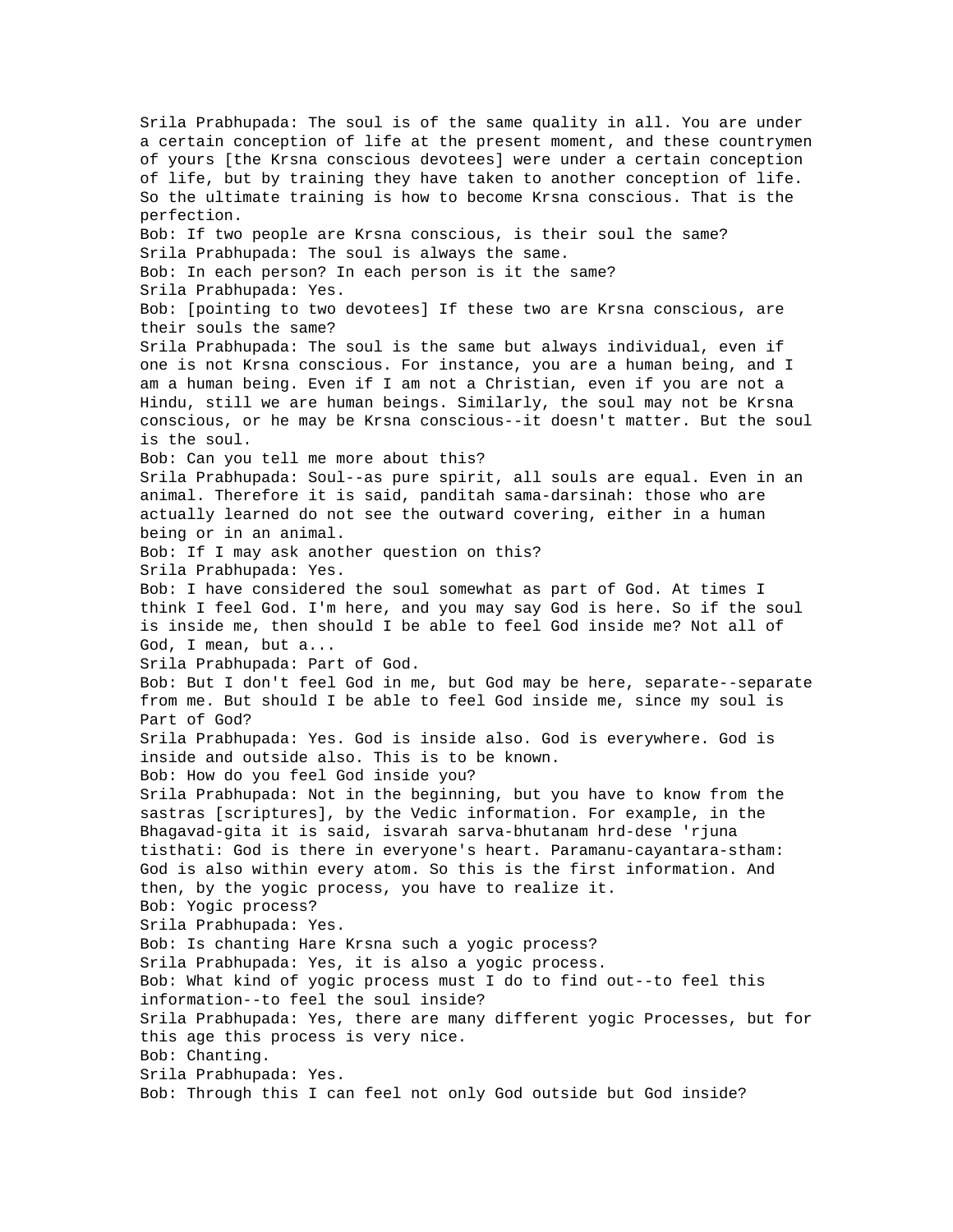Srila Prabhupada: The soul is of the same quality in all. You are under a certain conception of life at the present moment, and these countrymen of yours [the Krsna conscious devotees] were under a certain conception of life, but by training they have taken to another conception of life. So the ultimate training is how to become Krsna conscious. That is the perfection.

Bob: If two people are Krsna conscious, is their soul the same?

Srila Prabhupada: The soul is always the same.

Bob: In each person? In each person is it the same?

Srila Prabhupada: Yes.

Bob: [pointing to two devotees] If these two are Krsna conscious, are their souls the same?

Srila Prabhupada: The soul is the same but always individual, even if one is not Krsna conscious. For instance, you are a human being, and I am a human being. Even if I am not a Christian, even if you are not a Hindu, still we are human beings. Similarly, the soul may not be Krsna conscious, or he may be Krsna conscious--it doesn't matter. But the soul is the soul.

Bob: Can you tell me more about this?

Srila Prabhupada: Soul--as pure spirit, all souls are equal. Even in an animal. Therefore it is said, panditah sama-darsinah: those who are actually learned do not see the outward covering, either in a human being or in an animal.

Bob: If I may ask another question on this?

Srila Prabhupada: Yes.

Bob: I have considered the soul somewhat as part of God. At times I think I feel God. I'm here, and you may say God is here. So if the soul is inside me, then should I be able to feel God inside me? Not all of God, I mean, but a...

Srila Prabhupada: Part of God.

Bob: But I don't feel God in me, but God may be here, separate--separate from me. But should I be able to feel God inside me, since my soul is Part of God?

Srila Prabhupada: Yes. God is inside also. God is everywhere. God is inside and outside also. This is to be known.

Bob: How do you feel God inside you?

Srila Prabhupada: Not in the beginning, but you have to know from the sastras [scriptures], by the Vedic information. For example, in the Bhagavad-gita it is said, isvarah sarva-bhutanam hrd-dese 'rjuna tisthati: God is there in everyone's heart. Paramanu-cayantara-stham: God is also within every atom. So this is the first information. And then, by the yogic process, you have to realize it.

Bob: Yogic process?

Srila Prabhupada: Yes.

Bob: Is chanting Hare Krsna such a yogic process?

Srila Prabhupada: Yes, it is also a yogic process.

Bob: What kind of yogic process must I do to find out--to feel this information--to feel the soul inside?

Srila Prabhupada: Yes, there are many different yogic Processes, but for this age this process is very nice.

Bob: Chanting.

Srila Prabhupada: Yes.

Bob: Through this I can feel not only God outside but God inside?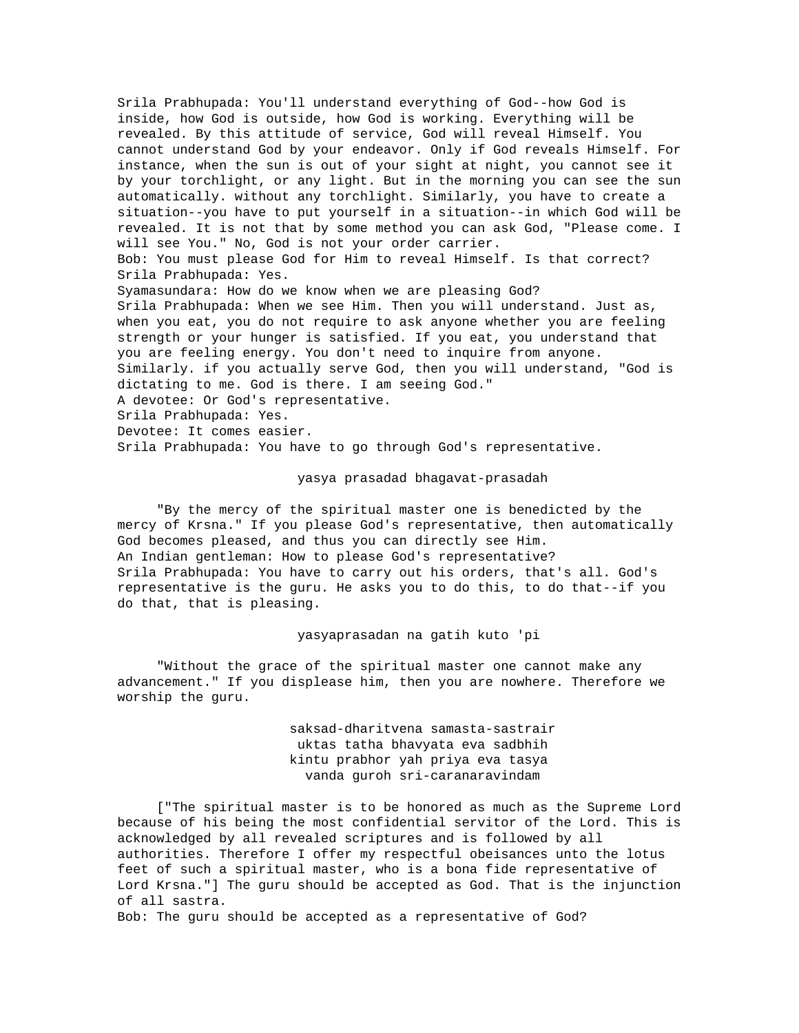Srila Prabhupada: You'll understand everything of God--how God is inside, how God is outside, how God is working. Everything will be revealed. By this attitude of service, God will reveal Himself. You cannot understand God by your endeavor. Only if God reveals Himself. For instance, when the sun is out of your sight at night, you cannot see it by your torchlight, or any light. But in the morning you can see the sun automatically. without any torchlight. Similarly, you have to create a situation--you have to put yourself in a situation--in which God will be revealed. It is not that by some method you can ask God, "Please come. I will see You." No, God is not your order carrier.

Bob: You must please God for Him to reveal Himself. Is that correct?

Srila Prabhupada: Yes.

Syamasundara: How do we know when we are pleasing God?

Srila Prabhupada: When we see Him. Then you will understand. Just as, when you eat, you do not require to ask anyone whether you are feeling strength or your hunger is satisfied. If you eat, you understand that you are feeling energy. You don't need to inquire from anyone. Similarly. if you actually serve God, then you will understand, "God is dictating to me. God is there. I am seeing God."

A devotee: Or God's representative.

Srila Prabhupada: Yes.

Devotee: It comes easier.

Srila Prabhupada: You have to go through God's representative.

yasya prasadad bhagavat-prasadah

"By the mercy of the spiritual master one is benedicted by the mercy of Krsna." If you please God's representative, then automatically God becomes pleased, and thus you can directly see Him.

An Indian gentleman: How to please God's representative?

Srila Prabhupada: You have to carry out his orders, that's all. God's representative is the guru. He asks you to do this, to do that--if you do that, that is pleasing.

yasyaprasadan na gatih kuto 'pi

"Without the grace of the spiritual master one cannot make any advancement." If you displease him, then you are nowhere. Therefore we worship the guru.

saksad-dharitvena samasta-sastrair  
uktas tatha bhavyata eva sadbhih  
kintu prabhor yah priya eva tasya  
vanda guroh sri-caranaravindam

["The spiritual master is to be honored as much as the Supreme Lord because of his being the most confidential servitor of the Lord. This is acknowledged by all revealed scriptures and is followed by all authorities. Therefore I offer my respectful obeisances unto the lotus feet of such a spiritual master, who is a bona fide representative of Lord Krsna."] The guru should be accepted as God. That is the injunction of all sastra.

Bob: The guru should be accepted as a representative of God?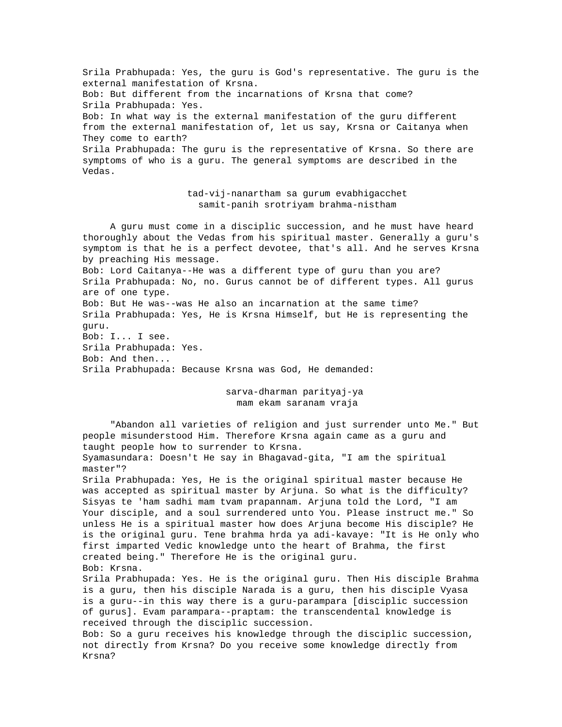Srila Prabhupada: Yes, the guru is God's representative. The guru is the external manifestation of Krsna.
Bob: But different from the incarnations of Krsna that come?
Srila Prabhupada: Yes.
Bob: In what way is the external manifestation of the guru different from the external manifestation of, let us say, Krsna or Caitanya when They come to earth?
Srila Prabhupada: The guru is the representative of Krsna. So there are symptoms of who is a guru. The general symptoms are described in the Vedas.

> tad-vij-nanartham sa gurum evabhigacchet
> samit-panih srotriyam brahma-nistham

A guru must come in a disciplic succession, and he must have heard thoroughly about the Vedas from his spiritual master. Generally a guru's symptom is that he is a perfect devotee, that's all. And he serves Krsna by preaching His message.
Bob: Lord Caitanya--He was a different type of guru than you are?
Srila Prabhupada: No, no. Gurus cannot be of different types. All gurus are of one type.
Bob: But He was--was He also an incarnation at the same time?
Srila Prabhupada: Yes, He is Krsna Himself, but He is representing the guru.
Bob: I... I see.
Srila Prabhupada: Yes.
Bob: And then...
Srila Prabhupada: Because Krsna was God, He demanded:

> sarva-dharman parityaj-ya
> mam ekam saranam vraja

"Abandon all varieties of religion and just surrender unto Me." But people misunderstood Him. Therefore Krsna again came as a guru and taught people how to surrender to Krsna.
Syamasundara: Doesn't He say in Bhagavad-gita, "I am the spiritual master"?
Srila Prabhupada: Yes, He is the original spiritual master because He was accepted as spiritual master by Arjuna. So what is the difficulty? Sisyas te 'ham sadhi mam tvam prapannam. Arjuna told the Lord, "I am Your disciple, and a soul surrendered unto You. Please instruct me." So unless He is a spiritual master how does Arjuna become His disciple? He is the original guru. Tene brahma hrda ya adi-kavaye: "It is He only who first imparted Vedic knowledge unto the heart of Brahma, the first created being." Therefore He is the original guru.
Bob: Krsna.
Srila Prabhupada: Yes. He is the original guru. Then His disciple Brahma is a guru, then his disciple Narada is a guru, then his disciple Vyasa is a guru--in this way there is a guru-parampara [disciplic succession of gurus]. Evam parampara--praptam: the transcendental knowledge is received through the disciplic succession.
Bob: So a guru receives his knowledge through the disciplic succession, not directly from Krsna? Do you receive some knowledge directly from Krsna?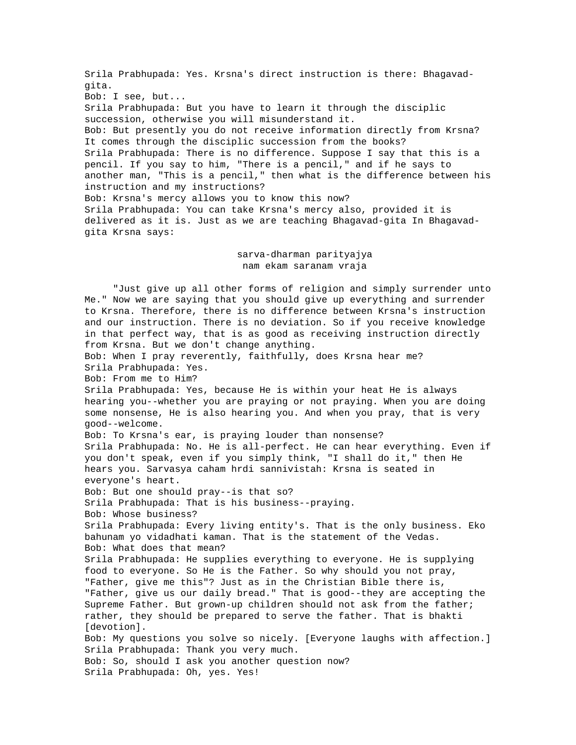Srila Prabhupada: Yes. Krsna's direct instruction is there: Bhagavad-gita.
Bob: I see, but...
Srila Prabhupada: But you have to learn it through the disciplic succession, otherwise you will misunderstand it.
Bob: But presently you do not receive information directly from Krsna? It comes through the disciplic succession from the books?
Srila Prabhupada: There is no difference. Suppose I say that this is a pencil. If you say to him, "There is a pencil," and if he says to another man, "This is a pencil," then what is the difference between his instruction and my instructions?
Bob: Krsna's mercy allows you to know this now?
Srila Prabhupada: You can take Krsna's mercy also, provided it is delivered as it is. Just as we are teaching Bhagavad-gita In Bhagavad-gita Krsna says:

sarva-dharman parityajya
nam ekam saranam vraja

"Just give up all other forms of religion and simply surrender unto Me." Now we are saying that you should give up everything and surrender to Krsna. Therefore, there is no difference between Krsna's instruction and our instruction. There is no deviation. So if you receive knowledge in that perfect way, that is as good as receiving instruction directly from Krsna. But we don't change anything.
Bob: When I pray reverently, faithfully, does Krsna hear me?
Srila Prabhupada: Yes.
Bob: From me to Him?
Srila Prabhupada: Yes, because He is within your heat He is always hearing you--whether you are praying or not praying. When you are doing some nonsense, He is also hearing you. And when you pray, that is very good--welcome.
Bob: To Krsna's ear, is praying louder than nonsense?
Srila Prabhupada: No. He is all-perfect. He can hear everything. Even if you don't speak, even if you simply think, "I shall do it," then He hears you. Sarvasya caham hrdi sannivistah: Krsna is seated in everyone's heart.
Bob: But one should pray--is that so?
Srila Prabhupada: That is his business--praying.
Bob: Whose business?
Srila Prabhupada: Every living entity's. That is the only business. Eko bahunam yo vidadhati kaman. That is the statement of the Vedas.
Bob: What does that mean?
Srila Prabhupada: He supplies everything to everyone. He is supplying food to everyone. So He is the Father. So why should you not pray, "Father, give me this"? Just as in the Christian Bible there is, "Father, give us our daily bread." That is good--they are accepting the Supreme Father. But grown-up children should not ask from the father; rather, they should be prepared to serve the father. That is bhakti [devotion].
Bob: My questions you solve so nicely. [Everyone laughs with affection.]
Srila Prabhupada: Thank you very much.
Bob: So, should I ask you another question now?
Srila Prabhupada: Oh, yes. Yes!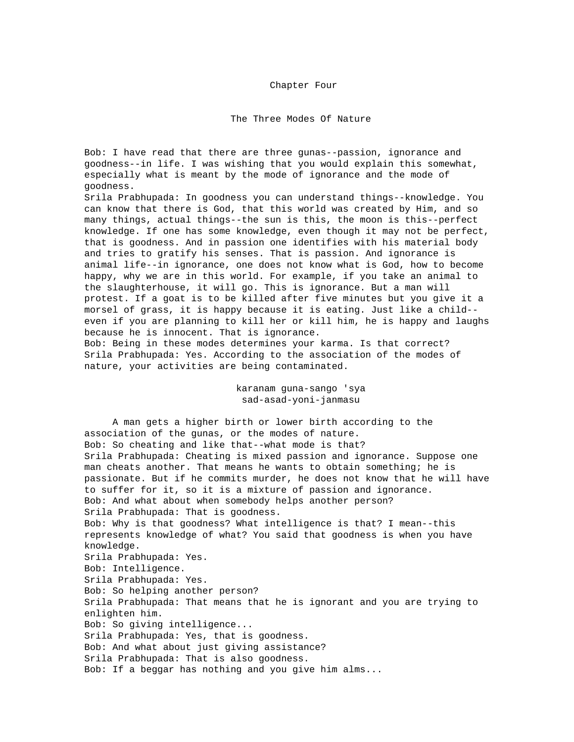# Chapter Four

## The Three Modes Of Nature

Bob: I have read that there are three gunas--passion, ignorance and goodness--in life. I was wishing that you would explain this somewhat, especially what is meant by the mode of ignorance and the mode of goodness.

Srila Prabhupada: In goodness you can understand things--knowledge. You can know that there is God, that this world was created by Him, and so many things, actual things--the sun is this, the moon is this--perfect knowledge. If one has some knowledge, even though it may not be perfect, that is goodness. And in passion one identifies with his material body and tries to gratify his senses. That is passion. And ignorance is animal life--in ignorance, one does not know what is God, how to become happy, why we are in this world. For example, if you take an animal to the slaughterhouse, it will go. This is ignorance. But a man will protest. If a goat is to be killed after five minutes but you give it a morsel of grass, it is happy because it is eating. Just like a child--even if you are planning to kill her or kill him, he is happy and laughs because he is innocent. That is ignorance.

Bob: Being in these modes determines your karma. Is that correct?

Srila Prabhupada: Yes. According to the association of the modes of nature, your activities are being contaminated.

karanam guna-sango 'sya
sad-asad-yoni-janmasu

A man gets a higher birth or lower birth according to the association of the gunas, or the modes of nature.

Bob: So cheating and like that--what mode is that?

Srila Prabhupada: Cheating is mixed passion and ignorance. Suppose one man cheats another. That means he wants to obtain something; he is passionate. But if he commits murder, he does not know that he will have to suffer for it, so it is a mixture of passion and ignorance.

Bob: And what about when somebody helps another person?

Srila Prabhupada: That is goodness.

Bob: Why is that goodness? What intelligence is that? I mean--this represents knowledge of what? You said that goodness is when you have knowledge.

Srila Prabhupada: Yes.

Bob: Intelligence.

Srila Prabhupada: Yes.

Bob: So helping another person?

Srila Prabhupada: That means that he is ignorant and you are trying to enlighten him.

Bob: So giving intelligence...

Srila Prabhupada: Yes, that is goodness.

Bob: And what about just giving assistance?

Srila Prabhupada: That is also goodness.

Bob: If a beggar has nothing and you give him alms...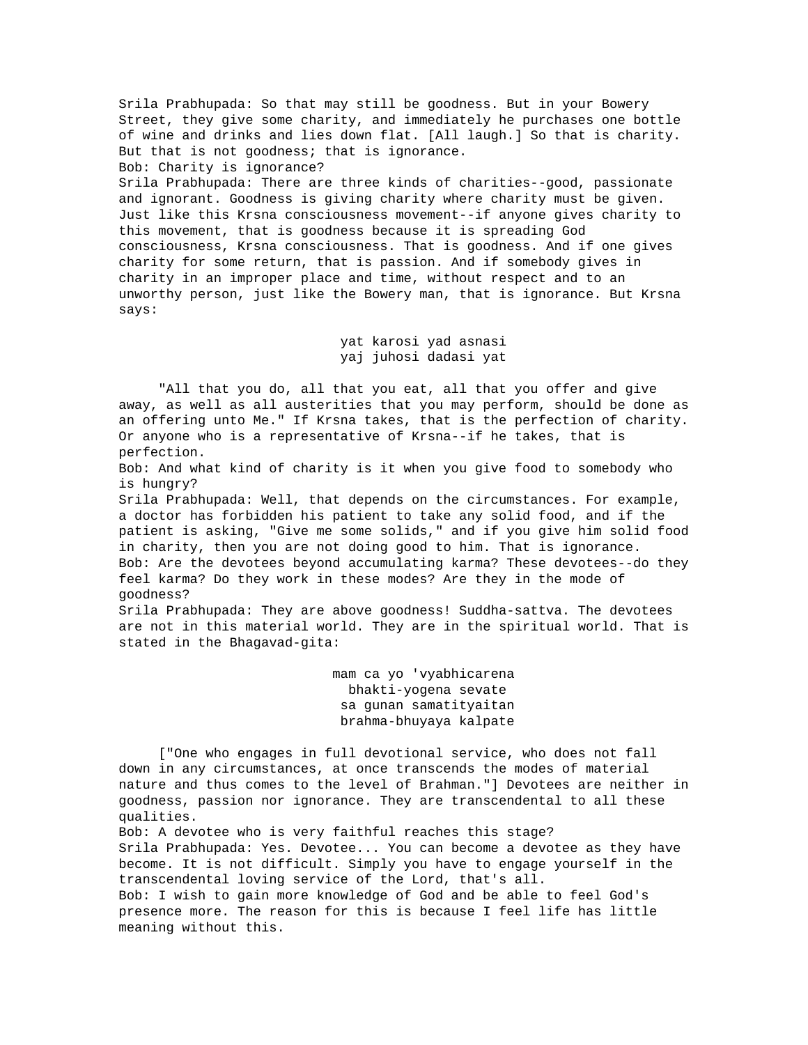Srila Prabhupada: So that may still be goodness. But in your Bowery Street, they give some charity, and immediately he purchases one bottle of wine and drinks and lies down flat. [All laugh.] So that is charity. But that is not goodness; that is ignorance.

Bob: Charity is ignorance?

Srila Prabhupada: There are three kinds of charities--good, passionate and ignorant. Goodness is giving charity where charity must be given. Just like this Krsna consciousness movement--if anyone gives charity to this movement, that is goodness because it is spreading God consciousness, Krsna consciousness. That is goodness. And if one gives charity for some return, that is passion. And if somebody gives in charity in an improper place and time, without respect and to an unworthy person, just like the Bowery man, that is ignorance. But Krsna says:

> yat karosi yad asnasi
> yaj juhosi dadasi yat

"All that you do, all that you eat, all that you offer and give away, as well as all austerities that you may perform, should be done as an offering unto Me." If Krsna takes, that is the perfection of charity. Or anyone who is a representative of Krsna--if he takes, that is perfection.

Bob: And what kind of charity is it when you give food to somebody who is hungry?

Srila Prabhupada: Well, that depends on the circumstances. For example, a doctor has forbidden his patient to take any solid food, and if the patient is asking, "Give me some solids," and if you give him solid food in charity, then you are not doing good to him. That is ignorance.

Bob: Are the devotees beyond accumulating karma? These devotees--do they feel karma? Do they work in these modes? Are they in the mode of goodness?

Srila Prabhupada: They are above goodness! Suddha-sattva. The devotees are not in this material world. They are in the spiritual world. That is stated in the Bhagavad-gita:

> mam ca yo 'vyabhicarena
> bhakti-yogena sevate
> sa gunan samatityaitan
> brahma-bhuyaya kalpate

["One who engages in full devotional service, who does not fall down in any circumstances, at once transcends the modes of material nature and thus comes to the level of Brahman."] Devotees are neither in goodness, passion nor ignorance. They are transcendental to all these qualities.

Bob: A devotee who is very faithful reaches this stage?

Srila Prabhupada: Yes. Devotee... You can become a devotee as they have become. It is not difficult. Simply you have to engage yourself in the transcendental loving service of the Lord, that's all.

Bob: I wish to gain more knowledge of God and be able to feel God's presence more. The reason for this is because I feel life has little meaning without this.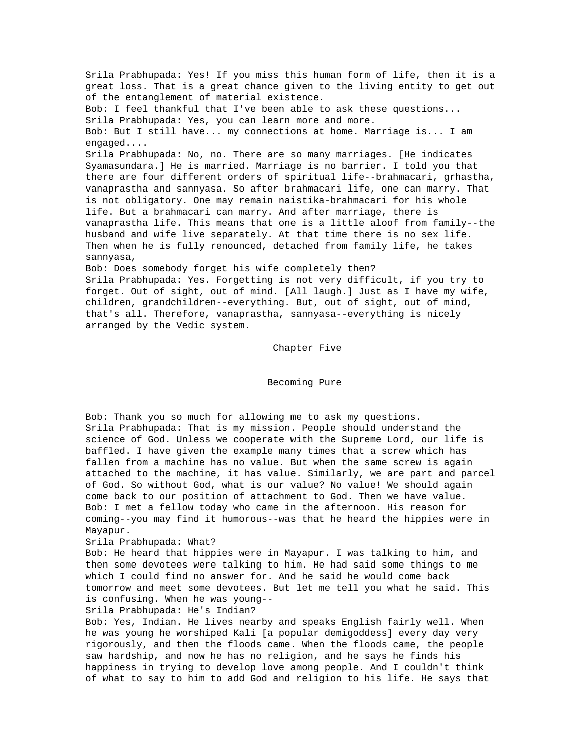Srila Prabhupada: Yes! If you miss this human form of life, then it is a great loss. That is a great chance given to the living entity to get out of the entanglement of material existence.

Bob: I feel thankful that I've been able to ask these questions...

Srila Prabhupada: Yes, you can learn more and more.

Bob: But I still have... my connections at home. Marriage is... I am engaged....

Srila Prabhupada: No, no. There are so many marriages. [He indicates Syamasundara.] He is married. Marriage is no barrier. I told you that there are four different orders of spiritual life--brahmacari, grhastha, vanaprastha and sannyasa. So after brahmacari life, one can marry. That is not obligatory. One may remain naistika-brahmacari for his whole life. But a brahmacari can marry. And after marriage, there is vanaprastha life. This means that one is a little aloof from family--the husband and wife live separately. At that time there is no sex life. Then when he is fully renounced, detached from family life, he takes sannyasa,

Bob: Does somebody forget his wife completely then?

Srila Prabhupada: Yes. Forgetting is not very difficult, if you try to forget. Out of sight, out of mind. [All laugh.] Just as I have my wife, children, grandchildren--everything. But, out of sight, out of mind, that's all. Therefore, vanaprastha, sannyasa--everything is nicely arranged by the Vedic system.

# Chapter Five

## Becoming Pure

Bob: Thank you so much for allowing me to ask my questions.

Srila Prabhupada: That is my mission. People should understand the science of God. Unless we cooperate with the Supreme Lord, our life is baffled. I have given the example many times that a screw which has fallen from a machine has no value. But when the same screw is again attached to the machine, it has value. Similarly, we are part and parcel of God. So without God, what is our value? No value! We should again come back to our position of attachment to God. Then we have value.

Bob: I met a fellow today who came in the afternoon. His reason for coming--you may find it humorous--was that he heard the hippies were in Mayapur.

Srila Prabhupada: What?

Bob: He heard that hippies were in Mayapur. I was talking to him, and then some devotees were talking to him. He had said some things to me which I could find no answer for. And he said he would come back tomorrow and meet some devotees. But let me tell you what he said. This is confusing. When he was young--

Srila Prabhupada: He's Indian?

Bob: Yes, Indian. He lives nearby and speaks English fairly well. When he was young he worshiped Kali [a popular demigoddess] every day very rigorously, and then the floods came. When the floods came, the people saw hardship, and now he has no religion, and he says he finds his happiness in trying to develop love among people. And I couldn't think of what to say to him to add God and religion to his life. He says that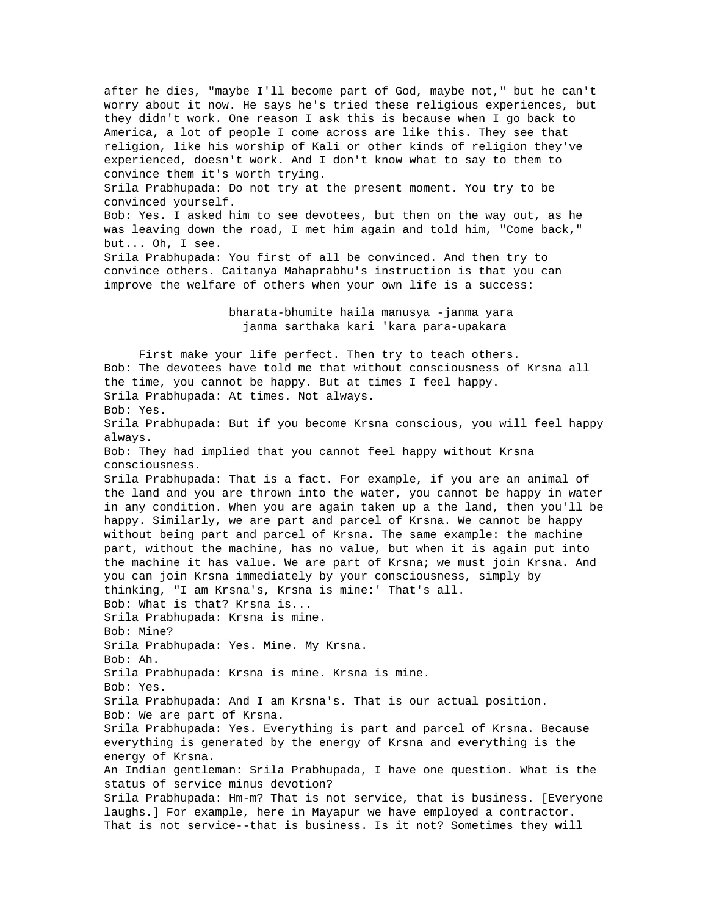after he dies, "maybe I'll become part of God, maybe not," but he can't worry about it now. He says he's tried these religious experiences, but they didn't work. One reason I ask this is because when I go back to America, a lot of people I come across are like this. They see that religion, like his worship of Kali or other kinds of religion they've experienced, doesn't work. And I don't know what to say to them to convince them it's worth trying.

Srila Prabhupada: Do not try at the present moment. You try to be convinced yourself.

Bob: Yes. I asked him to see devotees, but then on the way out, as he was leaving down the road, I met him again and told him, "Come back," but... Oh, I see.

Srila Prabhupada: You first of all be convinced. And then try to convince others. Caitanya Mahaprabhu's instruction is that you can improve the welfare of others when your own life is a success:

> bharata-bhumite haila manusya -janma yara
> janma sarthaka kari 'kara para-upakara

First make your life perfect. Then try to teach others.

Bob: The devotees have told me that without consciousness of Krsna all the time, you cannot be happy. But at times I feel happy.

Srila Prabhupada: At times. Not always.

Bob: Yes.

Srila Prabhupada: But if you become Krsna conscious, you will feel happy always.

Bob: They had implied that you cannot feel happy without Krsna consciousness.

Srila Prabhupada: That is a fact. For example, if you are an animal of the land and you are thrown into the water, you cannot be happy in water in any condition. When you are again taken up a the land, then you'll be happy. Similarly, we are part and parcel of Krsna. We cannot be happy without being part and parcel of Krsna. The same example: the machine part, without the machine, has no value, but when it is again put into the machine it has value. We are part of Krsna; we must join Krsna. And you can join Krsna immediately by your consciousness, simply by thinking, "I am Krsna's, Krsna is mine:' That's all.

Bob: What is that? Krsna is...

Srila Prabhupada: Krsna is mine.

Bob: Mine?

Srila Prabhupada: Yes. Mine. My Krsna.

Bob: Ah.

Srila Prabhupada: Krsna is mine. Krsna is mine.

Bob: Yes.

Srila Prabhupada: And I am Krsna's. That is our actual position.

Bob: We are part of Krsna.

Srila Prabhupada: Yes. Everything is part and parcel of Krsna. Because everything is generated by the energy of Krsna and everything is the energy of Krsna.

An Indian gentleman: Srila Prabhupada, I have one question. What is the status of service minus devotion?

Srila Prabhupada: Hm-m? That is not service, that is business. [Everyone laughs.] For example, here in Mayapur we have employed a contractor. That is not service--that is business. Is it not? Sometimes they will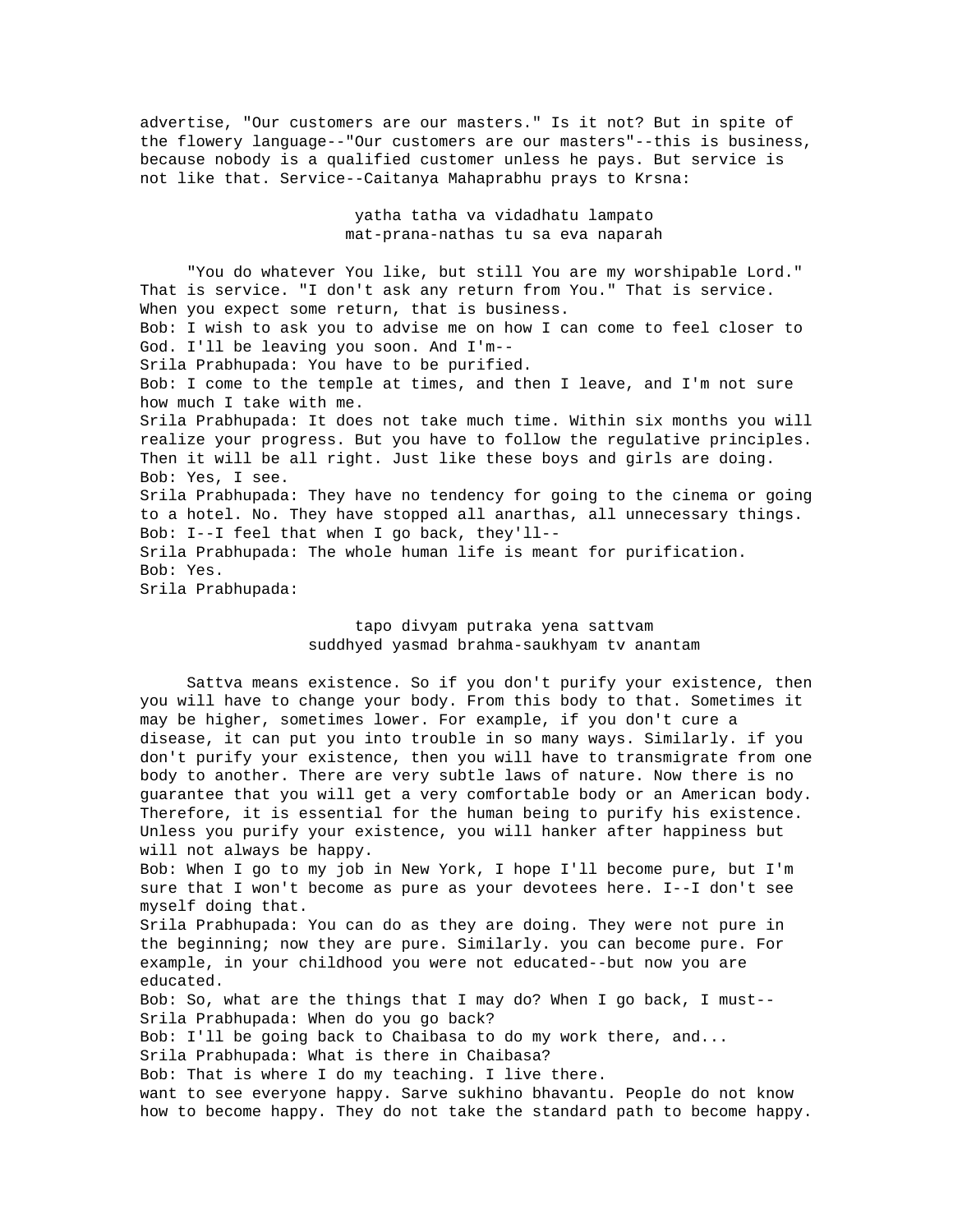advertise, "Our customers are our masters." Is it not? But in spite of the flowery language--"Our customers are our masters"--this is business, because nobody is a qualified customer unless he pays. But service is not like that. Service--Caitanya Mahaprabhu prays to Krsna:

> yatha tatha va vidadhatu lampato
> mat-prana-nathas tu sa eva naparah

"You do whatever You like, but still You are my worshipable Lord." That is service. "I don't ask any return from You." That is service. When you expect some return, that is business.

Bob: I wish to ask you to advise me on how I can come to feel closer to God. I'll be leaving you soon. And I'm--

Srila Prabhupada: You have to be purified.

Bob: I come to the temple at times, and then I leave, and I'm not sure how much I take with me.

Srila Prabhupada: It does not take much time. Within six months you will realize your progress. But you have to follow the regulative principles. Then it will be all right. Just like these boys and girls are doing.

Bob: Yes, I see.

Srila Prabhupada: They have no tendency for going to the cinema or going to a hotel. No. They have stopped all anarthas, all unnecessary things.

Bob: I--I feel that when I go back, they'll--

Srila Prabhupada: The whole human life is meant for purification.

Bob: Yes.

Srila Prabhupada:

> tapo divyam putraka yena sattvam
> suddhyed yasmad brahma-saukhyam tv anantam

Sattva means existence. So if you don't purify your existence, then you will have to change your body. From this body to that. Sometimes it may be higher, sometimes lower. For example, if you don't cure a disease, it can put you into trouble in so many ways. Similarly. if you don't purify your existence, then you will have to transmigrate from one body to another. There are very subtle laws of nature. Now there is no guarantee that you will get a very comfortable body or an American body. Therefore, it is essential for the human being to purify his existence. Unless you purify your existence, you will hanker after happiness but will not always be happy.

Bob: When I go to my job in New York, I hope I'll become pure, but I'm sure that I won't become as pure as your devotees here. I--I don't see myself doing that.

Srila Prabhupada: You can do as they are doing. They were not pure in the beginning; now they are pure. Similarly. you can become pure. For example, in your childhood you were not educated--but now you are educated.

Bob: So, what are the things that I may do? When I go back, I must--

Srila Prabhupada: When do you go back?

Bob: I'll be going back to Chaibasa to do my work there, and...

Srila Prabhupada: What is there in Chaibasa?

Bob: That is where I do my teaching. I live there.

want to see everyone happy. Sarve sukhino bhavantu. People do not know how to become happy. They do not take the standard path to become happy.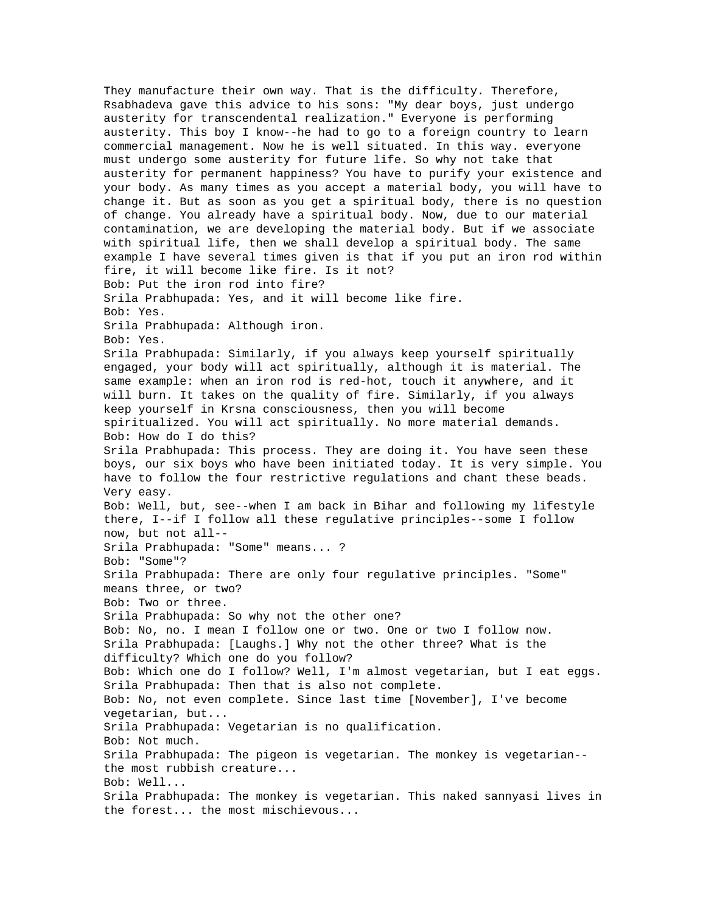They manufacture their own way. That is the difficulty. Therefore, Rsabhadeva gave this advice to his sons: "My dear boys, just undergo austerity for transcendental realization." Everyone is performing austerity. This boy I know--he had to go to a foreign country to learn commercial management. Now he is well situated. In this way. everyone must undergo some austerity for future life. So why not take that austerity for permanent happiness? You have to purify your existence and your body. As many times as you accept a material body, you will have to change it. But as soon as you get a spiritual body, there is no question of change. You already have a spiritual body. Now, due to our material contamination, we are developing the material body. But if we associate with spiritual life, then we shall develop a spiritual body. The same example I have several times given is that if you put an iron rod within fire, it will become like fire. Is it not?

Bob: Put the iron rod into fire?

Srila Prabhupada: Yes, and it will become like fire.

Bob: Yes.

Srila Prabhupada: Although iron.

Bob: Yes.

Srila Prabhupada: Similarly, if you always keep yourself spiritually engaged, your body will act spiritually, although it is material. The same example: when an iron rod is red-hot, touch it anywhere, and it will burn. It takes on the quality of fire. Similarly, if you always keep yourself in Krsna consciousness, then you will become spiritualized. You will act spiritually. No more material demands.

Bob: How do I do this?

Srila Prabhupada: This process. They are doing it. You have seen these boys, our six boys who have been initiated today. It is very simple. You have to follow the four restrictive regulations and chant these beads. Very easy.

Bob: Well, but, see--when I am back in Bihar and following my lifestyle there, I--if I follow all these regulative principles--some I follow now, but not all--

Srila Prabhupada: "Some" means... ?

Bob: "Some"?

Srila Prabhupada: There are only four regulative principles. "Some" means three, or two?

Bob: Two or three.

Srila Prabhupada: So why not the other one?

Bob: No, no. I mean I follow one or two. One or two I follow now.

Srila Prabhupada: [Laughs.] Why not the other three? What is the difficulty? Which one do you follow?

Bob: Which one do I follow? Well, I'm almost vegetarian, but I eat eggs.

Srila Prabhupada: Then that is also not complete.

Bob: No, not even complete. Since last time [November], I've become vegetarian, but...

Srila Prabhupada: Vegetarian is no qualification.

Bob: Not much.

Srila Prabhupada: The pigeon is vegetarian. The monkey is vegetarian--the most rubbish creature...

Bob: Well...

Srila Prabhupada: The monkey is vegetarian. This naked sannyasi lives in the forest... the most mischievous...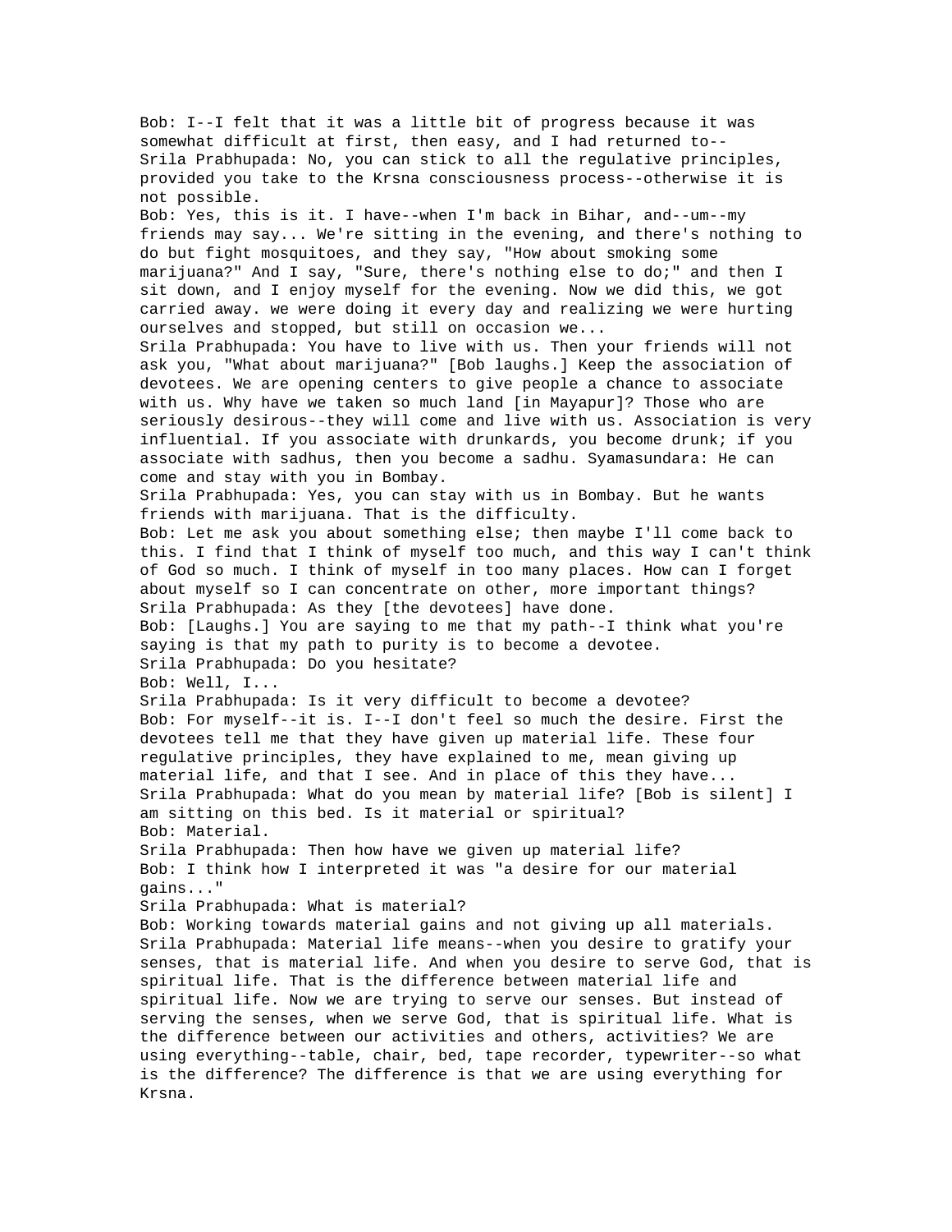Bob: I--I felt that it was a little bit of progress because it was somewhat difficult at first, then easy, and I had returned to--
Srila Prabhupada: No, you can stick to all the regulative principles, provided you take to the Krsna consciousness process--otherwise it is not possible.
Bob: Yes, this is it. I have--when I'm back in Bihar, and--um--my friends may say... We're sitting in the evening, and there's nothing to do but fight mosquitoes, and they say, "How about smoking some marijuana?" And I say, "Sure, there's nothing else to do;" and then I sit down, and I enjoy myself for the evening. Now we did this, we got carried away. we were doing it every day and realizing we were hurting ourselves and stopped, but still on occasion we...
Srila Prabhupada: You have to live with us. Then your friends will not ask you, "What about marijuana?" [Bob laughs.] Keep the association of devotees. We are opening centers to give people a chance to associate with us. Why have we taken so much land [in Mayapur]? Those who are seriously desirous--they will come and live with us. Association is very influential. If you associate with drunkards, you become drunk; if you associate with sadhus, then you become a sadhu. Syamasundara: He can come and stay with you in Bombay.
Srila Prabhupada: Yes, you can stay with us in Bombay. But he wants friends with marijuana. That is the difficulty.
Bob: Let me ask you about something else; then maybe I'll come back to this. I find that I think of myself too much, and this way I can't think of God so much. I think of myself in too many places. How can I forget about myself so I can concentrate on other, more important things?
Srila Prabhupada: As they [the devotees] have done.
Bob: [Laughs.] You are saying to me that my path--I think what you're saying is that my path to purity is to become a devotee.
Srila Prabhupada: Do you hesitate?
Bob: Well, I...
Srila Prabhupada: Is it very difficult to become a devotee?
Bob: For myself--it is. I--I don't feel so much the desire. First the devotees tell me that they have given up material life. These four regulative principles, they have explained to me, mean giving up material life, and that I see. And in place of this they have...
Srila Prabhupada: What do you mean by material life? [Bob is silent] I am sitting on this bed. Is it material or spiritual?
Bob: Material.
Srila Prabhupada: Then how have we given up material life?
Bob: I think how I interpreted it was "a desire for our material gains..."
Srila Prabhupada: What is material?
Bob: Working towards material gains and not giving up all materials.
Srila Prabhupada: Material life means--when you desire to gratify your senses, that is material life. And when you desire to serve God, that is spiritual life. That is the difference between material life and spiritual life. Now we are trying to serve our senses. But instead of serving the senses, when we serve God, that is spiritual life. What is the difference between our activities and others, activities? We are using everything--table, chair, bed, tape recorder, typewriter--so what is the difference? The difference is that we are using everything for Krsna.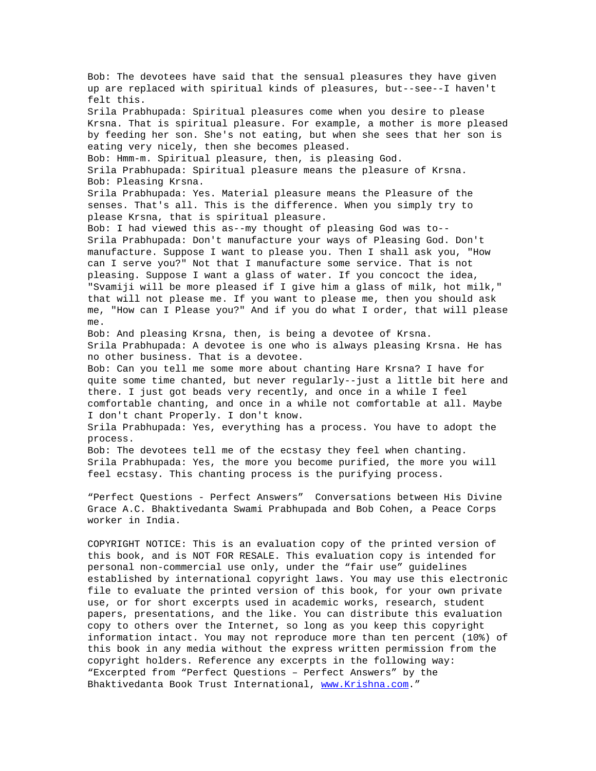Bob: The devotees have said that the sensual pleasures they have given up are replaced with spiritual kinds of pleasures, but--see--I haven't felt this.

Srila Prabhupada: Spiritual pleasures come when you desire to please Krsna. That is spiritual pleasure. For example, a mother is more pleased by feeding her son. She's not eating, but when she sees that her son is eating very nicely, then she becomes pleased.

Bob: Hmm-m. Spiritual pleasure, then, is pleasing God.

Srila Prabhupada: Spiritual pleasure means the pleasure of Krsna.

Bob: Pleasing Krsna.

Srila Prabhupada: Yes. Material pleasure means the Pleasure of the senses. That's all. This is the difference. When you simply try to please Krsna, that is spiritual pleasure.

Bob: I had viewed this as--my thought of pleasing God was to--

Srila Prabhupada: Don't manufacture your ways of Pleasing God. Don't manufacture. Suppose I want to please you. Then I shall ask you, "How can I serve you?" Not that I manufacture some service. That is not pleasing. Suppose I want a glass of water. If you concoct the idea, "Svamiji will be more pleased if I give him a glass of milk, hot milk," that will not please me. If you want to please me, then you should ask me, "How can I Please you?" And if you do what I order, that will please me.

Bob: And pleasing Krsna, then, is being a devotee of Krsna.

Srila Prabhupada: A devotee is one who is always pleasing Krsna. He has no other business. That is a devotee.

Bob: Can you tell me some more about chanting Hare Krsna? I have for quite some time chanted, but never regularly--just a little bit here and there. I just got beads very recently, and once in a while I feel comfortable chanting, and once in a while not comfortable at all. Maybe I don't chant Properly. I don't know.

Srila Prabhupada: Yes, everything has a process. You have to adopt the process.

Bob: The devotees tell me of the ecstasy they feel when chanting.

Srila Prabhupada: Yes, the more you become purified, the more you will feel ecstasy. This chanting process is the purifying process.

"Perfect Questions - Perfect Answers" Conversations between His Divine Grace A.C. Bhaktivedanta Swami Prabhupada and Bob Cohen, a Peace Corps worker in India.

COPYRIGHT NOTICE: This is an evaluation copy of the printed version of this book, and is NOT FOR RESALE. This evaluation copy is intended for personal non-commercial use only, under the "fair use" guidelines established by international copyright laws. You may use this electronic file to evaluate the printed version of this book, for your own private use, or for short excerpts used in academic works, research, student papers, presentations, and the like. You can distribute this evaluation copy to others over the Internet, so long as you keep this copyright information intact. You may not reproduce more than ten percent (10%) of this book in any media without the express written permission from the copyright holders. Reference any excerpts in the following way: "Excerpted from "Perfect Questions – Perfect Answers" by the Bhaktivedanta Book Trust International, www.Krishna.com."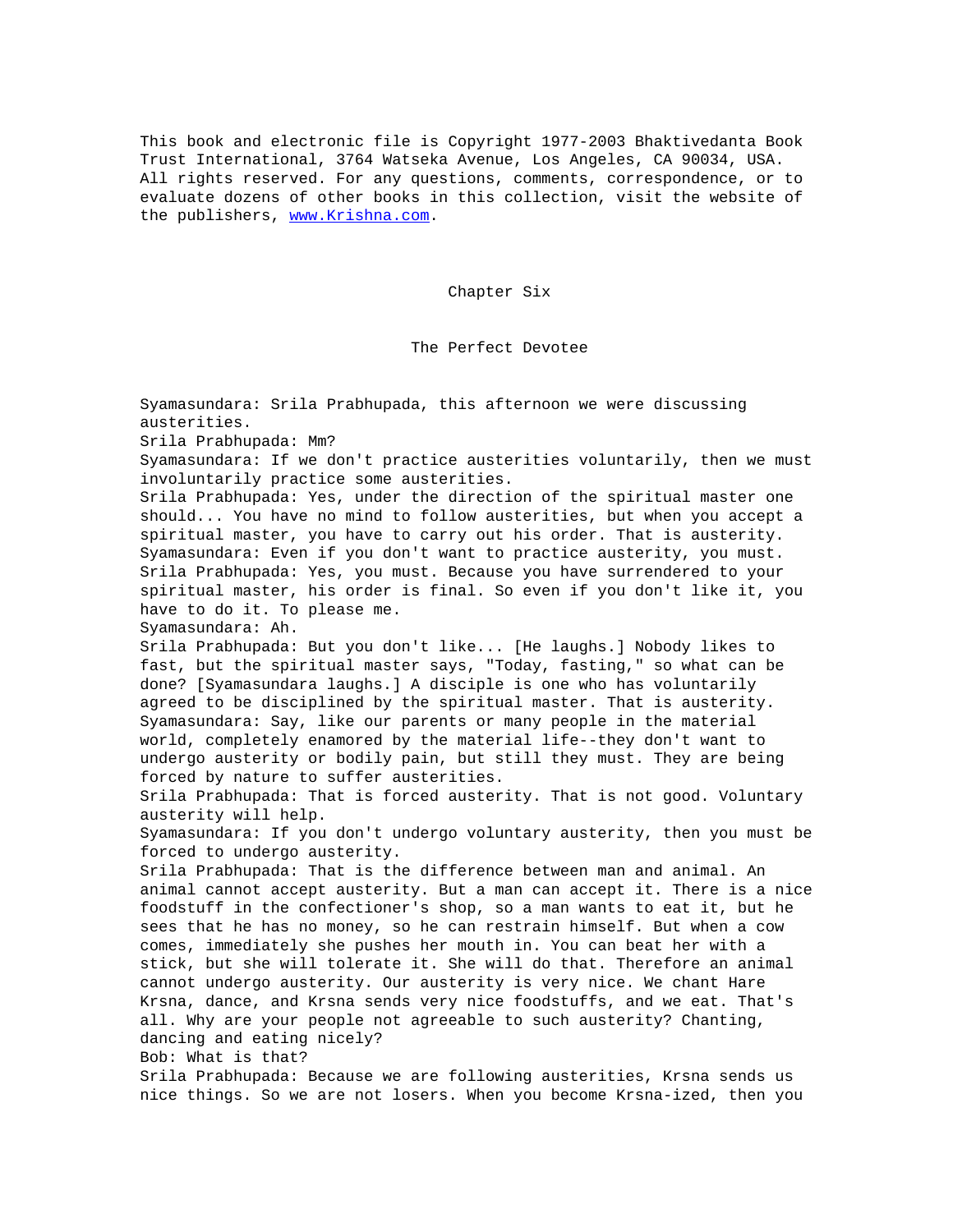This book and electronic file is Copyright 1977-2003 Bhaktivedanta Book Trust International, 3764 Watseka Avenue, Los Angeles, CA 90034, USA. All rights reserved. For any questions, comments, correspondence, or to evaluate dozens of other books in this collection, visit the website of the publishers, www.Krishna.com.

## Chapter Six

## The Perfect Devotee

Syamasundara: Srila Prabhupada, this afternoon we were discussing austerities.
Srila Prabhupada: Mm?
Syamasundara: If we don't practice austerities voluntarily, then we must involuntarily practice some austerities.
Srila Prabhupada: Yes, under the direction of the spiritual master one should... You have no mind to follow austerities, but when you accept a spiritual master, you have to carry out his order. That is austerity.
Syamasundara: Even if you don't want to practice austerity, you must.
Srila Prabhupada: Yes, you must. Because you have surrendered to your spiritual master, his order is final. So even if you don't like it, you have to do it. To please me.
Syamasundara: Ah.
Srila Prabhupada: But you don't like... [He laughs.] Nobody likes to fast, but the spiritual master says, "Today, fasting," so what can be done? [Syamasundara laughs.] A disciple is one who has voluntarily agreed to be disciplined by the spiritual master. That is austerity.
Syamasundara: Say, like our parents or many people in the material world, completely enamored by the material life--they don't want to undergo austerity or bodily pain, but still they must. They are being forced by nature to suffer austerities.
Srila Prabhupada: That is forced austerity. That is not good. Voluntary austerity will help.
Syamasundara: If you don't undergo voluntary austerity, then you must be forced to undergo austerity.
Srila Prabhupada: That is the difference between man and animal. An animal cannot accept austerity. But a man can accept it. There is a nice foodstuff in the confectioner's shop, so a man wants to eat it, but he sees that he has no money, so he can restrain himself. But when a cow comes, immediately she pushes her mouth in. You can beat her with a stick, but she will tolerate it. She will do that. Therefore an animal cannot undergo austerity. Our austerity is very nice. We chant Hare Krsna, dance, and Krsna sends very nice foodstuffs, and we eat. That's all. Why are your people not agreeable to such austerity? Chanting, dancing and eating nicely?
Bob: What is that?
Srila Prabhupada: Because we are following austerities, Krsna sends us nice things. So we are not losers. When you become Krsna-ized, then you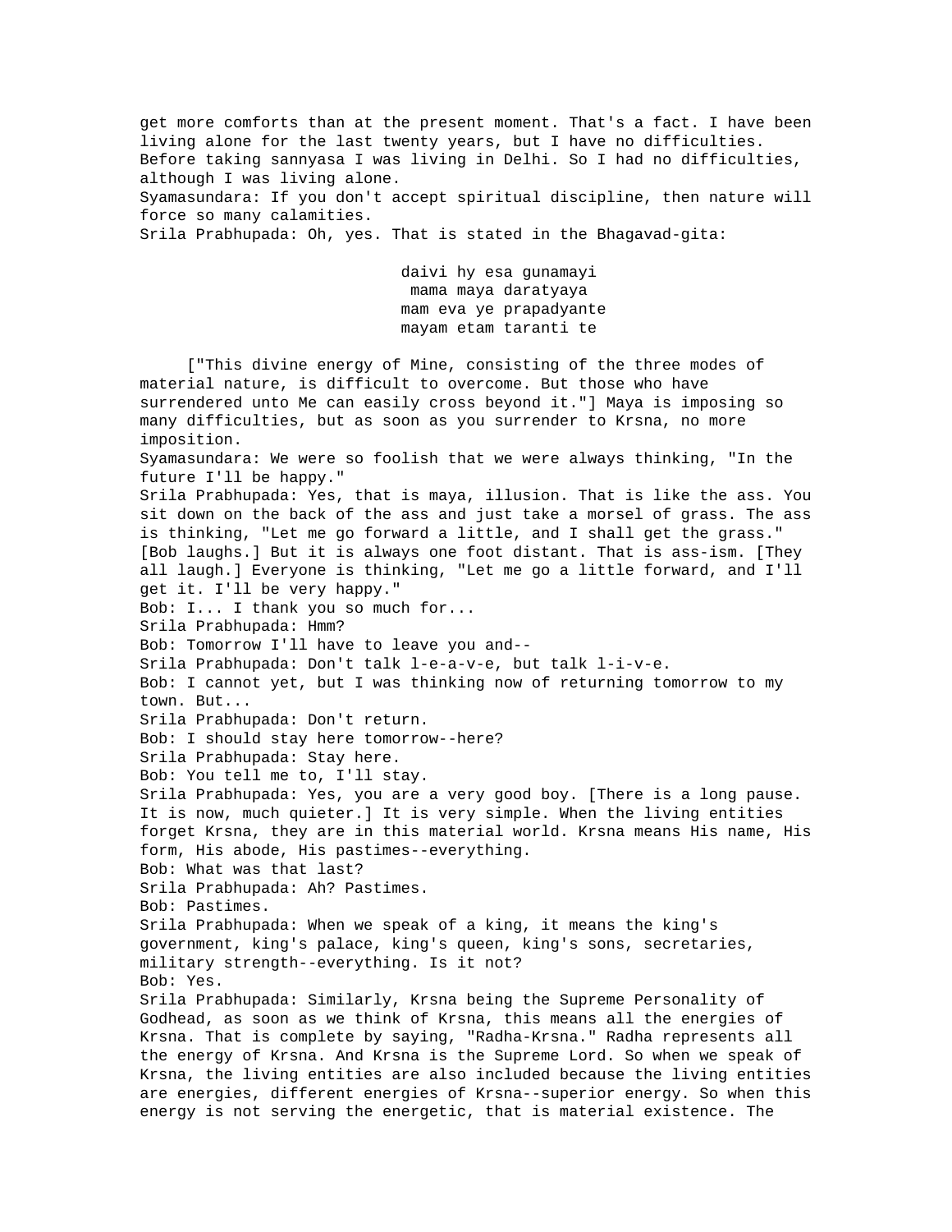get more comforts than at the present moment. That's a fact. I have been living alone for the last twenty years, but I have no difficulties. Before taking sannyasa I was living in Delhi. So I had no difficulties, although I was living alone.

Syamasundara: If you don't accept spiritual discipline, then nature will force so many calamities.

Srila Prabhupada: Oh, yes. That is stated in the Bhagavad-gita:

> daivi hy esa gunamayi
> mama maya daratyaya
> mam eva ye prapadyante
> mayam etam taranti te

["This divine energy of Mine, consisting of the three modes of material nature, is difficult to overcome. But those who have surrendered unto Me can easily cross beyond it."] Maya is imposing so many difficulties, but as soon as you surrender to Krsna, no more imposition.

Syamasundara: We were so foolish that we were always thinking, "In the future I'll be happy."

Srila Prabhupada: Yes, that is maya, illusion. That is like the ass. You sit down on the back of the ass and just take a morsel of grass. The ass is thinking, "Let me go forward a little, and I shall get the grass." [Bob laughs.] But it is always one foot distant. That is ass-ism. [They all laugh.] Everyone is thinking, "Let me go a little forward, and I'll get it. I'll be very happy."

Bob: I... I thank you so much for...

Srila Prabhupada: Hmm?

Bob: Tomorrow I'll have to leave you and--

Srila Prabhupada: Don't talk l-e-a-v-e, but talk l-i-v-e.

Bob: I cannot yet, but I was thinking now of returning tomorrow to my town. But...

Srila Prabhupada: Don't return.

Bob: I should stay here tomorrow--here?

Srila Prabhupada: Stay here.

Bob: You tell me to, I'll stay.

Srila Prabhupada: Yes, you are a very good boy. [There is a long pause. It is now, much quieter.] It is very simple. When the living entities forget Krsna, they are in this material world. Krsna means His name, His form, His abode, His pastimes--everything.

Bob: What was that last?

Srila Prabhupada: Ah? Pastimes.

Bob: Pastimes.

Srila Prabhupada: When we speak of a king, it means the king's government, king's palace, king's queen, king's sons, secretaries, military strength--everything. Is it not?

Bob: Yes.

Srila Prabhupada: Similarly, Krsna being the Supreme Personality of Godhead, as soon as we think of Krsna, this means all the energies of Krsna. That is complete by saying, "Radha-Krsna." Radha represents all the energy of Krsna. And Krsna is the Supreme Lord. So when we speak of Krsna, the living entities are also included because the living entities are energies, different energies of Krsna--superior energy. So when this energy is not serving the energetic, that is material existence. The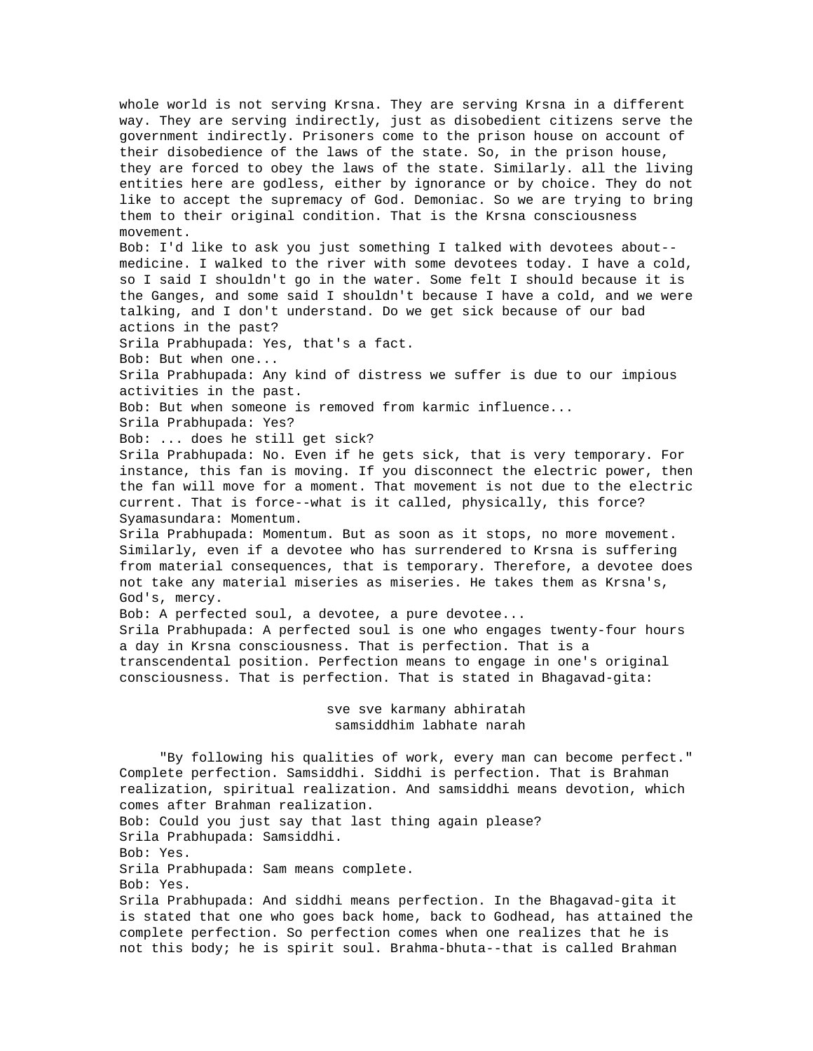whole world is not serving Krsna. They are serving Krsna in a different way. They are serving indirectly, just as disobedient citizens serve the government indirectly. Prisoners come to the prison house on account of their disobedience of the laws of the state. So, in the prison house, they are forced to obey the laws of the state. Similarly. all the living entities here are godless, either by ignorance or by choice. They do not like to accept the supremacy of God. Demoniac. So we are trying to bring them to their original condition. That is the Krsna consciousness movement.

Bob: I'd like to ask you just something I talked with devotees about--medicine. I walked to the river with some devotees today. I have a cold, so I said I shouldn't go in the water. Some felt I should because it is the Ganges, and some said I shouldn't because I have a cold, and we were talking, and I don't understand. Do we get sick because of our bad actions in the past?

Srila Prabhupada: Yes, that's a fact.

Bob: But when one...

Srila Prabhupada: Any kind of distress we suffer is due to our impious activities in the past.

Bob: But when someone is removed from karmic influence...

Srila Prabhupada: Yes?

Bob: ... does he still get sick?

Srila Prabhupada: No. Even if he gets sick, that is very temporary. For instance, this fan is moving. If you disconnect the electric power, then the fan will move for a moment. That movement is not due to the electric current. That is force--what is it called, physically, this force?

Syamasundara: Momentum.

Srila Prabhupada: Momentum. But as soon as it stops, no more movement. Similarly, even if a devotee who has surrendered to Krsna is suffering from material consequences, that is temporary. Therefore, a devotee does not take any material miseries as miseries. He takes them as Krsna's, God's, mercy.

Bob: A perfected soul, a devotee, a pure devotee...

Srila Prabhupada: A perfected soul is one who engages twenty-four hours a day in Krsna consciousness. That is perfection. That is a transcendental position. Perfection means to engage in one's original consciousness. That is perfection. That is stated in Bhagavad-gita:

> sve sve karmany abhiratah
> samsiddhim labhate narah

"By following his qualities of work, every man can become perfect." Complete perfection. Samsiddhi. Siddhi is perfection. That is Brahman realization, spiritual realization. And samsiddhi means devotion, which comes after Brahman realization.

Bob: Could you just say that last thing again please?

Srila Prabhupada: Samsiddhi.

Bob: Yes.

Srila Prabhupada: Sam means complete.

Bob: Yes.

Srila Prabhupada: And siddhi means perfection. In the Bhagavad-gita it is stated that one who goes back home, back to Godhead, has attained the complete perfection. So perfection comes when one realizes that he is not this body; he is spirit soul. Brahma-bhuta--that is called Brahman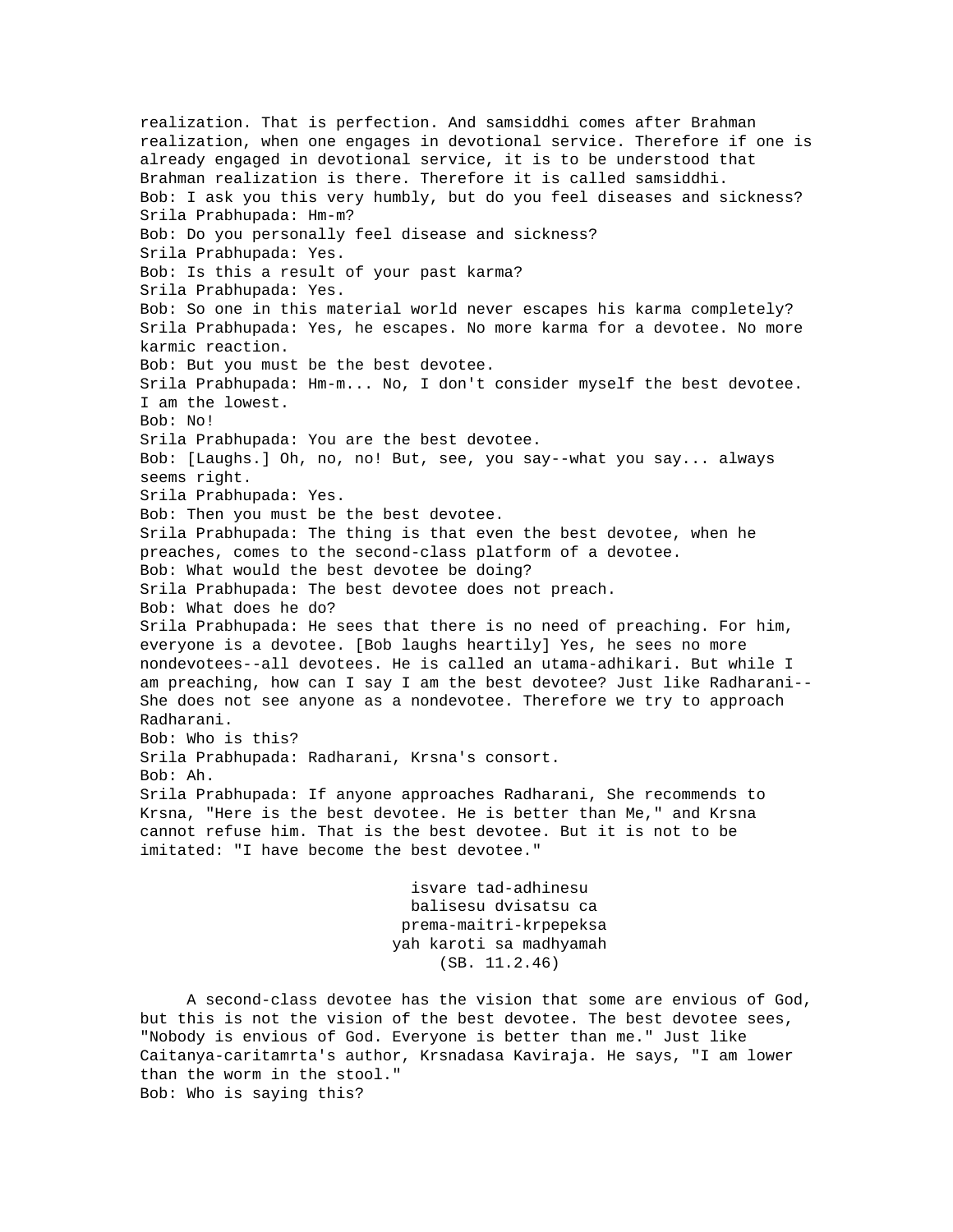realization. That is perfection. And samsiddhi comes after Brahman realization, when one engages in devotional service. Therefore if one is already engaged in devotional service, it is to be understood that Brahman realization is there. Therefore it is called samsiddhi.

Bob: I ask you this very humbly, but do you feel diseases and sickness?

Srila Prabhupada: Hm-m?

Bob: Do you personally feel disease and sickness?

Srila Prabhupada: Yes.

Bob: Is this a result of your past karma?

Srila Prabhupada: Yes.

Bob: So one in this material world never escapes his karma completely?

Srila Prabhupada: Yes, he escapes. No more karma for a devotee. No more karmic reaction.

Bob: But you must be the best devotee.

Srila Prabhupada: Hm-m... No, I don't consider myself the best devotee. I am the lowest.

Bob: No!

Srila Prabhupada: You are the best devotee.

Bob: [Laughs.] Oh, no, no! But, see, you say--what you say... always seems right.

Srila Prabhupada: Yes.

Bob: Then you must be the best devotee.

Srila Prabhupada: The thing is that even the best devotee, when he preaches, comes to the second-class platform of a devotee.

Bob: What would the best devotee be doing?

Srila Prabhupada: The best devotee does not preach.

Bob: What does he do?

Srila Prabhupada: He sees that there is no need of preaching. For him, everyone is a devotee. [Bob laughs heartily] Yes, he sees no more nondevotees--all devotees. He is called an utama-adhikari. But while I am preaching, how can I say I am the best devotee? Just like Radharani--She does not see anyone as a nondevotee. Therefore we try to approach Radharani.

Bob: Who is this?

Srila Prabhupada: Radharani, Krsna's consort.

Bob: Ah.

Srila Prabhupada: If anyone approaches Radharani, She recommends to Krsna, "Here is the best devotee. He is better than Me," and Krsna cannot refuse him. That is the best devotee. But it is not to be imitated: "I have become the best devotee."

isvare tad-adhinesu
balisesu dvisatsu ca
prema-maitri-krpepeksa
yah karoti sa madhyamah
(SB. 11.2.46)

A second-class devotee has the vision that some are envious of God, but this is not the vision of the best devotee. The best devotee sees, "Nobody is envious of God. Everyone is better than me." Just like Caitanya-caritamrta's author, Krsnadasa Kaviraja. He says, "I am lower than the worm in the stool."

Bob: Who is saying this?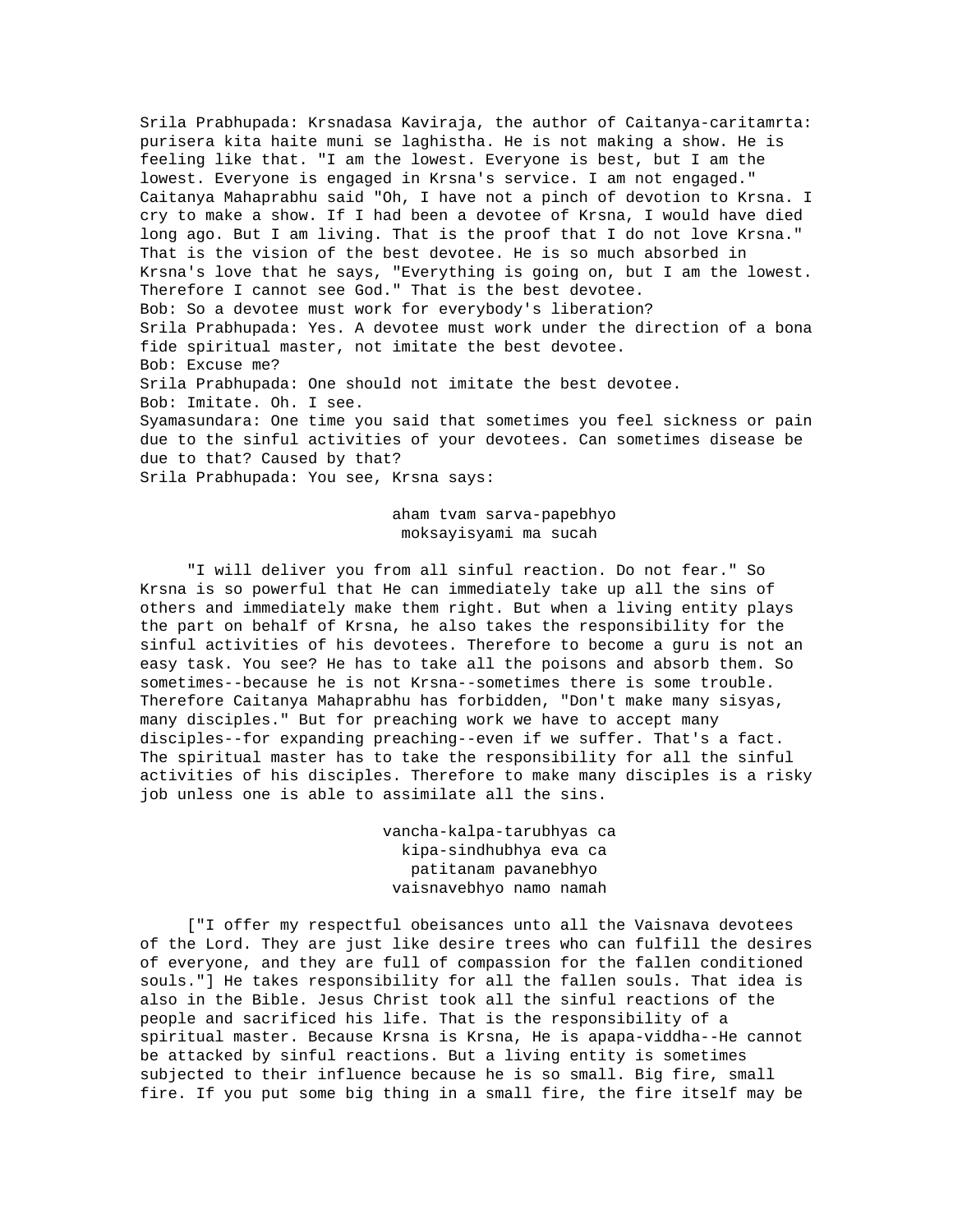Srila Prabhupada: Krsnadasa Kaviraja, the author of Caitanya-caritamrta: purisera kita haite muni se laghistha. He is not making a show. He is feeling like that. "I am the lowest. Everyone is best, but I am the lowest. Everyone is engaged in Krsna's service. I am not engaged." Caitanya Mahaprabhu said "Oh, I have not a pinch of devotion to Krsna. I cry to make a show. If I had been a devotee of Krsna, I would have died long ago. But I am living. That is the proof that I do not love Krsna." That is the vision of the best devotee. He is so much absorbed in Krsna's love that he says, "Everything is going on, but I am the lowest. Therefore I cannot see God." That is the best devotee.

Bob: So a devotee must work for everybody's liberation?

Srila Prabhupada: Yes. A devotee must work under the direction of a bona fide spiritual master, not imitate the best devotee.

Bob: Excuse me?

Srila Prabhupada: One should not imitate the best devotee.

Bob: Imitate. Oh. I see.

Syamasundara: One time you said that sometimes you feel sickness or pain due to the sinful activities of your devotees. Can sometimes disease be due to that? Caused by that?

Srila Prabhupada: You see, Krsna says:

> aham tvam sarva-papebhyo
> moksayisyami ma sucah

"I will deliver you from all sinful reaction. Do not fear." So Krsna is so powerful that He can immediately take up all the sins of others and immediately make them right. But when a living entity plays the part on behalf of Krsna, he also takes the responsibility for the sinful activities of his devotees. Therefore to become a guru is not an easy task. You see? He has to take all the poisons and absorb them. So sometimes--because he is not Krsna--sometimes there is some trouble. Therefore Caitanya Mahaprabhu has forbidden, "Don't make many sisyas, many disciples." But for preaching work we have to accept many disciples--for expanding preaching--even if we suffer. That's a fact. The spiritual master has to take the responsibility for all the sinful activities of his disciples. Therefore to make many disciples is a risky job unless one is able to assimilate all the sins.

> vancha-kalpa-tarubhyas ca
> kipa-sindhubhya eva ca
> patitanam pavanebhyo
> vaisnavebhyo namo namah

["I offer my respectful obeisances unto all the Vaisnava devotees of the Lord. They are just like desire trees who can fulfill the desires of everyone, and they are full of compassion for the fallen conditioned souls."] He takes responsibility for all the fallen souls. That idea is also in the Bible. Jesus Christ took all the sinful reactions of the people and sacrificed his life. That is the responsibility of a spiritual master. Because Krsna is Krsna, He is apapa-viddha--He cannot be attacked by sinful reactions. But a living entity is sometimes subjected to their influence because he is so small. Big fire, small fire. If you put some big thing in a small fire, the fire itself may be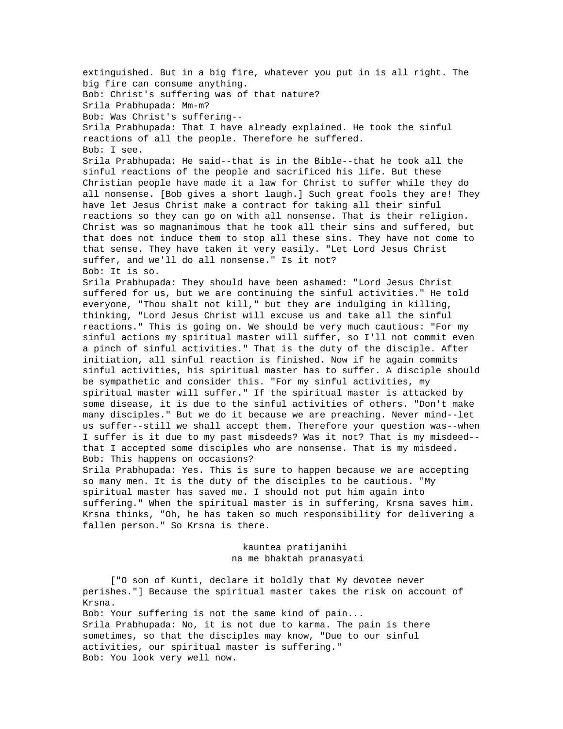extinguished. But in a big fire, whatever you put in is all right. The big fire can consume anything.

Bob: Christ's suffering was of that nature?

Srila Prabhupada: Mm-m?

Bob: Was Christ's suffering--

Srila Prabhupada: That I have already explained. He took the sinful reactions of all the people. Therefore he suffered.

Bob: I see.

Srila Prabhupada: He said--that is in the Bible--that he took all the sinful reactions of the people and sacrificed his life. But these Christian people have made it a law for Christ to suffer while they do all nonsense. [Bob gives a short laugh.] Such great fools they are! They have let Jesus Christ make a contract for taking all their sinful reactions so they can go on with all nonsense. That is their religion. Christ was so magnanimous that he took all their sins and suffered, but that does not induce them to stop all these sins. They have not come to that sense. They have taken it very easily. "Let Lord Jesus Christ suffer, and we'll do all nonsense." Is it not?

Bob: It is so.

Srila Prabhupada: They should have been ashamed: "Lord Jesus Christ suffered for us, but we are continuing the sinful activities." He told everyone, "Thou shalt not kill," but they are indulging in killing, thinking, "Lord Jesus Christ will excuse us and take all the sinful reactions." This is going on. We should be very much cautious: "For my sinful actions my spiritual master will suffer, so I'll not commit even a pinch of sinful activities." That is the duty of the disciple. After initiation, all sinful reaction is finished. Now if he again commits sinful activities, his spiritual master has to suffer. A disciple should be sympathetic and consider this. "For my sinful activities, my spiritual master will suffer." If the spiritual master is attacked by some disease, it is due to the sinful activities of others. "Don't make many disciples." But we do it because we are preaching. Never mind--let us suffer--still we shall accept them. Therefore your question was--when I suffer is it due to my past misdeeds? Was it not? That is my misdeed--that I accepted some disciples who are nonsense. That is my misdeed.

Bob: This happens on occasions?

Srila Prabhupada: Yes. This is sure to happen because we are accepting so many men. It is the duty of the disciples to be cautious. "My spiritual master has saved me. I should not put him again into suffering." When the spiritual master is in suffering, Krsna saves him. Krsna thinks, "Oh, he has taken so much responsibility for delivering a fallen person." So Krsna is there.

kauntea pratijanihi
na me bhaktah pranasyati

["O son of Kunti, declare it boldly that My devotee never perishes."] Because the spiritual master takes the risk on account of Krsna.

Bob: Your suffering is not the same kind of pain...

Srila Prabhupada: No, it is not due to karma. The pain is there sometimes, so that the disciples may know, "Due to our sinful activities, our spiritual master is suffering."

Bob: You look very well now.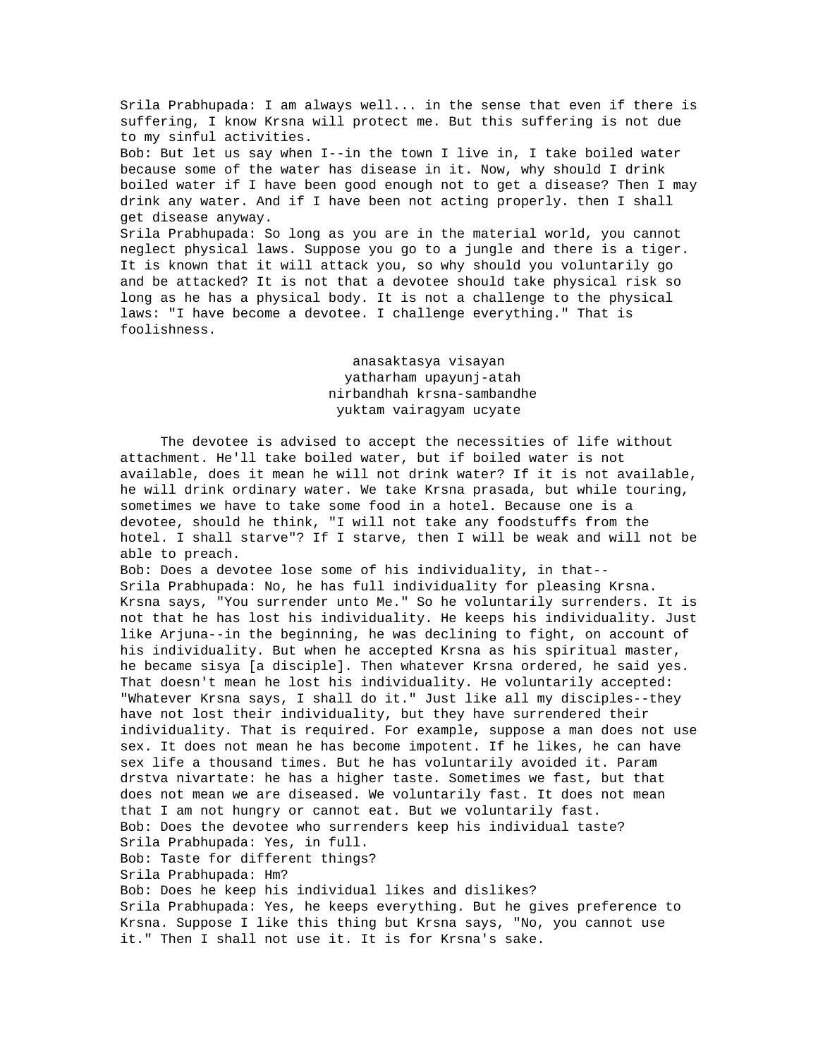Srila Prabhupada: I am always well... in the sense that even if there is suffering, I know Krsna will protect me. But this suffering is not due to my sinful activities.

Bob: But let us say when I--in the town I live in, I take boiled water because some of the water has disease in it. Now, why should I drink boiled water if I have been good enough not to get a disease? Then I may drink any water. And if I have been not acting properly. then I shall get disease anyway.

Srila Prabhupada: So long as you are in the material world, you cannot neglect physical laws. Suppose you go to a jungle and there is a tiger. It is known that it will attack you, so why should you voluntarily go and be attacked? It is not that a devotee should take physical risk so long as he has a physical body. It is not a challenge to the physical laws: "I have become a devotee. I challenge everything." That is foolishness.

anasaktasya visayan
yatharham upayunj-atah
nirbandhah krsna-sambandhe
yuktam vairagyam ucyate

The devotee is advised to accept the necessities of life without attachment. He'll take boiled water, but if boiled water is not available, does it mean he will not drink water? If it is not available, he will drink ordinary water. We take Krsna prasada, but while touring, sometimes we have to take some food in a hotel. Because one is a devotee, should he think, "I will not take any foodstuffs from the hotel. I shall starve"? If I starve, then I will be weak and will not be able to preach.

Bob: Does a devotee lose some of his individuality, in that--

Srila Prabhupada: No, he has full individuality for pleasing Krsna. Krsna says, "You surrender unto Me." So he voluntarily surrenders. It is not that he has lost his individuality. He keeps his individuality. Just like Arjuna--in the beginning, he was declining to fight, on account of his individuality. But when he accepted Krsna as his spiritual master, he became sisya [a disciple]. Then whatever Krsna ordered, he said yes. That doesn't mean he lost his individuality. He voluntarily accepted: "Whatever Krsna says, I shall do it." Just like all my disciples--they have not lost their individuality, but they have surrendered their individuality. That is required. For example, suppose a man does not use sex. It does not mean he has become impotent. If he likes, he can have sex life a thousand times. But he has voluntarily avoided it. Param drstva nivartate: he has a higher taste. Sometimes we fast, but that does not mean we are diseased. We voluntarily fast. It does not mean that I am not hungry or cannot eat. But we voluntarily fast.

Bob: Does the devotee who surrenders keep his individual taste?

Srila Prabhupada: Yes, in full.

Bob: Taste for different things?

Srila Prabhupada: Hm?

Bob: Does he keep his individual likes and dislikes?

Srila Prabhupada: Yes, he keeps everything. But he gives preference to Krsna. Suppose I like this thing but Krsna says, "No, you cannot use it." Then I shall not use it. It is for Krsna's sake.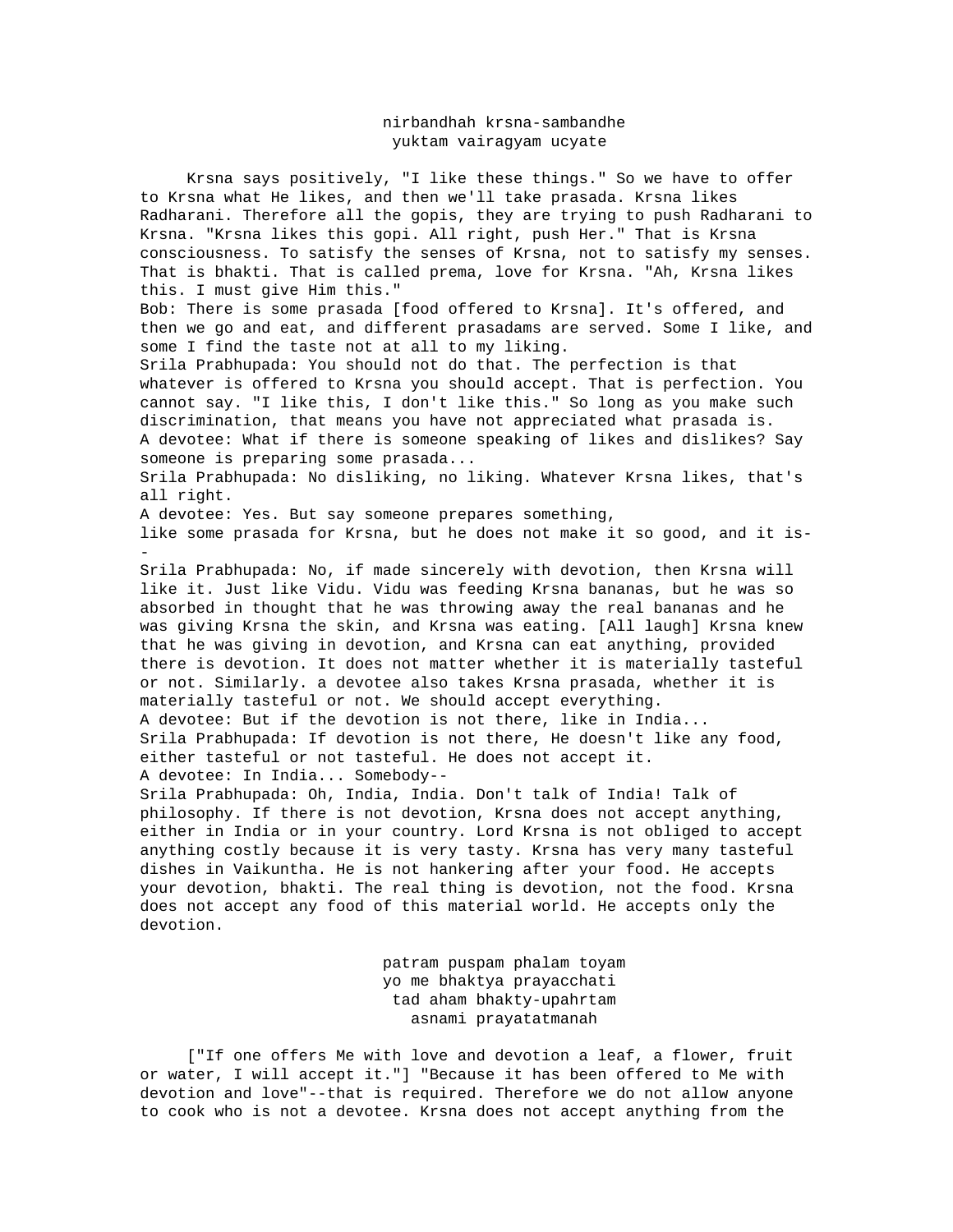nirbandhah krsna-sambandhe  
yuktam vairagyam ucyate

Krsna says positively, "I like these things." So we have to offer to Krsna what He likes, and then we'll take prasada. Krsna likes Radharani. Therefore all the gopis, they are trying to push Radharani to Krsna. "Krsna likes this gopi. All right, push Her." That is Krsna consciousness. To satisfy the senses of Krsna, not to satisfy my senses. That is bhakti. That is called prema, love for Krsna. "Ah, Krsna likes this. I must give Him this."

Bob: There is some prasada [food offered to Krsna]. It's offered, and then we go and eat, and different prasadams are served. Some I like, and some I find the taste not at all to my liking.

Srila Prabhupada: You should not do that. The perfection is that whatever is offered to Krsna you should accept. That is perfection. You cannot say. "I like this, I don't like this." So long as you make such discrimination, that means you have not appreciated what prasada is.

A devotee: What if there is someone speaking of likes and dislikes? Say someone is preparing some prasada...

Srila Prabhupada: No disliking, no liking. Whatever Krsna likes, that's all right.

A devotee: Yes. But say someone prepares something, like some prasada for Krsna, but he does not make it so good, and it is--

Srila Prabhupada: No, if made sincerely with devotion, then Krsna will like it. Just like Vidu. Vidu was feeding Krsna bananas, but he was so absorbed in thought that he was throwing away the real bananas and he was giving Krsna the skin, and Krsna was eating. [All laugh] Krsna knew that he was giving in devotion, and Krsna can eat anything, provided there is devotion. It does not matter whether it is materially tasteful or not. Similarly. a devotee also takes Krsna prasada, whether it is materially tasteful or not. We should accept everything.

A devotee: But if the devotion is not there, like in India...

Srila Prabhupada: If devotion is not there, He doesn't like any food, either tasteful or not tasteful. He does not accept it.

A devotee: In India... Somebody--

Srila Prabhupada: Oh, India, India. Don't talk of India! Talk of philosophy. If there is not devotion, Krsna does not accept anything, either in India or in your country. Lord Krsna is not obliged to accept anything costly because it is very tasty. Krsna has very many tasteful dishes in Vaikuntha. He is not hankering after your food. He accepts your devotion, bhakti. The real thing is devotion, not the food. Krsna does not accept any food of this material world. He accepts only the devotion.

patram puspam phalam toyam  
yo me bhaktya prayacchati  
tad aham bhakty-upahrtam  
asnami prayatatmanah

["If one offers Me with love and devotion a leaf, a flower, fruit or water, I will accept it."] "Because it has been offered to Me with devotion and love"--that is required. Therefore we do not allow anyone to cook who is not a devotee. Krsna does not accept anything from the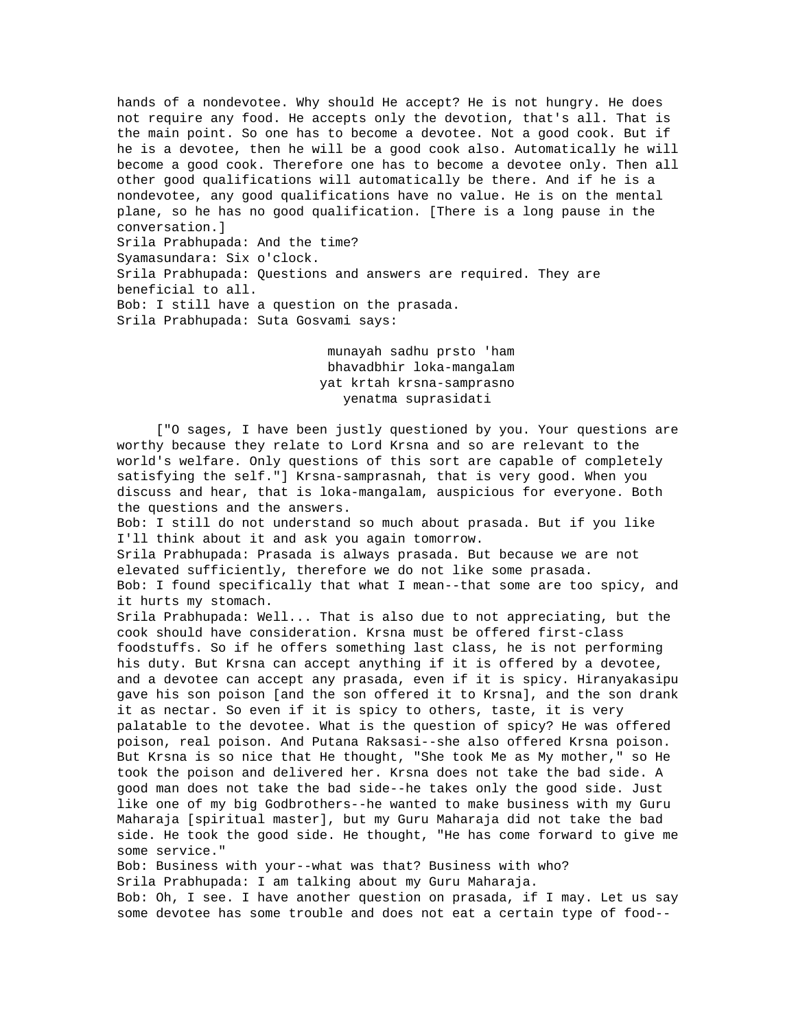hands of a nondevotee. Why should He accept? He is not hungry. He does not require any food. He accepts only the devotion, that's all. That is the main point. So one has to become a devotee. Not a good cook. But if he is a devotee, then he will be a good cook also. Automatically he will become a good cook. Therefore one has to become a devotee only. Then all other good qualifications will automatically be there. And if he is a nondevotee, any good qualifications have no value. He is on the mental plane, so he has no good qualification. [There is a long pause in the conversation.]

Srila Prabhupada: And the time?

Syamasundara: Six o'clock.

Srila Prabhupada: Questions and answers are required. They are beneficial to all.

Bob: I still have a question on the prasada.

Srila Prabhupada: Suta Gosvami says:

> munayah sadhu prsto 'ham
> bhavadbhir loka-mangalam
> yat krtah krsna-samprasno
> yenatma suprasidati

["O sages, I have been justly questioned by you. Your questions are worthy because they relate to Lord Krsna and so are relevant to the world's welfare. Only questions of this sort are capable of completely satisfying the self."] Krsna-samprasnah, that is very good. When you discuss and hear, that is loka-mangalam, auspicious for everyone. Both the questions and the answers.

Bob: I still do not understand so much about prasada. But if you like I'll think about it and ask you again tomorrow.

Srila Prabhupada: Prasada is always prasada. But because we are not elevated sufficiently, therefore we do not like some prasada.

Bob: I found specifically that what I mean--that some are too spicy, and it hurts my stomach.

Srila Prabhupada: Well... That is also due to not appreciating, but the cook should have consideration. Krsna must be offered first-class foodstuffs. So if he offers something last class, he is not performing his duty. But Krsna can accept anything if it is offered by a devotee, and a devotee can accept any prasada, even if it is spicy. Hiranyakasipu gave his son poison [and the son offered it to Krsna], and the son drank it as nectar. So even if it is spicy to others, taste, it is very palatable to the devotee. What is the question of spicy? He was offered poison, real poison. And Putana Raksasi--she also offered Krsna poison. But Krsna is so nice that He thought, "She took Me as My mother," so He took the poison and delivered her. Krsna does not take the bad side. A good man does not take the bad side--he takes only the good side. Just like one of my big Godbrothers--he wanted to make business with my Guru Maharaja [spiritual master], but my Guru Maharaja did not take the bad side. He took the good side. He thought, "He has come forward to give me some service."

Bob: Business with your--what was that? Business with who?

Srila Prabhupada: I am talking about my Guru Maharaja.

Bob: Oh, I see. I have another question on prasada, if I may. Let us say some devotee has some trouble and does not eat a certain type of food--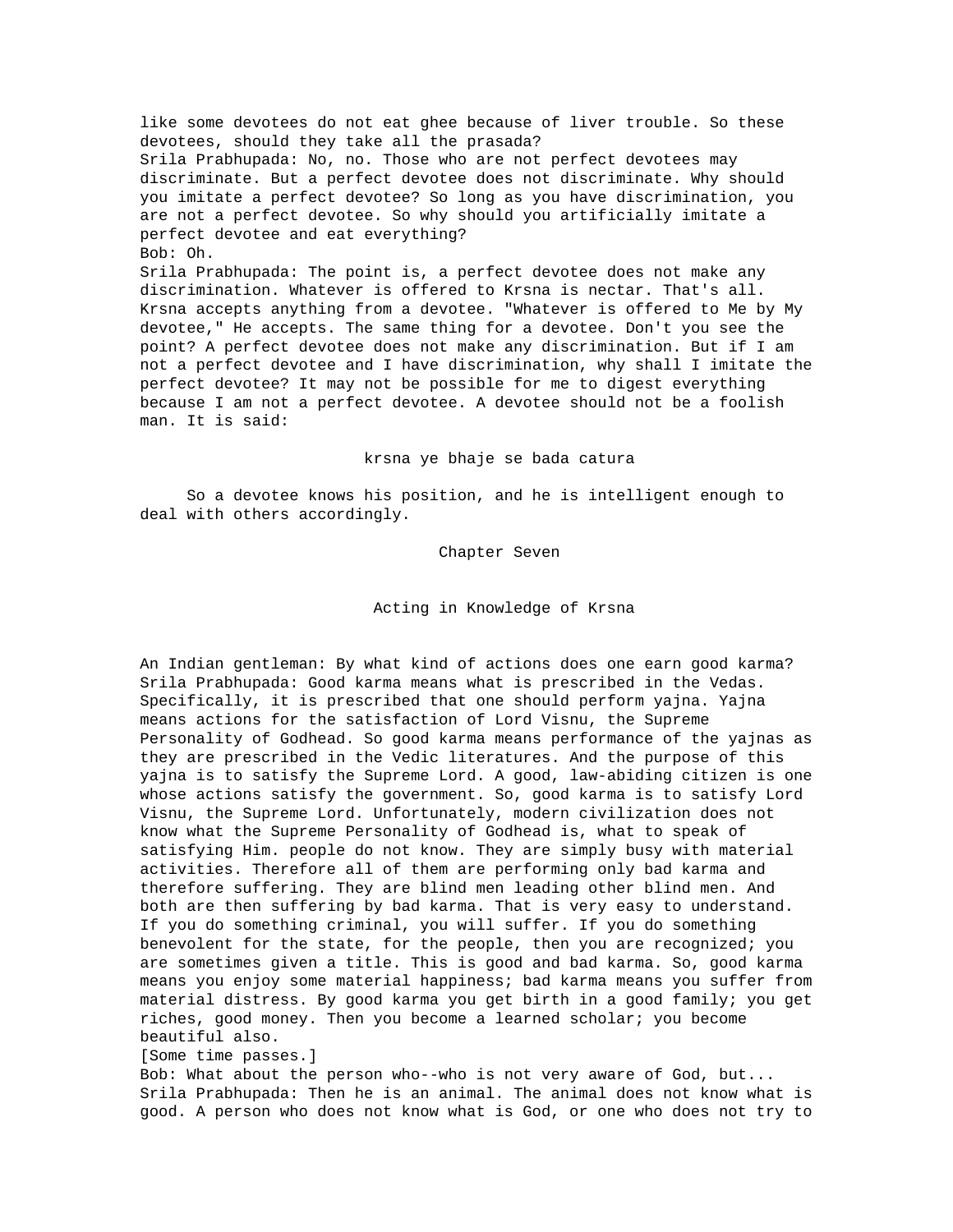like some devotees do not eat ghee because of liver trouble. So these devotees, should they take all the prasada?

Srila Prabhupada: No, no. Those who are not perfect devotees may discriminate. But a perfect devotee does not discriminate. Why should you imitate a perfect devotee? So long as you have discrimination, you are not a perfect devotee. So why should you artificially imitate a perfect devotee and eat everything?

Bob: Oh.

Srila Prabhupada: The point is, a perfect devotee does not make any discrimination. Whatever is offered to Krsna is nectar. That's all. Krsna accepts anything from a devotee. "Whatever is offered to Me by My devotee," He accepts. The same thing for a devotee. Don't you see the point? A perfect devotee does not make any discrimination. But if I am not a perfect devotee and I have discrimination, why shall I imitate the perfect devotee? It may not be possible for me to digest everything because I am not a perfect devotee. A devotee should not be a foolish man. It is said:

krsna ye bhaje se bada catura

So a devotee knows his position, and he is intelligent enough to deal with others accordingly.

# Chapter Seven

## Acting in Knowledge of Krsna

An Indian gentleman: By what kind of actions does one earn good karma?

Srila Prabhupada: Good karma means what is prescribed in the Vedas. Specifically, it is prescribed that one should perform yajna. Yajna means actions for the satisfaction of Lord Visnu, the Supreme Personality of Godhead. So good karma means performance of the yajnas as they are prescribed in the Vedic literatures. And the purpose of this yajna is to satisfy the Supreme Lord. A good, law-abiding citizen is one whose actions satisfy the government. So, good karma is to satisfy Lord Visnu, the Supreme Lord. Unfortunately, modern civilization does not know what the Supreme Personality of Godhead is, what to speak of satisfying Him. people do not know. They are simply busy with material activities. Therefore all of them are performing only bad karma and therefore suffering. They are blind men leading other blind men. And both are then suffering by bad karma. That is very easy to understand. If you do something criminal, you will suffer. If you do something benevolent for the state, for the people, then you are recognized; you are sometimes given a title. This is good and bad karma. So, good karma means you enjoy some material happiness; bad karma means you suffer from material distress. By good karma you get birth in a good family; you get riches, good money. Then you become a learned scholar; you become beautiful also.

[Some time passes.]

Bob: What about the person who--who is not very aware of God, but...

Srila Prabhupada: Then he is an animal. The animal does not know what is good. A person who does not know what is God, or one who does not try to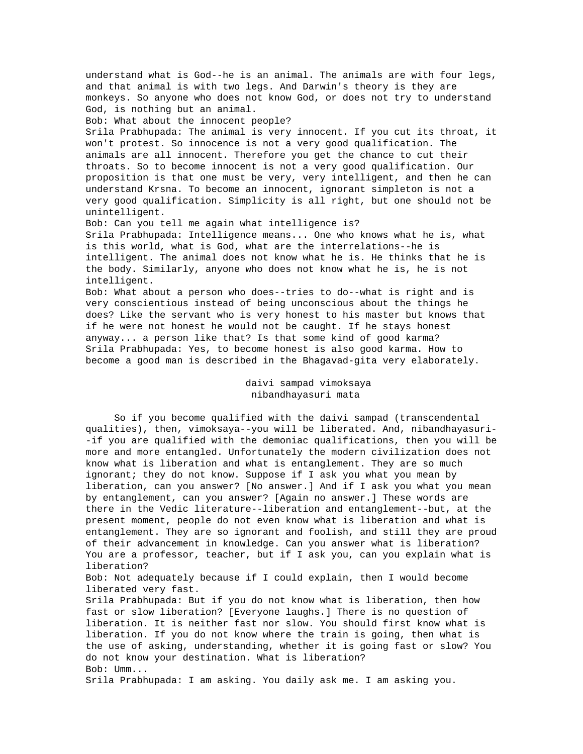understand what is God--he is an animal. The animals are with four legs, and that animal is with two legs. And Darwin's theory is they are monkeys. So anyone who does not know God, or does not try to understand God, is nothing but an animal.

Bob: What about the innocent people?

Srila Prabhupada: The animal is very innocent. If you cut its throat, it won't protest. So innocence is not a very good qualification. The animals are all innocent. Therefore you get the chance to cut their throats. So to become innocent is not a very good qualification. Our proposition is that one must be very, very intelligent, and then he can understand Krsna. To become an innocent, ignorant simpleton is not a very good qualification. Simplicity is all right, but one should not be unintelligent.

Bob: Can you tell me again what intelligence is?

Srila Prabhupada: Intelligence means... One who knows what he is, what is this world, what is God, what are the interrelations--he is intelligent. The animal does not know what he is. He thinks that he is the body. Similarly, anyone who does not know what he is, he is not intelligent.

Bob: What about a person who does--tries to do--what is right and is very conscientious instead of being unconscious about the things he does? Like the servant who is very honest to his master but knows that if he were not honest he would not be caught. If he stays honest anyway... a person like that? Is that some kind of good karma?

Srila Prabhupada: Yes, to become honest is also good karma. How to become a good man is described in the Bhagavad-gita very elaborately.

daivi sampad vimoksaya
nibandhayasuri mata

So if you become qualified with the daivi sampad (transcendental qualities), then, vimoksaya--you will be liberated. And, nibandhayasuri--if you are qualified with the demoniac qualifications, then you will be more and more entangled. Unfortunately the modern civilization does not know what is liberation and what is entanglement. They are so much ignorant; they do not know. Suppose if I ask you what you mean by liberation, can you answer? [No answer.] And if I ask you what you mean by entanglement, can you answer? [Again no answer.] These words are there in the Vedic literature--liberation and entanglement--but, at the present moment, people do not even know what is liberation and what is entanglement. They are so ignorant and foolish, and still they are proud of their advancement in knowledge. Can you answer what is liberation? You are a professor, teacher, but if I ask you, can you explain what is liberation?

Bob: Not adequately because if I could explain, then I would become liberated very fast.

Srila Prabhupada: But if you do not know what is liberation, then how fast or slow liberation? [Everyone laughs.] There is no question of liberation. It is neither fast nor slow. You should first know what is liberation. If you do not know where the train is going, then what is the use of asking, understanding, whether it is going fast or slow? You do not know your destination. What is liberation?

Bob: Umm...

Srila Prabhupada: I am asking. You daily ask me. I am asking you.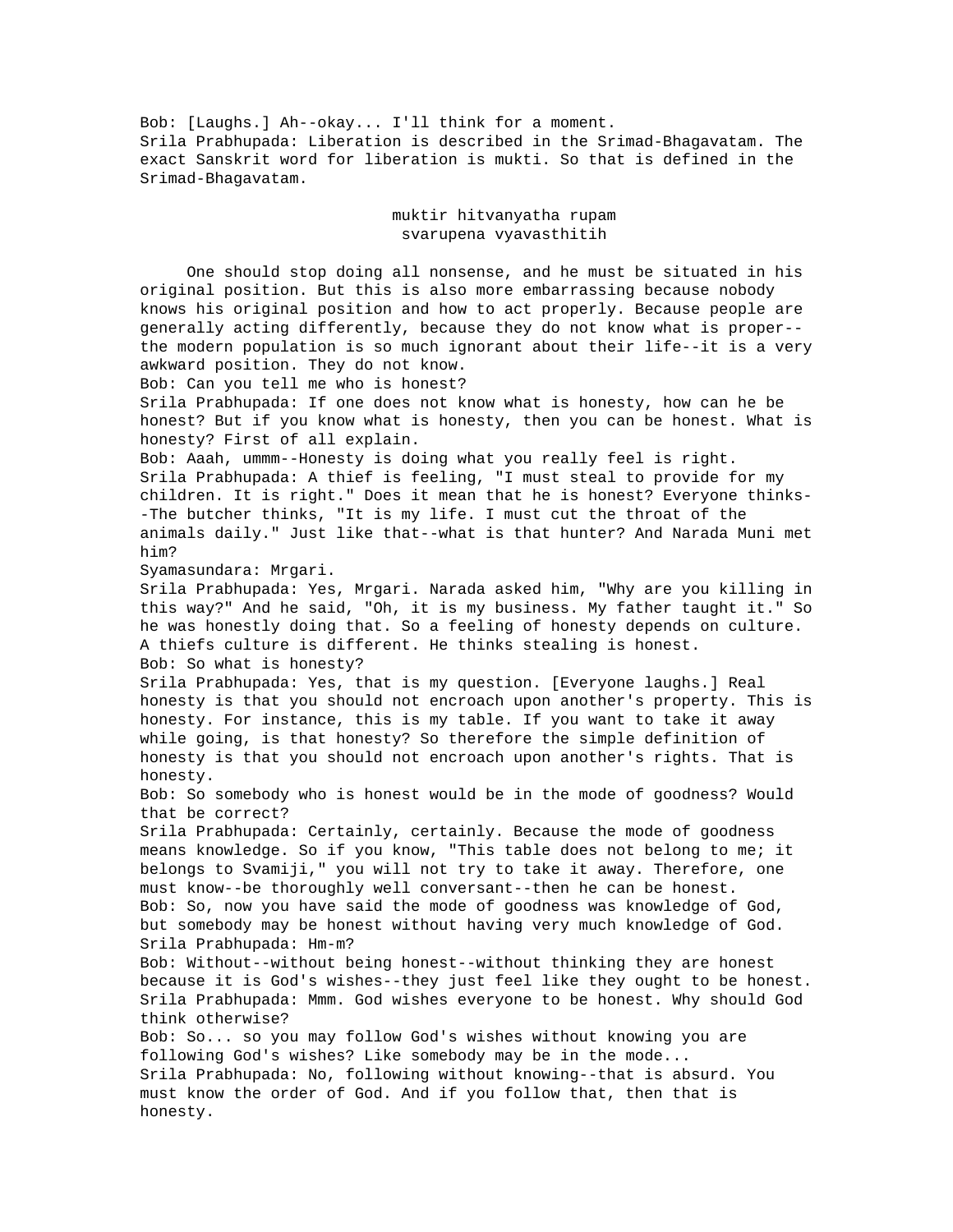Bob: [Laughs.] Ah--okay... I'll think for a moment.
Srila Prabhupada: Liberation is described in the Srimad-Bhagavatam. The exact Sanskrit word for liberation is mukti. So that is defined in the Srimad-Bhagavatam.

muktir hitvanyatha rupam
svarupena vyavasthitih

One should stop doing all nonsense, and he must be situated in his original position. But this is also more embarrassing because nobody knows his original position and how to act properly. Because people are generally acting differently, because they do not know what is proper--the modern population is so much ignorant about their life--it is a very awkward position. They do not know.
Bob: Can you tell me who is honest?
Srila Prabhupada: If one does not know what is honesty, how can he be honest? But if you know what is honesty, then you can be honest. What is honesty? First of all explain.
Bob: Aaah, ummm--Honesty is doing what you really feel is right.
Srila Prabhupada: A thief is feeling, "I must steal to provide for my children. It is right." Does it mean that he is honest? Everyone thinks--The butcher thinks, "It is my life. I must cut the throat of the animals daily." Just like that--what is that hunter? And Narada Muni met him?
Syamasundara: Mrgari.
Srila Prabhupada: Yes, Mrgari. Narada asked him, "Why are you killing in this way?" And he said, "Oh, it is my business. My father taught it." So he was honestly doing that. So a feeling of honesty depends on culture. A thiefs culture is different. He thinks stealing is honest.
Bob: So what is honesty?
Srila Prabhupada: Yes, that is my question. [Everyone laughs.] Real honesty is that you should not encroach upon another's property. This is honesty. For instance, this is my table. If you want to take it away while going, is that honesty? So therefore the simple definition of honesty is that you should not encroach upon another's rights. That is honesty.
Bob: So somebody who is honest would be in the mode of goodness? Would that be correct?
Srila Prabhupada: Certainly, certainly. Because the mode of goodness means knowledge. So if you know, "This table does not belong to me; it belongs to Svamiji," you will not try to take it away. Therefore, one must know--be thoroughly well conversant--then he can be honest.
Bob: So, now you have said the mode of goodness was knowledge of God, but somebody may be honest without having very much knowledge of God.
Srila Prabhupada: Hm-m?
Bob: Without--without being honest--without thinking they are honest because it is God's wishes--they just feel like they ought to be honest.
Srila Prabhupada: Mmm. God wishes everyone to be honest. Why should God think otherwise?
Bob: So... so you may follow God's wishes without knowing you are following God's wishes? Like somebody may be in the mode...
Srila Prabhupada: No, following without knowing--that is absurd. You must know the order of God. And if you follow that, then that is honesty.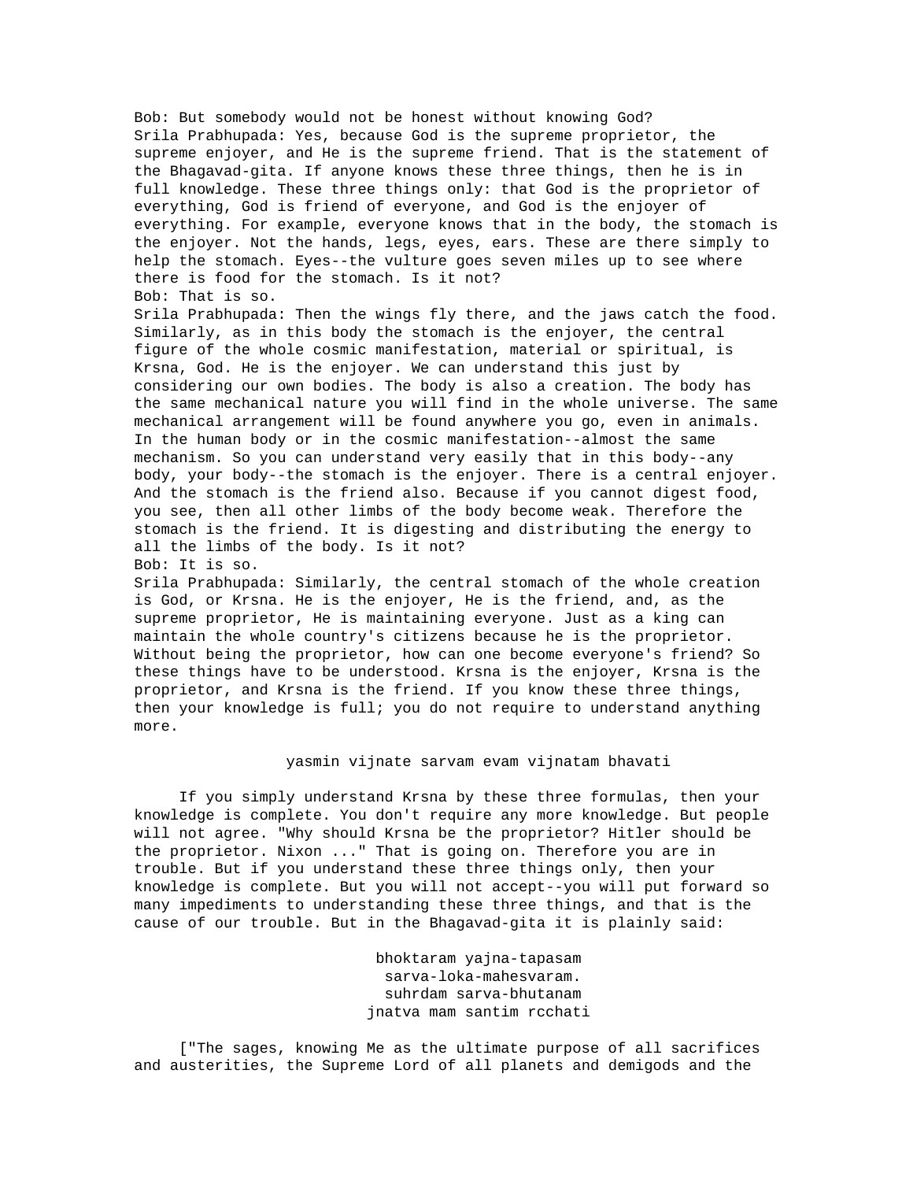Bob: But somebody would not be honest without knowing God?
Srila Prabhupada: Yes, because God is the supreme proprietor, the supreme enjoyer, and He is the supreme friend. That is the statement of the Bhagavad-gita. If anyone knows these three things, then he is in full knowledge. These three things only: that God is the proprietor of everything, God is friend of everyone, and God is the enjoyer of everything. For example, everyone knows that in the body, the stomach is the enjoyer. Not the hands, legs, eyes, ears. These are there simply to help the stomach. Eyes--the vulture goes seven miles up to see where there is food for the stomach. Is it not?
Bob: That is so.
Srila Prabhupada: Then the wings fly there, and the jaws catch the food. Similarly, as in this body the stomach is the enjoyer, the central figure of the whole cosmic manifestation, material or spiritual, is Krsna, God. He is the enjoyer. We can understand this just by considering our own bodies. The body is also a creation. The body has the same mechanical nature you will find in the whole universe. The same mechanical arrangement will be found anywhere you go, even in animals. In the human body or in the cosmic manifestation--almost the same mechanism. So you can understand very easily that in this body--any body, your body--the stomach is the enjoyer. There is a central enjoyer. And the stomach is the friend also. Because if you cannot digest food, you see, then all other limbs of the body become weak. Therefore the stomach is the friend. It is digesting and distributing the energy to all the limbs of the body. Is it not?
Bob: It is so.
Srila Prabhupada: Similarly, the central stomach of the whole creation is God, or Krsna. He is the enjoyer, He is the friend, and, as the supreme proprietor, He is maintaining everyone. Just as a king can maintain the whole country's citizens because he is the proprietor. Without being the proprietor, how can one become everyone's friend? So these things have to be understood. Krsna is the enjoyer, Krsna is the proprietor, and Krsna is the friend. If you know these three things, then your knowledge is full; you do not require to understand anything more.

yasmin vijnate sarvam evam vijnatam bhavati

If you simply understand Krsna by these three formulas, then your knowledge is complete. You don't require any more knowledge. But people will not agree. "Why should Krsna be the proprietor? Hitler should be the proprietor. Nixon ..." That is going on. Therefore you are in trouble. But if you understand these three things only, then your knowledge is complete. But you will not accept--you will put forward so many impediments to understanding these three things, and that is the cause of our trouble. But in the Bhagavad-gita it is plainly said:

bhoktaram yajna-tapasam
sarva-loka-mahesvaram.
suhrdam sarva-bhutanam
jnatva mam santim rcchati

["The sages, knowing Me as the ultimate purpose of all sacrifices and austerities, the Supreme Lord of all planets and demigods and the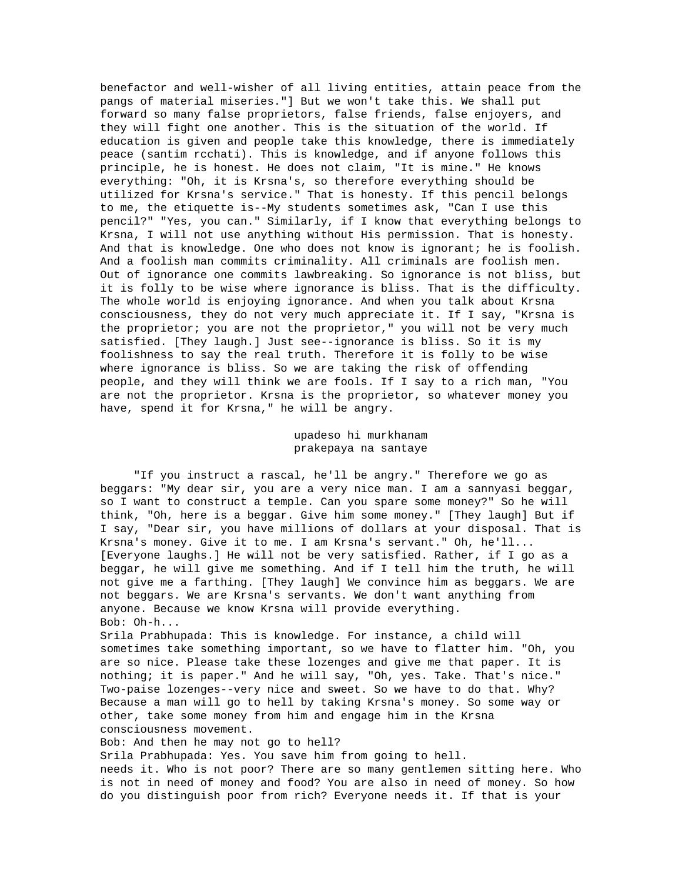benefactor and well-wisher of all living entities, attain peace from the pangs of material miseries."] But we won't take this. We shall put forward so many false proprietors, false friends, false enjoyers, and they will fight one another. This is the situation of the world. If education is given and people take this knowledge, there is immediately peace (santim rcchati). This is knowledge, and if anyone follows this principle, he is honest. He does not claim, "It is mine." He knows everything: "Oh, it is Krsna's, so therefore everything should be utilized for Krsna's service." That is honesty. If this pencil belongs to me, the etiquette is--My students sometimes ask, "Can I use this pencil?" "Yes, you can." Similarly, if I know that everything belongs to Krsna, I will not use anything without His permission. That is honesty. And that is knowledge. One who does not know is ignorant; he is foolish. And a foolish man commits criminality. All criminals are foolish men. Out of ignorance one commits lawbreaking. So ignorance is not bliss, but it is folly to be wise where ignorance is bliss. That is the difficulty. The whole world is enjoying ignorance. And when you talk about Krsna consciousness, they do not very much appreciate it. If I say, "Krsna is the proprietor; you are not the proprietor," you will not be very much satisfied. [They laugh.] Just see--ignorance is bliss. So it is my foolishness to say the real truth. Therefore it is folly to be wise where ignorance is bliss. So we are taking the risk of offending people, and they will think we are fools. If I say to a rich man, "You are not the proprietor. Krsna is the proprietor, so whatever money you have, spend it for Krsna," he will be angry.

upadeso hi murkhanam
prakepaya na santaye

"If you instruct a rascal, he'll be angry." Therefore we go as beggars: "My dear sir, you are a very nice man. I am a sannyasi beggar, so I want to construct a temple. Can you spare some money?" So he will think, "Oh, here is a beggar. Give him some money." [They laugh] But if I say, "Dear sir, you have millions of dollars at your disposal. That is Krsna's money. Give it to me. I am Krsna's servant." Oh, he'll... [Everyone laughs.] He will not be very satisfied. Rather, if I go as a beggar, he will give me something. And if I tell him the truth, he will not give me a farthing. [They laugh] We convince him as beggars. We are not beggars. We are Krsna's servants. We don't want anything from anyone. Because we know Krsna will provide everything.

Bob: Oh-h...

Srila Prabhupada: This is knowledge. For instance, a child will sometimes take something important, so we have to flatter him. "Oh, you are so nice. Please take these lozenges and give me that paper. It is nothing; it is paper." And he will say, "Oh, yes. Take. That's nice." Two-paise lozenges--very nice and sweet. So we have to do that. Why? Because a man will go to hell by taking Krsna's money. So some way or other, take some money from him and engage him in the Krsna consciousness movement.

Bob: And then he may not go to hell?

Srila Prabhupada: Yes. You save him from going to hell.

needs it. Who is not poor? There are so many gentlemen sitting here. Who is not in need of money and food? You are also in need of money. So how do you distinguish poor from rich? Everyone needs it. If that is your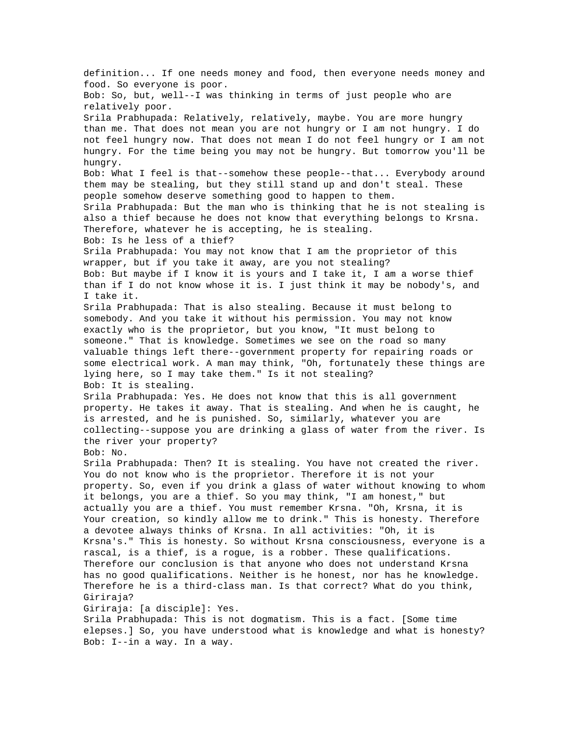definition... If one needs money and food, then everyone needs money and food. So everyone is poor.

Bob: So, but, well--I was thinking in terms of just people who are relatively poor.

Srila Prabhupada: Relatively, relatively, maybe. You are more hungry than me. That does not mean you are not hungry or I am not hungry. I do not feel hungry now. That does not mean I do not feel hungry or I am not hungry. For the time being you may not be hungry. But tomorrow you'll be hungry.

Bob: What I feel is that--somehow these people--that... Everybody around them may be stealing, but they still stand up and don't steal. These people somehow deserve something good to happen to them.

Srila Prabhupada: But the man who is thinking that he is not stealing is also a thief because he does not know that everything belongs to Krsna. Therefore, whatever he is accepting, he is stealing.

Bob: Is he less of a thief?

Srila Prabhupada: You may not know that I am the proprietor of this wrapper, but if you take it away, are you not stealing?

Bob: But maybe if I know it is yours and I take it, I am a worse thief than if I do not know whose it is. I just think it may be nobody's, and I take it.

Srila Prabhupada: That is also stealing. Because it must belong to somebody. And you take it without his permission. You may not know exactly who is the proprietor, but you know, "It must belong to someone." That is knowledge. Sometimes we see on the road so many valuable things left there--government property for repairing roads or some electrical work. A man may think, "Oh, fortunately these things are lying here, so I may take them." Is it not stealing?

Bob: It is stealing.

Srila Prabhupada: Yes. He does not know that this is all government property. He takes it away. That is stealing. And when he is caught, he is arrested, and he is punished. So, similarly, whatever you are collecting--suppose you are drinking a glass of water from the river. Is the river your property?

Bob: No.

Srila Prabhupada: Then? It is stealing. You have not created the river. You do not know who is the proprietor. Therefore it is not your property. So, even if you drink a glass of water without knowing to whom it belongs, you are a thief. So you may think, "I am honest," but actually you are a thief. You must remember Krsna. "Oh, Krsna, it is Your creation, so kindly allow me to drink." This is honesty. Therefore a devotee always thinks of Krsna. In all activities: "Oh, it is Krsna's." This is honesty. So without Krsna consciousness, everyone is a rascal, is a thief, is a rogue, is a robber. These qualifications. Therefore our conclusion is that anyone who does not understand Krsna has no good qualifications. Neither is he honest, nor has he knowledge. Therefore he is a third-class man. Is that correct? What do you think, Giriraja?

Giriraja: [a disciple]: Yes.

Srila Prabhupada: This is not dogmatism. This is a fact. [Some time elepses.] So, you have understood what is knowledge and what is honesty?

Bob: I--in a way. In a way.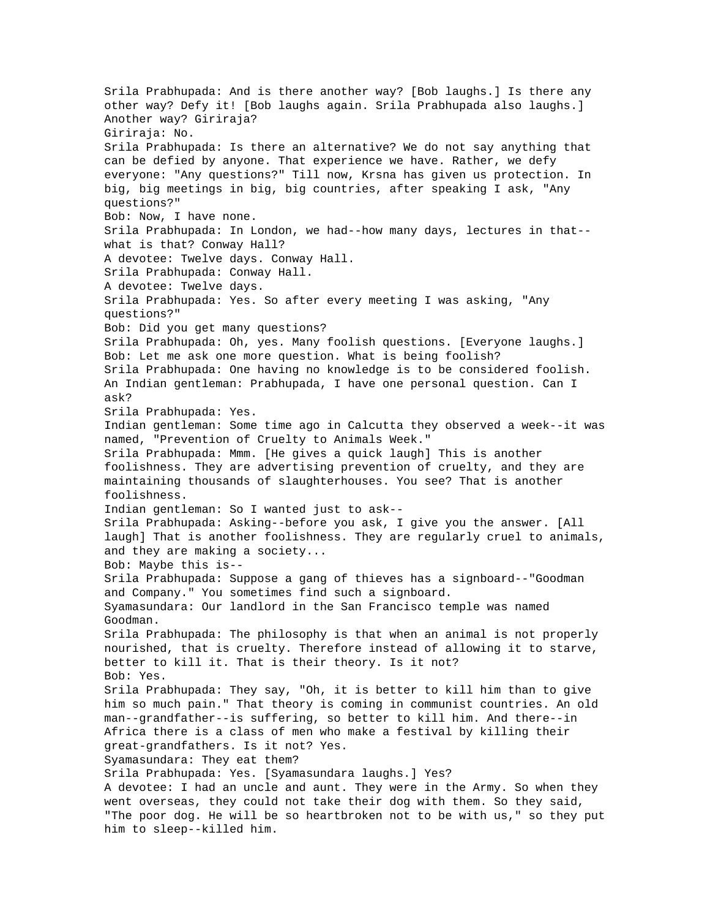Srila Prabhupada: And is there another way? [Bob laughs.] Is there any other way? Defy it! [Bob laughs again. Srila Prabhupada also laughs.] Another way? Giriraja?

Giriraja: No.

Srila Prabhupada: Is there an alternative? We do not say anything that can be defied by anyone. That experience we have. Rather, we defy everyone: "Any questions?" Till now, Krsna has given us protection. In big, big meetings in big, big countries, after speaking I ask, "Any questions?"

Bob: Now, I have none.

Srila Prabhupada: In London, we had--how many days, lectures in that--what is that? Conway Hall?

A devotee: Twelve days. Conway Hall.

Srila Prabhupada: Conway Hall.

A devotee: Twelve days.

Srila Prabhupada: Yes. So after every meeting I was asking, "Any questions?"

Bob: Did you get many questions?

Srila Prabhupada: Oh, yes. Many foolish questions. [Everyone laughs.]

Bob: Let me ask one more question. What is being foolish?

Srila Prabhupada: One having no knowledge is to be considered foolish.

An Indian gentleman: Prabhupada, I have one personal question. Can I ask?

Srila Prabhupada: Yes.

Indian gentleman: Some time ago in Calcutta they observed a week--it was named, "Prevention of Cruelty to Animals Week."

Srila Prabhupada: Mmm. [He gives a quick laugh] This is another foolishness. They are advertising prevention of cruelty, and they are maintaining thousands of slaughterhouses. You see? That is another foolishness.

Indian gentleman: So I wanted just to ask--

Srila Prabhupada: Asking--before you ask, I give you the answer. [All laugh] That is another foolishness. They are regularly cruel to animals, and they are making a society...

Bob: Maybe this is--

Srila Prabhupada: Suppose a gang of thieves has a signboard--"Goodman and Company." You sometimes find such a signboard.

Syamasundara: Our landlord in the San Francisco temple was named Goodman.

Srila Prabhupada: The philosophy is that when an animal is not properly nourished, that is cruelty. Therefore instead of allowing it to starve, better to kill it. That is their theory. Is it not?

Bob: Yes.

Srila Prabhupada: They say, "Oh, it is better to kill him than to give him so much pain." That theory is coming in communist countries. An old man--grandfather--is suffering, so better to kill him. And there--in Africa there is a class of men who make a festival by killing their great-grandfathers. Is it not? Yes.

Syamasundara: They eat them?

Srila Prabhupada: Yes. [Syamasundara laughs.] Yes?

A devotee: I had an uncle and aunt. They were in the Army. So when they went overseas, they could not take their dog with them. So they said, "The poor dog. He will be so heartbroken not to be with us," so they put him to sleep--killed him.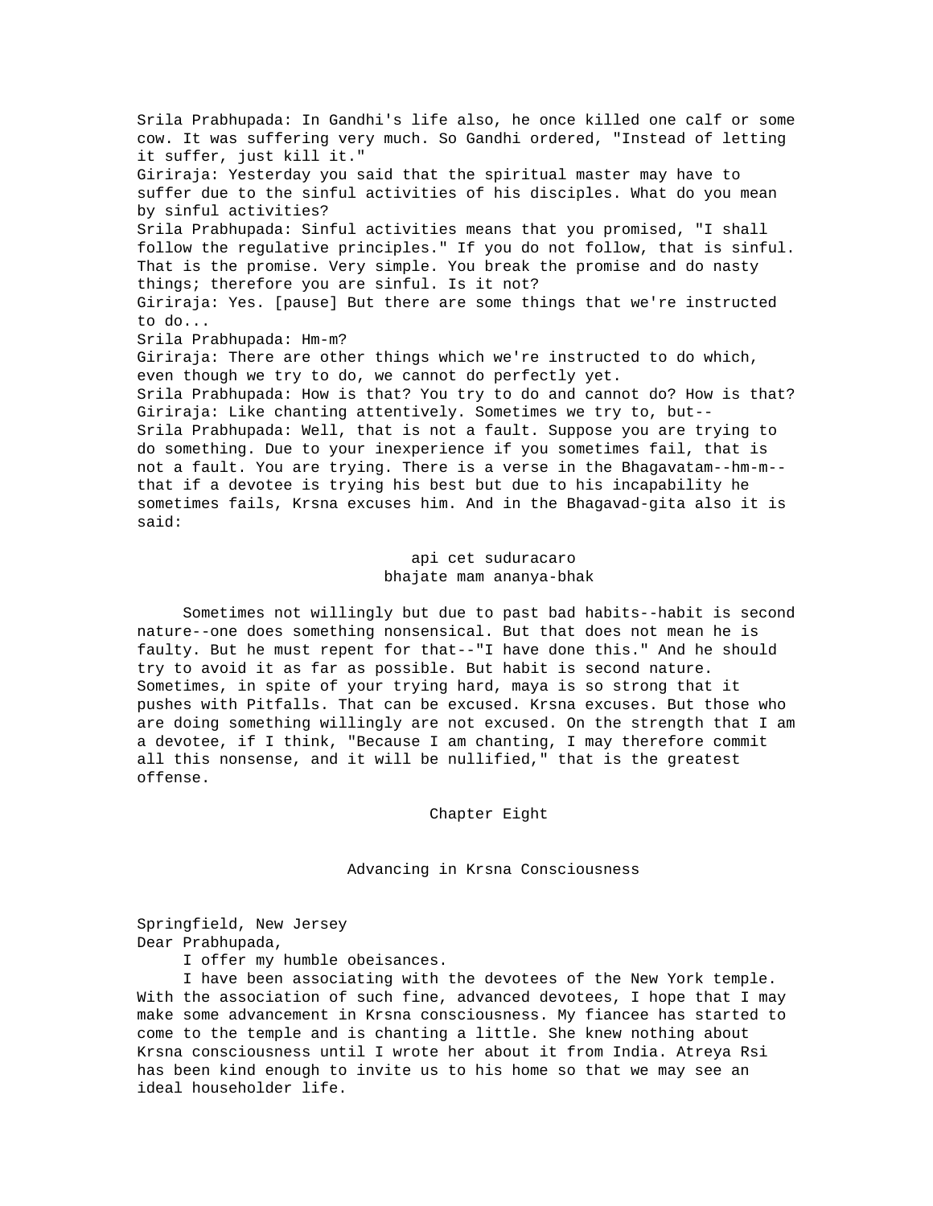Srila Prabhupada: In Gandhi's life also, he once killed one calf or some cow. It was suffering very much. So Gandhi ordered, "Instead of letting it suffer, just kill it."

Giriraja: Yesterday you said that the spiritual master may have to suffer due to the sinful activities of his disciples. What do you mean by sinful activities?

Srila Prabhupada: Sinful activities means that you promised, "I shall follow the regulative principles." If you do not follow, that is sinful. That is the promise. Very simple. You break the promise and do nasty things; therefore you are sinful. Is it not?

Giriraja: Yes. [pause] But there are some things that we're instructed to do...

Srila Prabhupada: Hm-m?

Giriraja: There are other things which we're instructed to do which, even though we try to do, we cannot do perfectly yet.

Srila Prabhupada: How is that? You try to do and cannot do? How is that?

Giriraja: Like chanting attentively. Sometimes we try to, but--

Srila Prabhupada: Well, that is not a fault. Suppose you are trying to do something. Due to your inexperience if you sometimes fail, that is not a fault. You are trying. There is a verse in the Bhagavatam--hm-m--that if a devotee is trying his best but due to his incapability he sometimes fails, Krsna excuses him. And in the Bhagavad-gita also it is said:

api cet suduracaro
bhajate mam ananya-bhak

Sometimes not willingly but due to past bad habits--habit is second nature--one does something nonsensical. But that does not mean he is faulty. But he must repent for that--"I have done this." And he should try to avoid it as far as possible. But habit is second nature. Sometimes, in spite of your trying hard, maya is so strong that it pushes with Pitfalls. That can be excused. Krsna excuses. But those who are doing something willingly are not excused. On the strength that I am a devotee, if I think, "Because I am chanting, I may therefore commit all this nonsense, and it will be nullified," that is the greatest offense.

# Chapter Eight

## Advancing in Krsna Consciousness

Springfield, New Jersey
Dear Prabhupada,

I offer my humble obeisances.

I have been associating with the devotees of the New York temple. With the association of such fine, advanced devotees, I hope that I may make some advancement in Krsna consciousness. My fiancee has started to come to the temple and is chanting a little. She knew nothing about Krsna consciousness until I wrote her about it from India. Atreya Rsi has been kind enough to invite us to his home so that we may see an ideal householder life.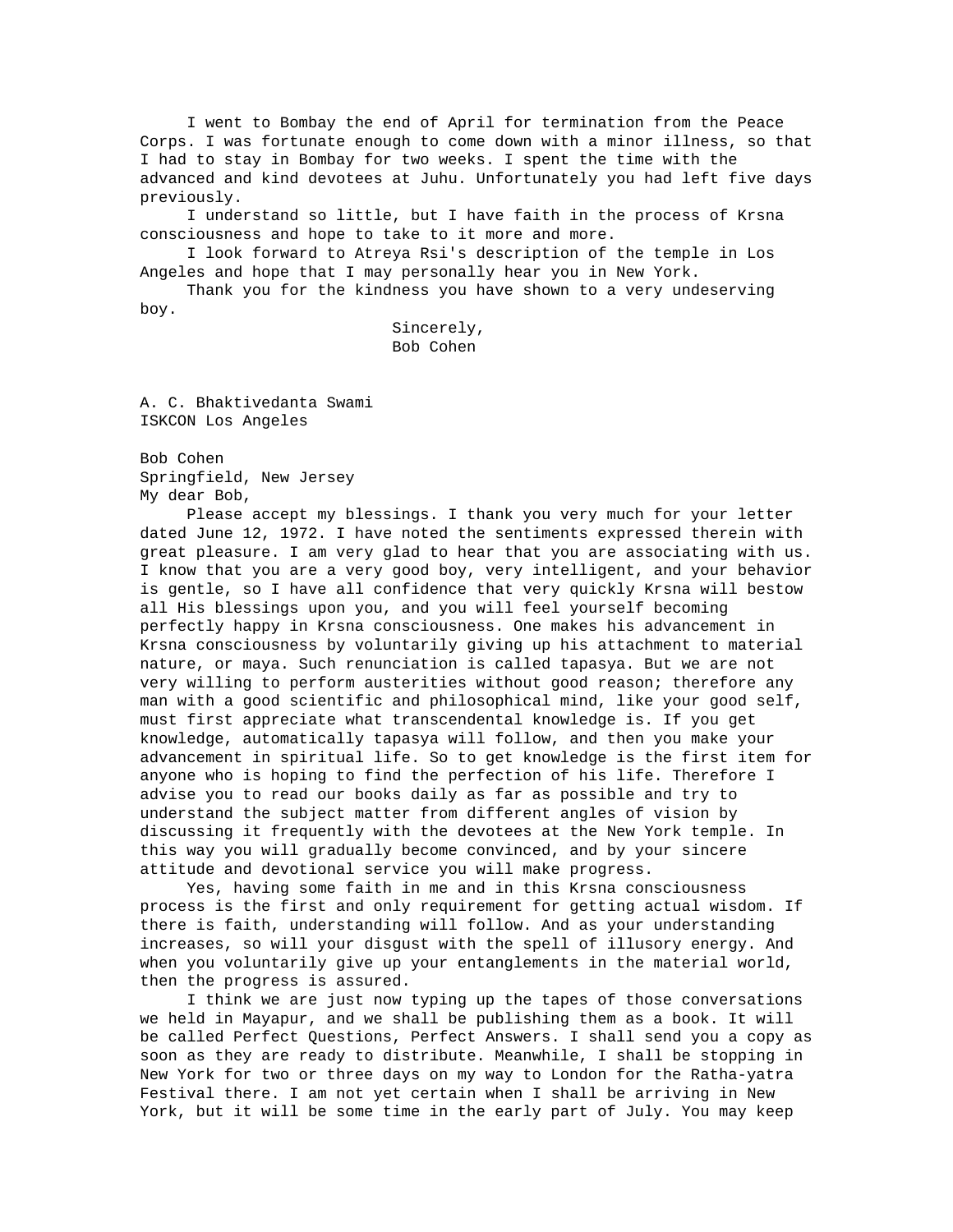I went to Bombay the end of April for termination from the Peace Corps. I was fortunate enough to come down with a minor illness, so that I had to stay in Bombay for two weeks. I spent the time with the advanced and kind devotees at Juhu. Unfortunately you had left five days previously.

I understand so little, but I have faith in the process of Krsna consciousness and hope to take to it more and more.

I look forward to Atreya Rsi's description of the temple in Los Angeles and hope that I may personally hear you in New York.

Thank you for the kindness you have shown to a very undeserving boy.

Sincerely,
Bob Cohen

A. C. Bhaktivedanta Swami
ISKCON Los Angeles

Bob Cohen
Springfield, New Jersey
My dear Bob,

Please accept my blessings. I thank you very much for your letter dated June 12, 1972. I have noted the sentiments expressed therein with great pleasure. I am very glad to hear that you are associating with us. I know that you are a very good boy, very intelligent, and your behavior is gentle, so I have all confidence that very quickly Krsna will bestow all His blessings upon you, and you will feel yourself becoming perfectly happy in Krsna consciousness. One makes his advancement in Krsna consciousness by voluntarily giving up his attachment to material nature, or maya. Such renunciation is called tapasya. But we are not very willing to perform austerities without good reason; therefore any man with a good scientific and philosophical mind, like your good self, must first appreciate what transcendental knowledge is. If you get knowledge, automatically tapasya will follow, and then you make your advancement in spiritual life. So to get knowledge is the first item for anyone who is hoping to find the perfection of his life. Therefore I advise you to read our books daily as far as possible and try to understand the subject matter from different angles of vision by discussing it frequently with the devotees at the New York temple. In this way you will gradually become convinced, and by your sincere attitude and devotional service you will make progress.

Yes, having some faith in me and in this Krsna consciousness process is the first and only requirement for getting actual wisdom. If there is faith, understanding will follow. And as your understanding increases, so will your disgust with the spell of illusory energy. And when you voluntarily give up your entanglements in the material world, then the progress is assured.

I think we are just now typing up the tapes of those conversations we held in Mayapur, and we shall be publishing them as a book. It will be called Perfect Questions, Perfect Answers. I shall send you a copy as soon as they are ready to distribute. Meanwhile, I shall be stopping in New York for two or three days on my way to London for the Ratha-yatra Festival there. I am not yet certain when I shall be arriving in New York, but it will be some time in the early part of July. You may keep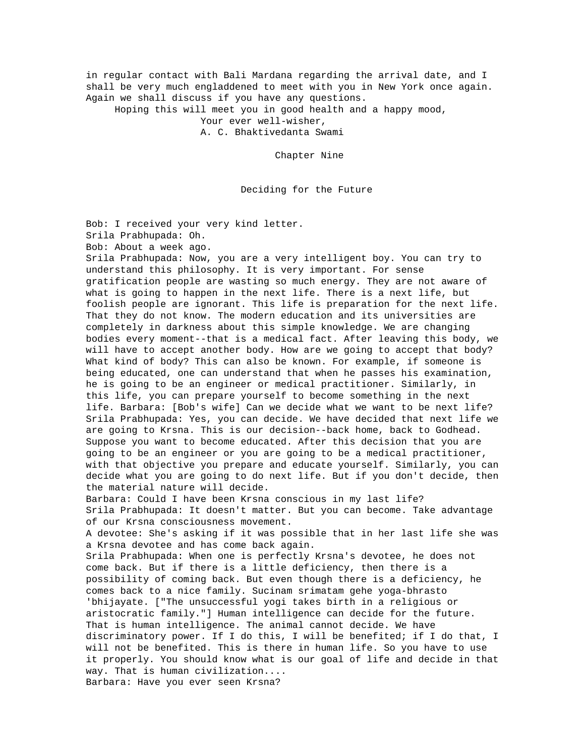in regular contact with Bali Mardana regarding the arrival date, and I shall be very much engladdened to meet with you in New York once again. Again we shall discuss if you have any questions.

Hoping this will meet you in good health and a happy mood,

Your ever well-wisher,
A. C. Bhaktivedanta Swami

# Chapter Nine

## Deciding for the Future

Bob: I received your very kind letter.
Srila Prabhupada: Oh.
Bob: About a week ago.
Srila Prabhupada: Now, you are a very intelligent boy. You can try to understand this philosophy. It is very important. For sense gratification people are wasting so much energy. They are not aware of what is going to happen in the next life. There is a next life, but foolish people are ignorant. This life is preparation for the next life. That they do not know. The modern education and its universities are completely in darkness about this simple knowledge. We are changing bodies every moment--that is a medical fact. After leaving this body, we will have to accept another body. How are we going to accept that body? What kind of body? This can also be known. For example, if someone is being educated, one can understand that when he passes his examination, he is going to be an engineer or medical practitioner. Similarly, in this life, you can prepare yourself to become something in the next life. Barbara: [Bob's wife] Can we decide what we want to be next life?
Srila Prabhupada: Yes, you can decide. We have decided that next life we are going to Krsna. This is our decision--back home, back to Godhead. Suppose you want to become educated. After this decision that you are going to be an engineer or you are going to be a medical practitioner, with that objective you prepare and educate yourself. Similarly, you can decide what you are going to do next life. But if you don't decide, then the material nature will decide.
Barbara: Could I have been Krsna conscious in my last life?
Srila Prabhupada: It doesn't matter. But you can become. Take advantage of our Krsna consciousness movement.
A devotee: She's asking if it was possible that in her last life she was a Krsna devotee and has come back again.
Srila Prabhupada: When one is perfectly Krsna's devotee, he does not come back. But if there is a little deficiency, then there is a possibility of coming back. But even though there is a deficiency, he comes back to a nice family. Sucinam srimatam gehe yoga-bhrasto 'bhijayate. ["The unsuccessful yogi takes birth in a religious or aristocratic family."] Human intelligence can decide for the future. That is human intelligence. The animal cannot decide. We have discriminatory power. If I do this, I will be benefited; if I do that, I will not be benefited. This is there in human life. So you have to use it properly. You should know what is our goal of life and decide in that way. That is human civilization....
Barbara: Have you ever seen Krsna?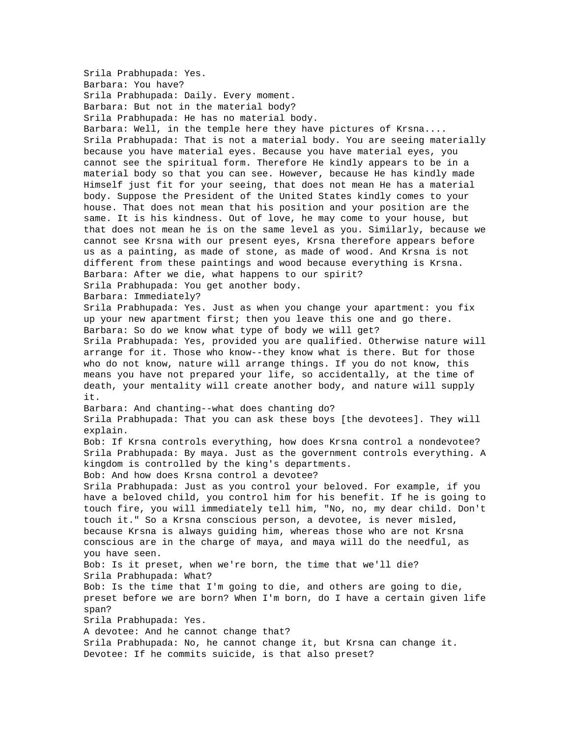Srila Prabhupada: Yes.
Barbara: You have?
Srila Prabhupada: Daily. Every moment.
Barbara: But not in the material body?
Srila Prabhupada: He has no material body.
Barbara: Well, in the temple here they have pictures of Krsna....
Srila Prabhupada: That is not a material body. You are seeing materially because you have material eyes. Because you have material eyes, you cannot see the spiritual form. Therefore He kindly appears to be in a material body so that you can see. However, because He has kindly made Himself just fit for your seeing, that does not mean He has a material body. Suppose the President of the United States kindly comes to your house. That does not mean that his position and your position are the same. It is his kindness. Out of love, he may come to your house, but that does not mean he is on the same level as you. Similarly, because we cannot see Krsna with our present eyes, Krsna therefore appears before us as a painting, as made of stone, as made of wood. And Krsna is not different from these paintings and wood because everything is Krsna.
Barbara: After we die, what happens to our spirit?
Srila Prabhupada: You get another body.
Barbara: Immediately?
Srila Prabhupada: Yes. Just as when you change your apartment: you fix up your new apartment first; then you leave this one and go there.
Barbara: So do we know what type of body we will get?
Srila Prabhupada: Yes, provided you are qualified. Otherwise nature will arrange for it. Those who know--they know what is there. But for those who do not know, nature will arrange things. If you do not know, this means you have not prepared your life, so accidentally, at the time of death, your mentality will create another body, and nature will supply it.
Barbara: And chanting--what does chanting do?
Srila Prabhupada: That you can ask these boys [the devotees]. They will explain.
Bob: If Krsna controls everything, how does Krsna control a nondevotee?
Srila Prabhupada: By maya. Just as the government controls everything. A kingdom is controlled by the king's departments.
Bob: And how does Krsna control a devotee?
Srila Prabhupada: Just as you control your beloved. For example, if you have a beloved child, you control him for his benefit. If he is going to touch fire, you will immediately tell him, "No, no, my dear child. Don't touch it." So a Krsna conscious person, a devotee, is never misled, because Krsna is always guiding him, whereas those who are not Krsna conscious are in the charge of maya, and maya will do the needful, as you have seen.
Bob: Is it preset, when we're born, the time that we'll die?
Srila Prabhupada: What?
Bob: Is the time that I'm going to die, and others are going to die, preset before we are born? When I'm born, do I have a certain given life span?
Srila Prabhupada: Yes.
A devotee: And he cannot change that?
Srila Prabhupada: No, he cannot change it, but Krsna can change it.
Devotee: If he commits suicide, is that also preset?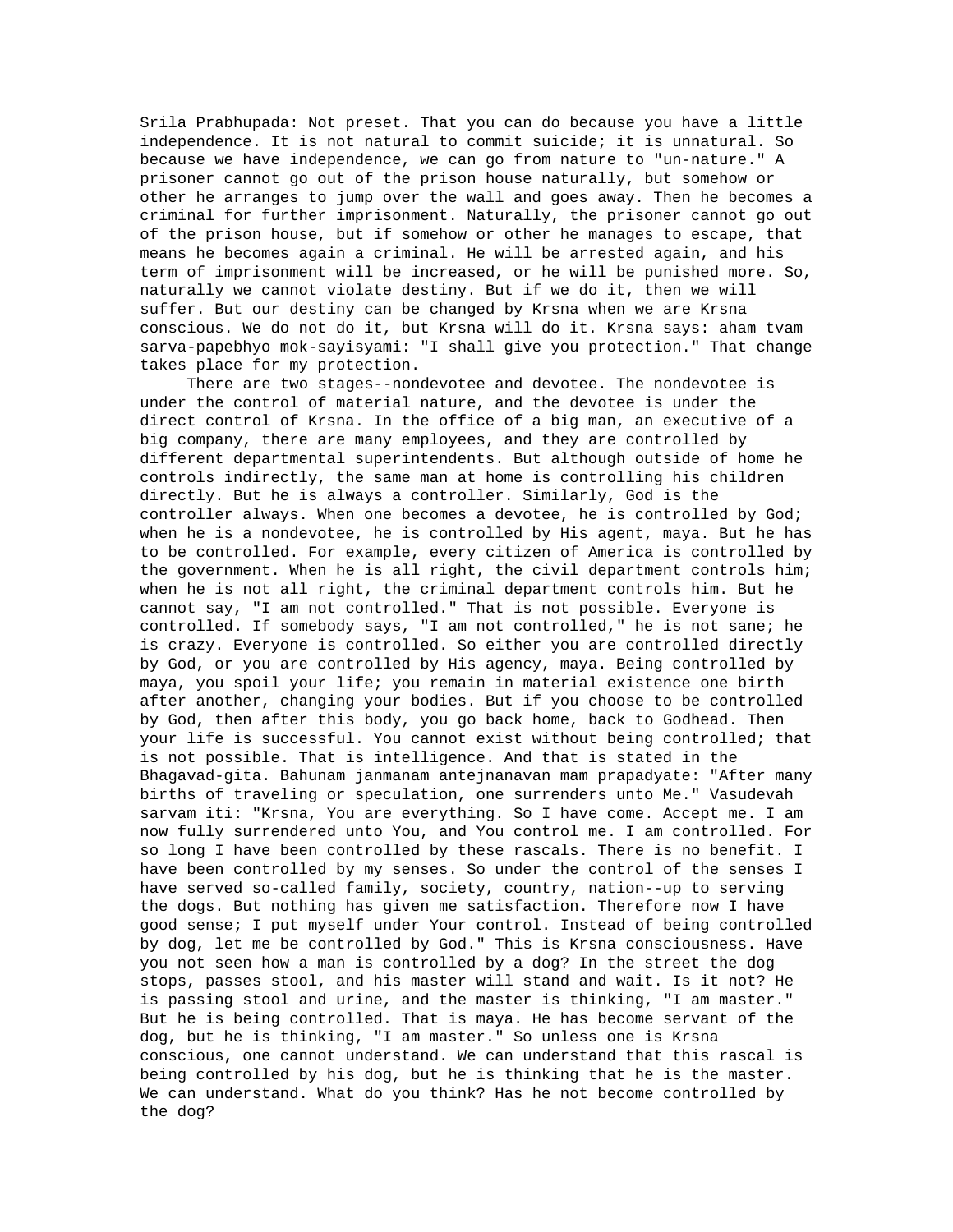Srila Prabhupada: Not preset. That you can do because you have a little independence. It is not natural to commit suicide; it is unnatural. So because we have independence, we can go from nature to "un-nature." A prisoner cannot go out of the prison house naturally, but somehow or other he arranges to jump over the wall and goes away. Then he becomes a criminal for further imprisonment. Naturally, the prisoner cannot go out of the prison house, but if somehow or other he manages to escape, that means he becomes again a criminal. He will be arrested again, and his term of imprisonment will be increased, or he will be punished more. So, naturally we cannot violate destiny. But if we do it, then we will suffer. But our destiny can be changed by Krsna when we are Krsna conscious. We do not do it, but Krsna will do it. Krsna says: aham tvam sarva-papebhyo mok-sayisyami: "I shall give you protection." That change takes place for my protection.

There are two stages--nondevotee and devotee. The nondevotee is under the control of material nature, and the devotee is under the direct control of Krsna. In the office of a big man, an executive of a big company, there are many employees, and they are controlled by different departmental superintendents. But although outside of home he controls indirectly, the same man at home is controlling his children directly. But he is always a controller. Similarly, God is the controller always. When one becomes a devotee, he is controlled by God; when he is a nondevotee, he is controlled by His agent, maya. But he has to be controlled. For example, every citizen of America is controlled by the government. When he is all right, the civil department controls him; when he is not all right, the criminal department controls him. But he cannot say, "I am not controlled." That is not possible. Everyone is controlled. If somebody says, "I am not controlled," he is not sane; he is crazy. Everyone is controlled. So either you are controlled directly by God, or you are controlled by His agency, maya. Being controlled by maya, you spoil your life; you remain in material existence one birth after another, changing your bodies. But if you choose to be controlled by God, then after this body, you go back home, back to Godhead. Then your life is successful. You cannot exist without being controlled; that is not possible. That is intelligence. And that is stated in the Bhagavad-gita. Bahunam janmanam antejnanavan mam prapadyate: "After many births of traveling or speculation, one surrenders unto Me." Vasudevah sarvam iti: "Krsna, You are everything. So I have come. Accept me. I am now fully surrendered unto You, and You control me. I am controlled. For so long I have been controlled by these rascals. There is no benefit. I have been controlled by my senses. So under the control of the senses I have served so-called family, society, country, nation--up to serving the dogs. But nothing has given me satisfaction. Therefore now I have good sense; I put myself under Your control. Instead of being controlled by dog, let me be controlled by God." This is Krsna consciousness. Have you not seen how a man is controlled by a dog? In the street the dog stops, passes stool, and his master will stand and wait. Is it not? He is passing stool and urine, and the master is thinking, "I am master." But he is being controlled. That is maya. He has become servant of the dog, but he is thinking, "I am master." So unless one is Krsna conscious, one cannot understand. We can understand that this rascal is being controlled by his dog, but he is thinking that he is the master. We can understand. What do you think? Has he not become controlled by the dog?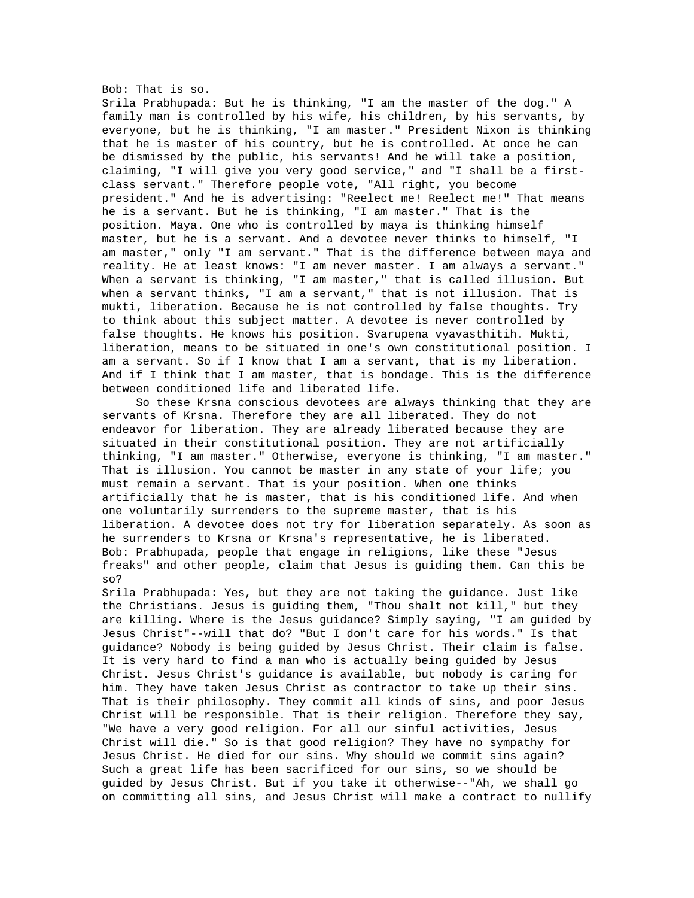Bob: That is so.
Srila Prabhupada: But he is thinking, "I am the master of the dog." A family man is controlled by his wife, his children, by his servants, by everyone, but he is thinking, "I am master." President Nixon is thinking that he is master of his country, but he is controlled. At once he can be dismissed by the public, his servants! And he will take a position, claiming, "I will give you very good service," and "I shall be a first-class servant." Therefore people vote, "All right, you become president." And he is advertising: "Reelect me! Reelect me!" That means he is a servant. But he is thinking, "I am master." That is the position. Maya. One who is controlled by maya is thinking himself master, but he is a servant. And a devotee never thinks to himself, "I am master," only "I am servant." That is the difference between maya and reality. He at least knows: "I am never master. I am always a servant." When a servant is thinking, "I am master," that is called illusion. But when a servant thinks, "I am a servant," that is not illusion. That is mukti, liberation. Because he is not controlled by false thoughts. Try to think about this subject matter. A devotee is never controlled by false thoughts. He knows his position. Svarupena vyavasthitih. Mukti, liberation, means to be situated in one's own constitutional position. I am a servant. So if I know that I am a servant, that is my liberation. And if I think that I am master, that is bondage. This is the difference between conditioned life and liberated life.

So these Krsna conscious devotees are always thinking that they are servants of Krsna. Therefore they are all liberated. They do not endeavor for liberation. They are already liberated because they are situated in their constitutional position. They are not artificially thinking, "I am master." Otherwise, everyone is thinking, "I am master." That is illusion. You cannot be master in any state of your life; you must remain a servant. That is your position. When one thinks artificially that he is master, that is his conditioned life. And when one voluntarily surrenders to the supreme master, that is his liberation. A devotee does not try for liberation separately. As soon as he surrenders to Krsna or Krsna's representative, he is liberated.
Bob: Prabhupada, people that engage in religions, like these "Jesus freaks" and other people, claim that Jesus is guiding them. Can this be so?
Srila Prabhupada: Yes, but they are not taking the guidance. Just like the Christians. Jesus is guiding them, "Thou shalt not kill," but they are killing. Where is the Jesus guidance? Simply saying, "I am guided by Jesus Christ"--will that do? "But I don't care for his words." Is that guidance? Nobody is being guided by Jesus Christ. Their claim is false. It is very hard to find a man who is actually being guided by Jesus Christ. Jesus Christ's guidance is available, but nobody is caring for him. They have taken Jesus Christ as contractor to take up their sins. That is their philosophy. They commit all kinds of sins, and poor Jesus Christ will be responsible. That is their religion. Therefore they say, "We have a very good religion. For all our sinful activities, Jesus Christ will die." So is that good religion? They have no sympathy for Jesus Christ. He died for our sins. Why should we commit sins again? Such a great life has been sacrificed for our sins, so we should be guided by Jesus Christ. But if you take it otherwise--"Ah, we shall go on committing all sins, and Jesus Christ will make a contract to nullify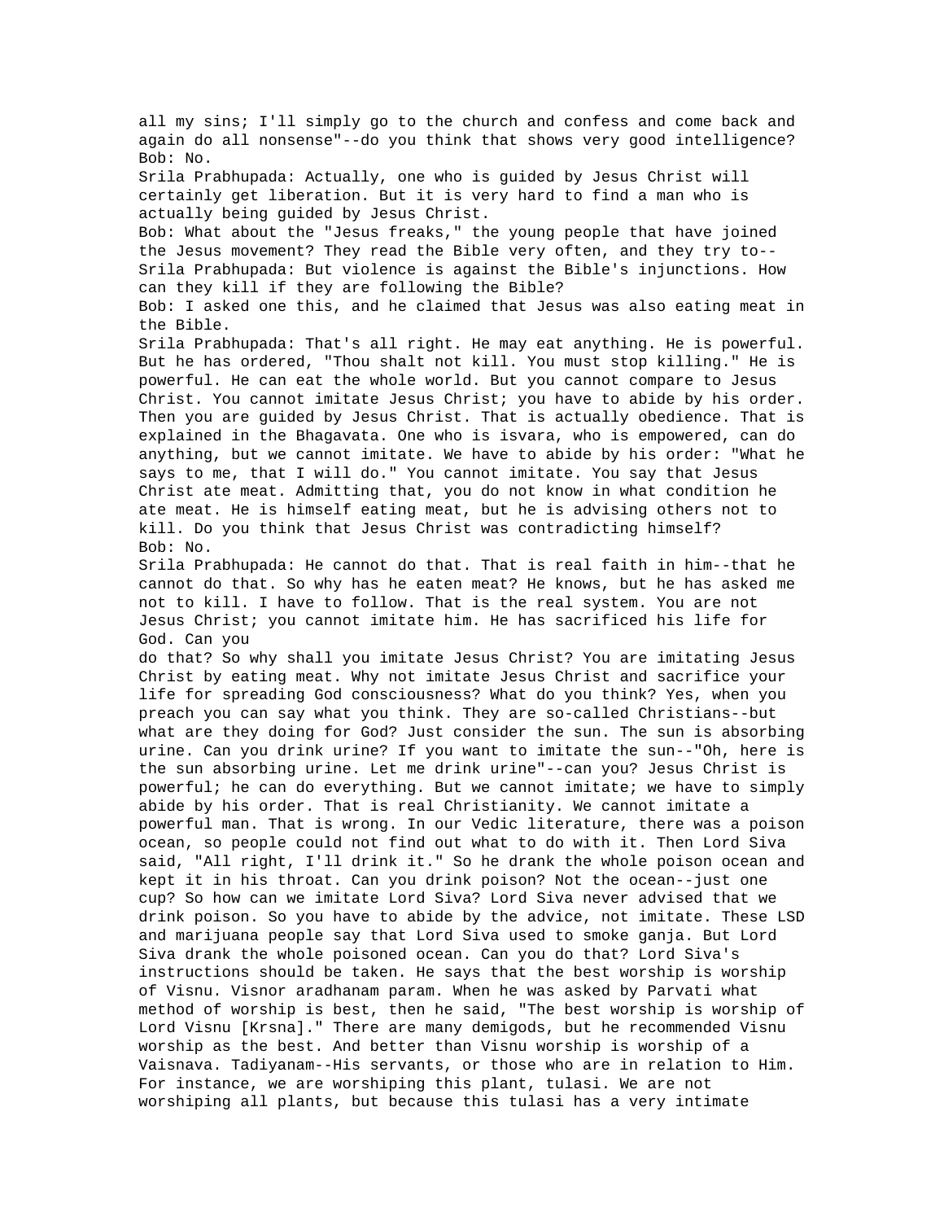all my sins; I'll simply go to the church and confess and come back and again do all nonsense"--do you think that shows very good intelligence?

Bob: No.

Srila Prabhupada: Actually, one who is guided by Jesus Christ will certainly get liberation. But it is very hard to find a man who is actually being guided by Jesus Christ.

Bob: What about the "Jesus freaks," the young people that have joined the Jesus movement? They read the Bible very often, and they try to--

Srila Prabhupada: But violence is against the Bible's injunctions. How can they kill if they are following the Bible?

Bob: I asked one this, and he claimed that Jesus was also eating meat in the Bible.

Srila Prabhupada: That's all right. He may eat anything. He is powerful. But he has ordered, "Thou shalt not kill. You must stop killing." He is powerful. He can eat the whole world. But you cannot compare to Jesus Christ. You cannot imitate Jesus Christ; you have to abide by his order. Then you are guided by Jesus Christ. That is actually obedience. That is explained in the Bhagavata. One who is isvara, who is empowered, can do anything, but we cannot imitate. We have to abide by his order: "What he says to me, that I will do." You cannot imitate. You say that Jesus Christ ate meat. Admitting that, you do not know in what condition he ate meat. He is himself eating meat, but he is advising others not to kill. Do you think that Jesus Christ was contradicting himself?

Bob: No.

Srila Prabhupada: He cannot do that. That is real faith in him--that he cannot do that. So why has he eaten meat? He knows, but he has asked me not to kill. I have to follow. That is the real system. You are not Jesus Christ; you cannot imitate him. He has sacrificed his life for God. Can you do that? So why shall you imitate Jesus Christ? You are imitating Jesus Christ by eating meat. Why not imitate Jesus Christ and sacrifice your life for spreading God consciousness? What do you think? Yes, when you preach you can say what you think. They are so-called Christians--but what are they doing for God? Just consider the sun. The sun is absorbing urine. Can you drink urine? If you want to imitate the sun--"Oh, here is the sun absorbing urine. Let me drink urine"--can you? Jesus Christ is powerful; he can do everything. But we cannot imitate; we have to simply abide by his order. That is real Christianity. We cannot imitate a powerful man. That is wrong. In our Vedic literature, there was a poison ocean, so people could not find out what to do with it. Then Lord Siva said, "All right, I'll drink it." So he drank the whole poison ocean and kept it in his throat. Can you drink poison? Not the ocean--just one cup? So how can we imitate Lord Siva? Lord Siva never advised that we drink poison. So you have to abide by the advice, not imitate. These LSD and marijuana people say that Lord Siva used to smoke ganja. But Lord Siva drank the whole poisoned ocean. Can you do that? Lord Siva's instructions should be taken. He says that the best worship is worship of Visnu. Visnor aradhanam param. When he was asked by Parvati what method of worship is best, then he said, "The best worship is worship of Lord Visnu [Krsna]." There are many demigods, but he recommended Visnu worship as the best. And better than Visnu worship is worship of a Vaisnava. Tadiyanam--His servants, or those who are in relation to Him. For instance, we are worshiping this plant, tulasi. We are not worshiping all plants, but because this tulasi has a very intimate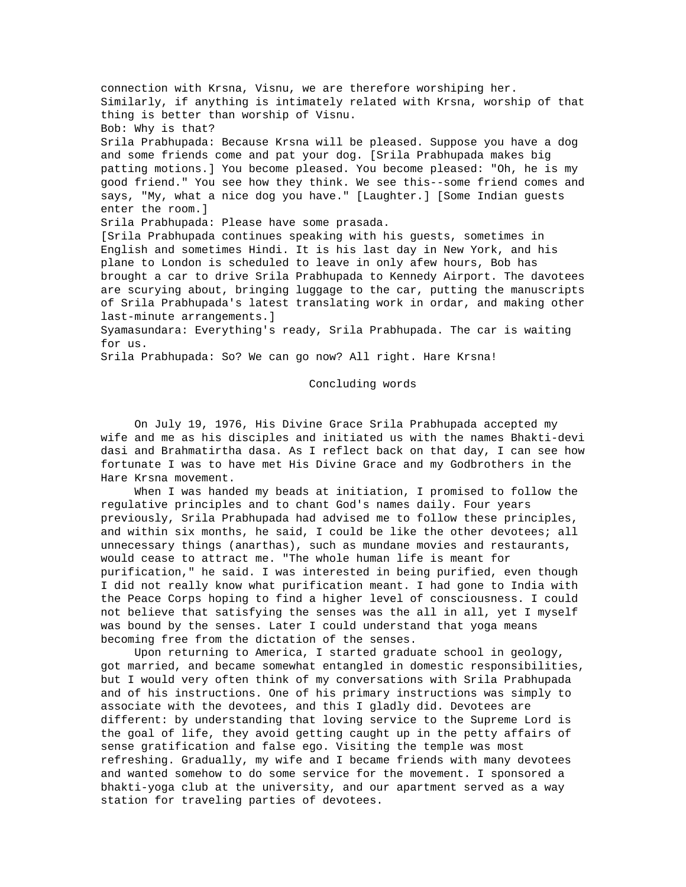connection with Krsna, Visnu, we are therefore worshiping her. Similarly, if anything is intimately related with Krsna, worship of that thing is better than worship of Visnu.

Bob: Why is that?

Srila Prabhupada: Because Krsna will be pleased. Suppose you have a dog and some friends come and pat your dog. [Srila Prabhupada makes big patting motions.] You become pleased. You become pleased: "Oh, he is my good friend." You see how they think. We see this--some friend comes and says, "My, what a nice dog you have." [Laughter.] [Some Indian guests enter the room.]

Srila Prabhupada: Please have some prasada.

[Srila Prabhupada continues speaking with his guests, sometimes in English and sometimes Hindi. It is his last day in New York, and his plane to London is scheduled to leave in only afew hours, Bob has brought a car to drive Srila Prabhupada to Kennedy Airport. The davotees are scurying about, bringing luggage to the car, putting the manuscripts of Srila Prabhupada's latest translating work in ordar, and making other last-minute arrangements.]

Syamasundara: Everything's ready, Srila Prabhupada. The car is waiting for us.

Srila Prabhupada: So? We can go now? All right. Hare Krsna!

## Concluding words

On July 19, 1976, His Divine Grace Srila Prabhupada accepted my wife and me as his disciples and initiated us with the names Bhakti-devi dasi and Brahmatirtha dasa. As I reflect back on that day, I can see how fortunate I was to have met His Divine Grace and my Godbrothers in the Hare Krsna movement.

When I was handed my beads at initiation, I promised to follow the regulative principles and to chant God's names daily. Four years previously, Srila Prabhupada had advised me to follow these principles, and within six months, he said, I could be like the other devotees; all unnecessary things (anarthas), such as mundane movies and restaurants, would cease to attract me. "The whole human life is meant for purification," he said. I was interested in being purified, even though I did not really know what purification meant. I had gone to India with the Peace Corps hoping to find a higher level of consciousness. I could not believe that satisfying the senses was the all in all, yet I myself was bound by the senses. Later I could understand that yoga means becoming free from the dictation of the senses.

Upon returning to America, I started graduate school in geology, got married, and became somewhat entangled in domestic responsibilities, but I would very often think of my conversations with Srila Prabhupada and of his instructions. One of his primary instructions was simply to associate with the devotees, and this I gladly did. Devotees are different: by understanding that loving service to the Supreme Lord is the goal of life, they avoid getting caught up in the petty affairs of sense gratification and false ego. Visiting the temple was most refreshing. Gradually, my wife and I became friends with many devotees and wanted somehow to do some service for the movement. I sponsored a bhakti-yoga club at the university, and our apartment served as a way station for traveling parties of devotees.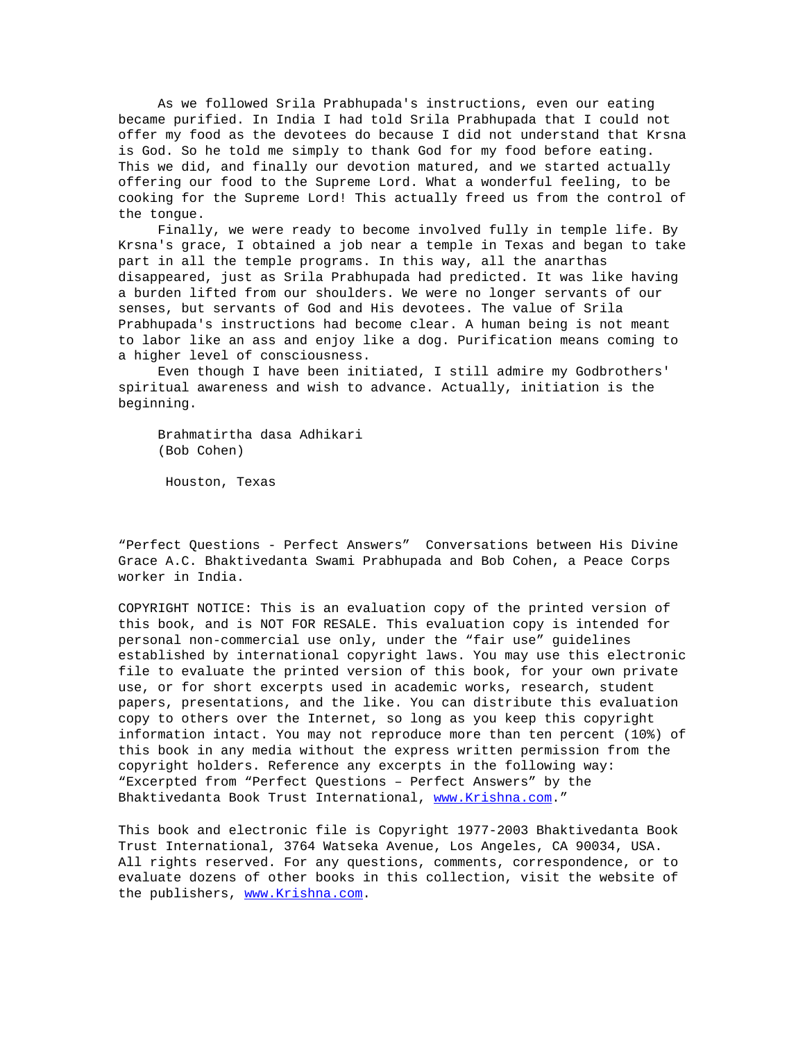As we followed Srila Prabhupada's instructions, even our eating became purified. In India I had told Srila Prabhupada that I could not offer my food as the devotees do because I did not understand that Krsna is God. So he told me simply to thank God for my food before eating. This we did, and finally our devotion matured, and we started actually offering our food to the Supreme Lord. What a wonderful feeling, to be cooking for the Supreme Lord! This actually freed us from the control of the tongue.

Finally, we were ready to become involved fully in temple life. By Krsna's grace, I obtained a job near a temple in Texas and began to take part in all the temple programs. In this way, all the anarthas disappeared, just as Srila Prabhupada had predicted. It was like having a burden lifted from our shoulders. We were no longer servants of our senses, but servants of God and His devotees. The value of Srila Prabhupada's instructions had become clear. A human being is not meant to labor like an ass and enjoy like a dog. Purification means coming to a higher level of consciousness.

Even though I have been initiated, I still admire my Godbrothers' spiritual awareness and wish to advance. Actually, initiation is the beginning.

Brahmatirtha dasa Adhikari
(Bob Cohen)

Houston, Texas

“Perfect Questions - Perfect Answers” Conversations between His Divine Grace A.C. Bhaktivedanta Swami Prabhupada and Bob Cohen, a Peace Corps worker in India.

COPYRIGHT NOTICE: This is an evaluation copy of the printed version of this book, and is NOT FOR RESALE. This evaluation copy is intended for personal non-commercial use only, under the “fair use” guidelines established by international copyright laws. You may use this electronic file to evaluate the printed version of this book, for your own private use, or for short excerpts used in academic works, research, student papers, presentations, and the like. You can distribute this evaluation copy to others over the Internet, so long as you keep this copyright information intact. You may not reproduce more than ten percent (10%) of this book in any media without the express written permission from the copyright holders. Reference any excerpts in the following way: “Excerpted from “Perfect Questions – Perfect Answers” by the Bhaktivedanta Book Trust International, www.Krishna.com.”

This book and electronic file is Copyright 1977-2003 Bhaktivedanta Book Trust International, 3764 Watseka Avenue, Los Angeles, CA 90034, USA. All rights reserved. For any questions, comments, correspondence, or to evaluate dozens of other books in this collection, visit the website of the publishers, www.Krishna.com.